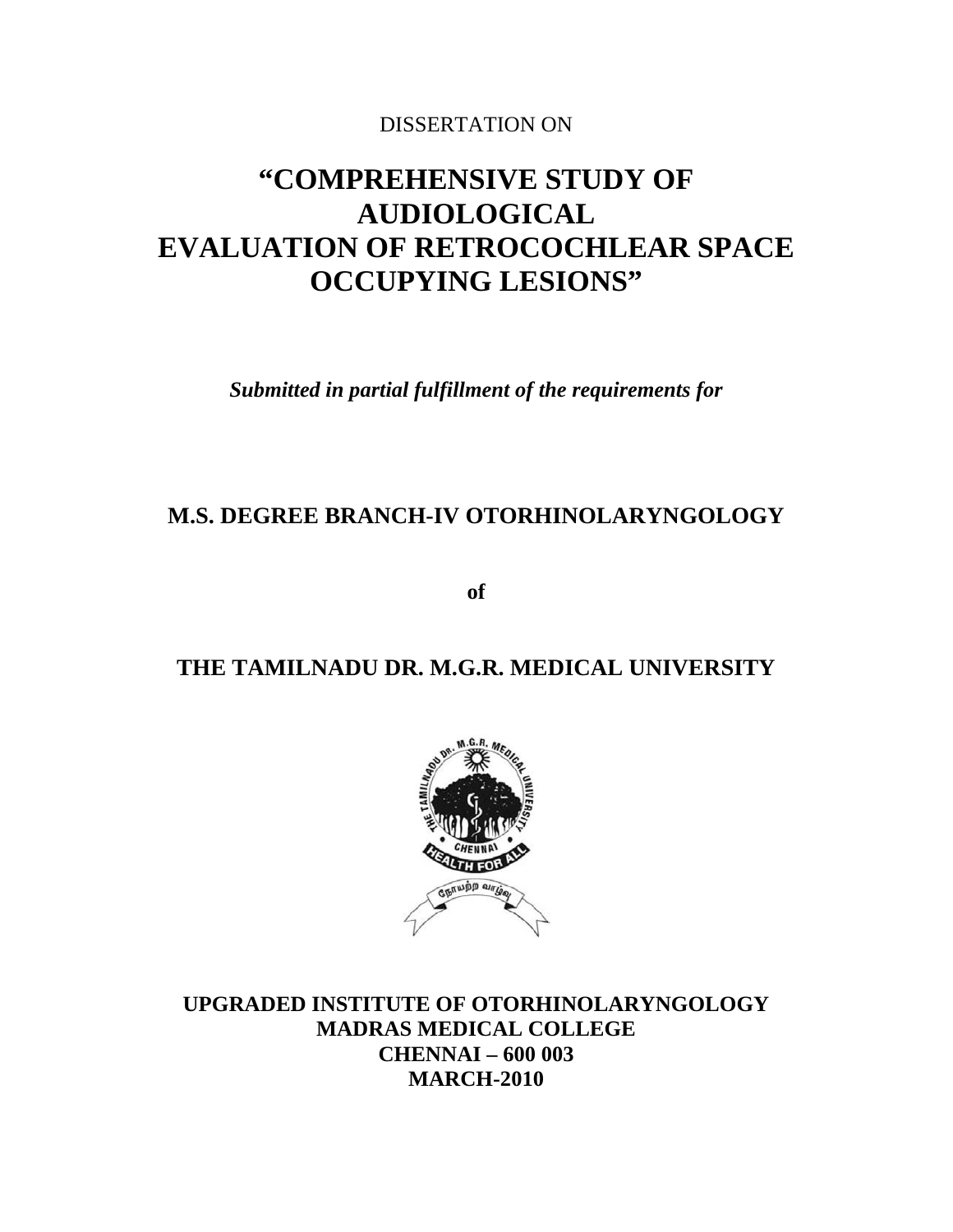DISSERTATION ON

# "COMPREHENSIVE STUDY OF AUDIOLOGICAL EVALUATION OF RETROCOCHLEAR SPACE OCCUPYING LESIONS"

***Submitted in partial fulfillment of the requirements for***

**M.S. DEGREE BRANCH-IV OTORHINOLARYNGOLOGY**

**of**

**THE TAMILNADU DR. M.G.R. MEDICAL UNIVERSITY**

**UPGRADED INSTITUTE OF OTORHINOLARYNGOLOGY**
**MADRAS MEDICAL COLLEGE**
**CHENNAI – 600 003**
**MARCH-2010**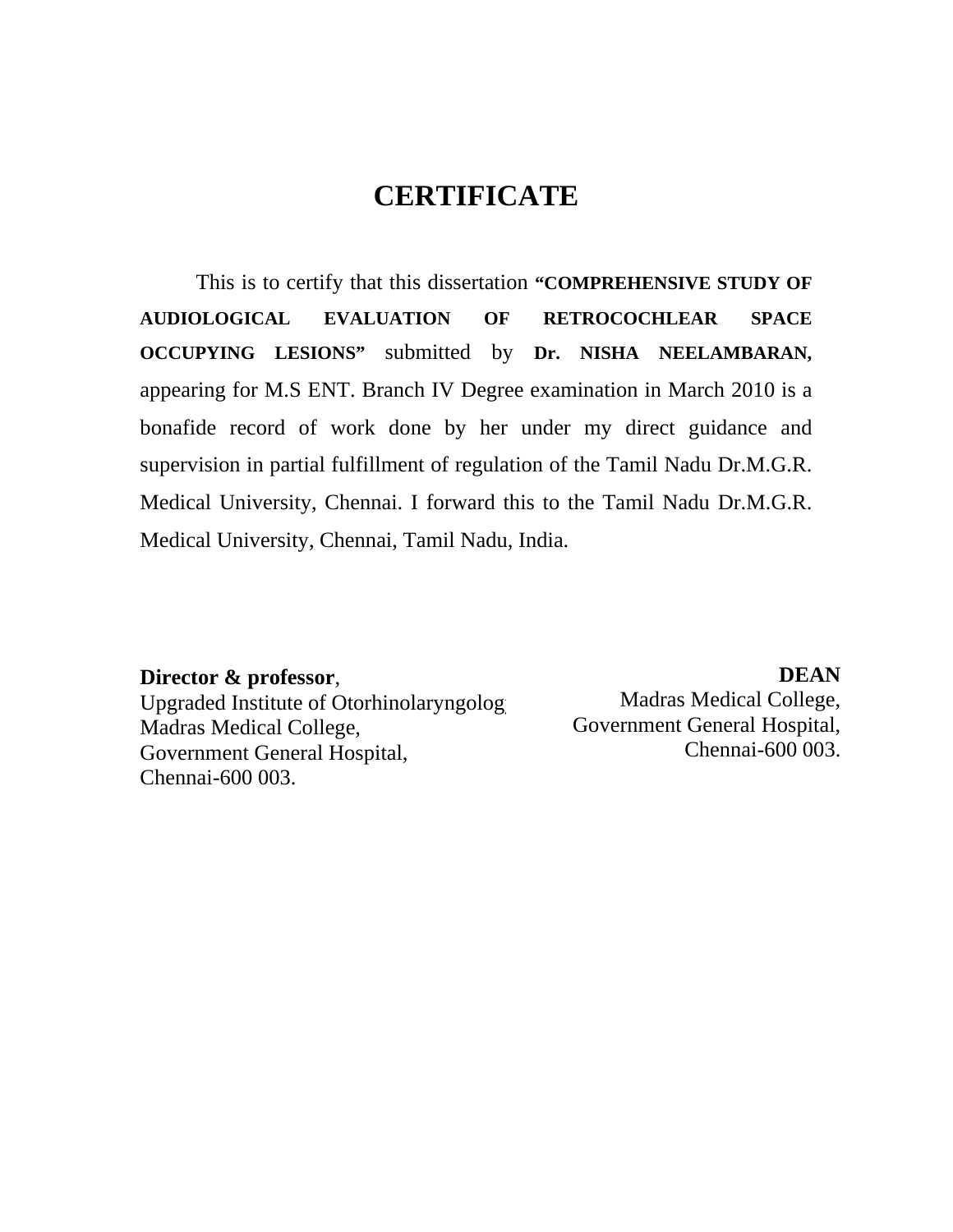# CERTIFICATE

This is to certify that this dissertation **"COMPREHENSIVE STUDY OF AUDIOLOGICAL EVALUATION OF RETROCOCHLEAR SPACE OCCUPYING LESIONS"** submitted by **Dr. NISHA NEELAMBARAN,** appearing for M.S ENT. Branch IV Degree examination in March 2010 is a bonafide record of work done by her under my direct guidance and supervision in partial fulfillment of regulation of the Tamil Nadu Dr.M.G.R. Medical University, Chennai. I forward this to the Tamil Nadu Dr.M.G.R. Medical University, Chennai, Tamil Nadu, India.

**Director & professor**,
Upgraded Institute of Otorhinolaryngology
Madras Medical College,
Government General Hospital,
Chennai-600 003.

**DEAN**
Madras Medical College,
Government General Hospital,
Chennai-600 003.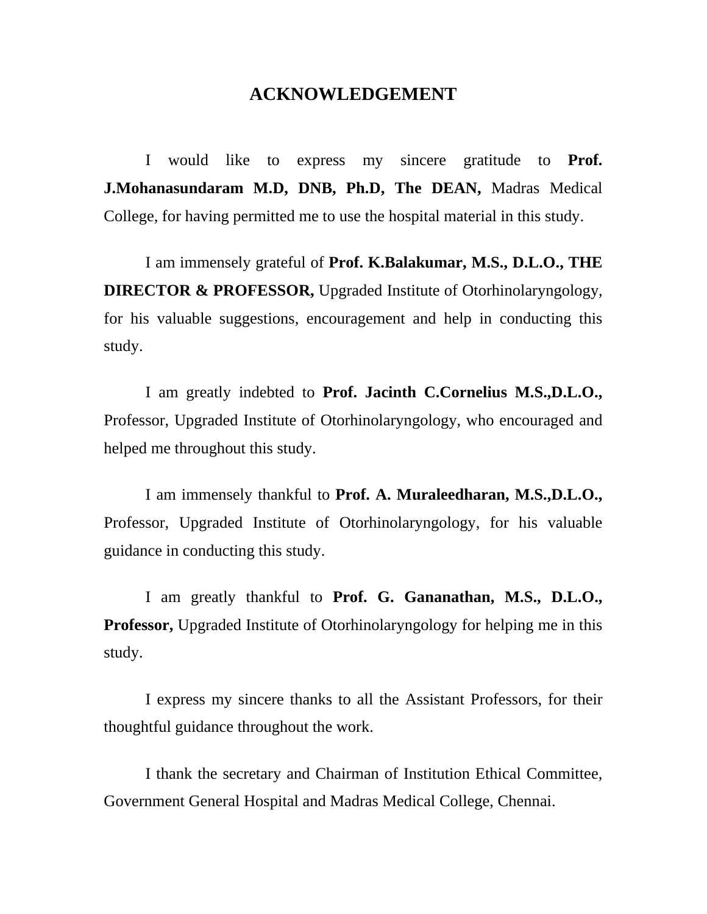# ACKNOWLEDGEMENT

I would like to express my sincere gratitude to **Prof. J.Mohanasundaram M.D, DNB, Ph.D, The DEAN,** Madras Medical College, for having permitted me to use the hospital material in this study.

I am immensely grateful of **Prof. K.Balakumar, M.S., D.L.O., THE DIRECTOR & PROFESSOR,** Upgraded Institute of Otorhinolaryngology, for his valuable suggestions, encouragement and help in conducting this study.

I am greatly indebted to **Prof. Jacinth C.Cornelius M.S.,D.L.O.,** Professor, Upgraded Institute of Otorhinolaryngology, who encouraged and helped me throughout this study.

I am immensely thankful to **Prof. A. Muraleedharan, M.S.,D.L.O.,** Professor, Upgraded Institute of Otorhinolaryngology, for his valuable guidance in conducting this study.

I am greatly thankful to **Prof. G. Gananathan, M.S., D.L.O., Professor,** Upgraded Institute of Otorhinolaryngology for helping me in this study.

I express my sincere thanks to all the Assistant Professors, for their thoughtful guidance throughout the work.

I thank the secretary and Chairman of Institution Ethical Committee, Government General Hospital and Madras Medical College, Chennai.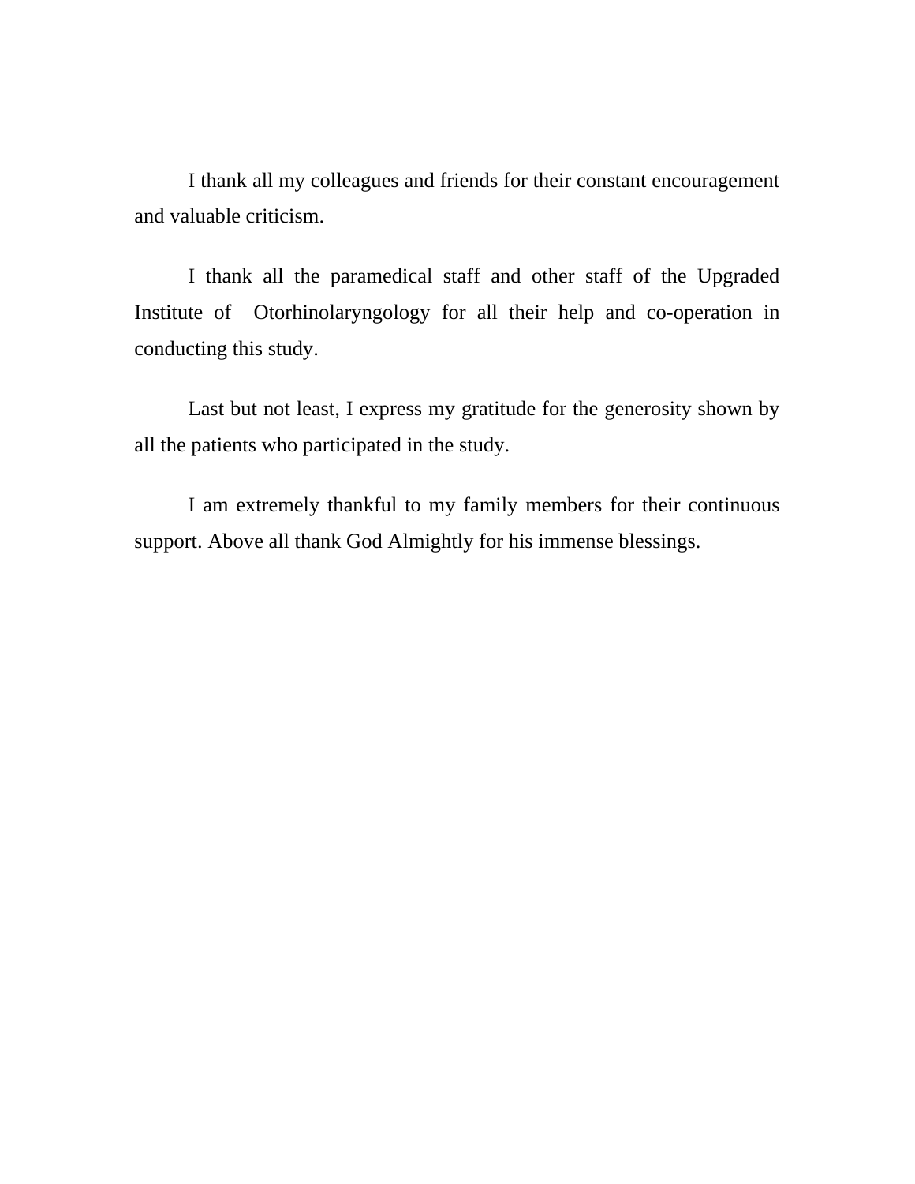I thank all my colleagues and friends for their constant encouragement and valuable criticism.

I thank all the paramedical staff and other staff of the Upgraded Institute of Otorhinolaryngology for all their help and co-operation in conducting this study.

Last but not least, I express my gratitude for the generosity shown by all the patients who participated in the study.

I am extremely thankful to my family members for their continuous support. Above all thank God Almightly for his immense blessings.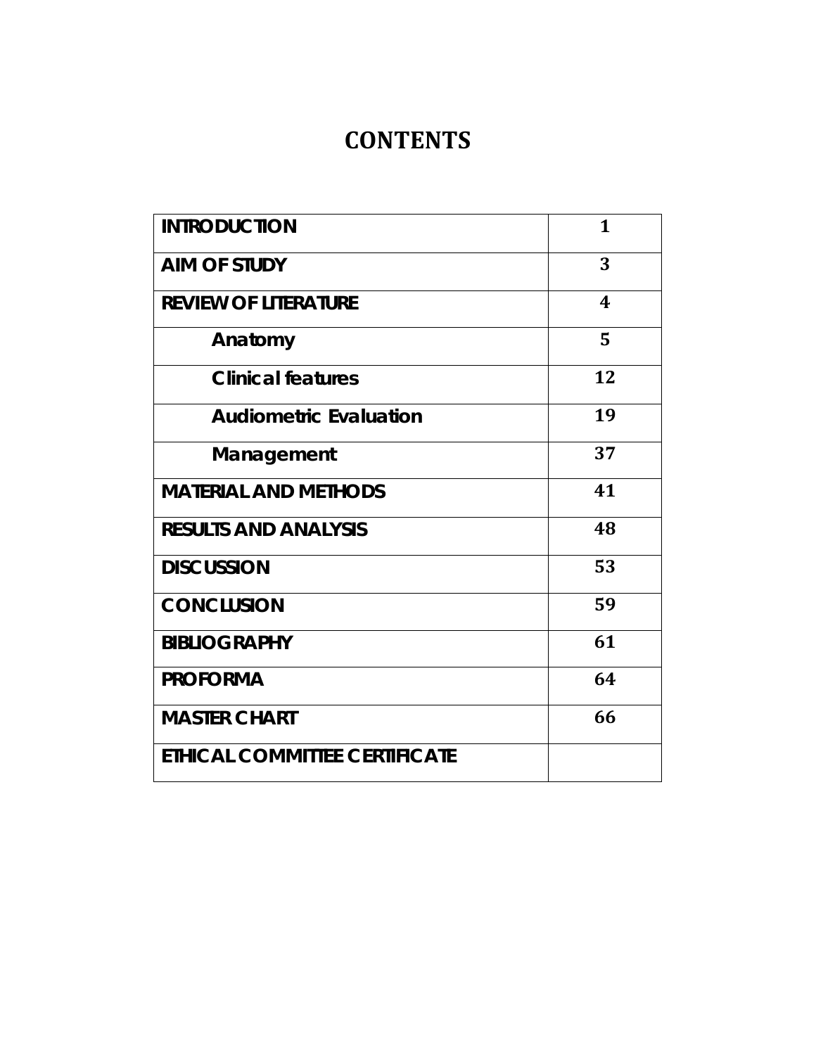# CONTENTS

| | |
|---|---|
| **INTRODUCTION** | 1 |
| **AIM OF STUDY** | 3 |
| **REVIEW OF LITERATURE** | 4 |
| **Anatomy** | 5 |
| **Clinical features** | 12 |
| **Audiometric Evaluation** | 19 |
| **Management** | 37 |
| **MATERIAL AND METHODS** | 41 |
| **RESULTS AND ANALYSIS** | 48 |
| **DISCUSSION** | 53 |
| **CONCLUSION** | 59 |
| **BIBLIOGRAPHY** | 61 |
| **PROFORMA** | 64 |
| **MASTER CHART** | 66 |
| **ETHICAL COMMITTEE CERTIFICATE** | |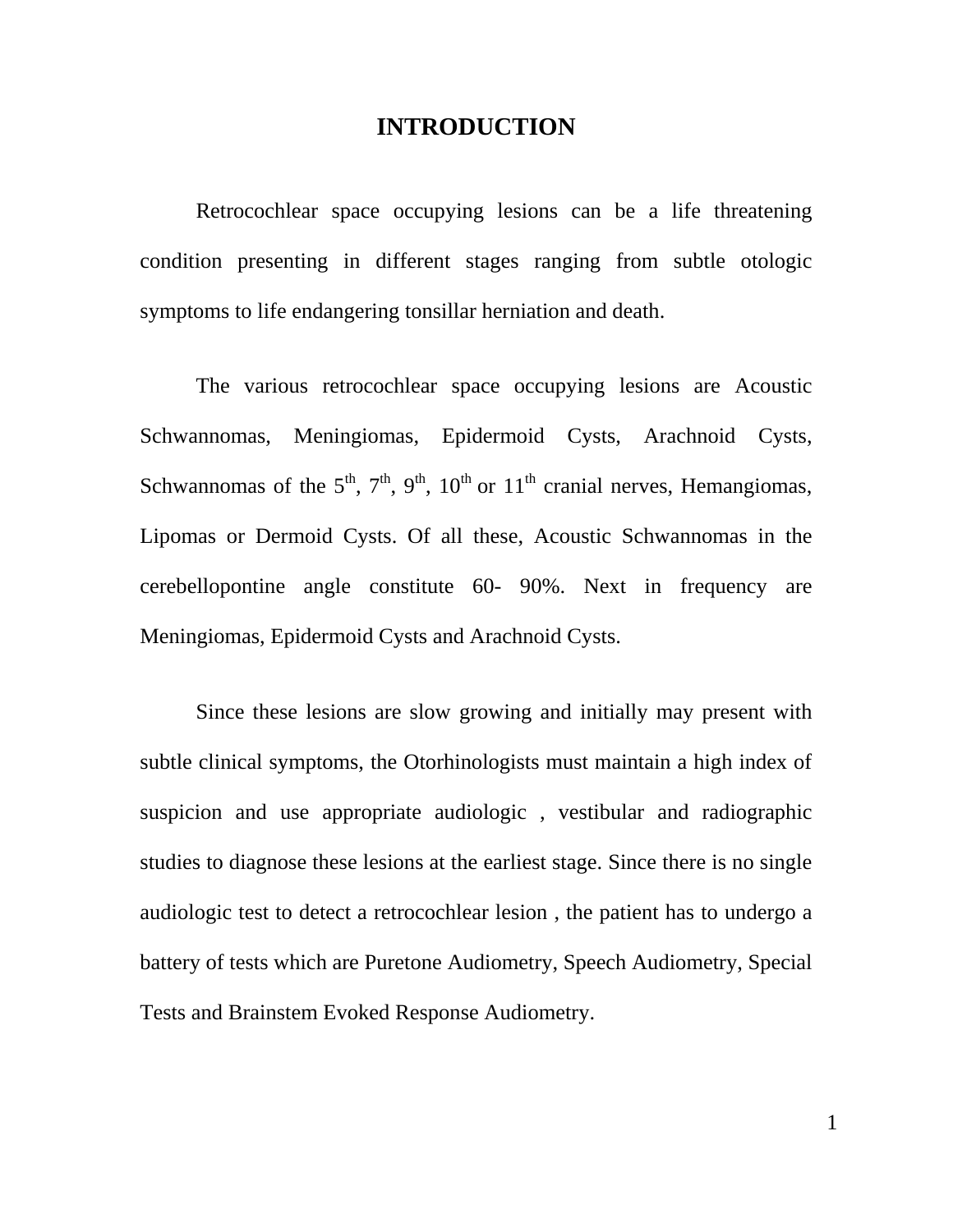# INTRODUCTION

Retrocochlear space occupying lesions can be a life threatening condition presenting in different stages ranging from subtle otologic symptoms to life endangering tonsillar herniation and death.

The various retrocochlear space occupying lesions are Acoustic Schwannomas, Meningiomas, Epidermoid Cysts, Arachnoid Cysts, Schwannomas of the $5^{th}$, $7^{th}$, $9^{th}$, $10^{th}$ or $11^{th}$ cranial nerves, Hemangiomas, Lipomas or Dermoid Cysts. Of all these, Acoustic Schwannomas in the cerebellopontine angle constitute 60- 90%. Next in frequency are Meningiomas, Epidermoid Cysts and Arachnoid Cysts.

Since these lesions are slow growing and initially may present with subtle clinical symptoms, the Otorhinologists must maintain a high index of suspicion and use appropriate audiologic , vestibular and radiographic studies to diagnose these lesions at the earliest stage. Since there is no single audiologic test to detect a retrocochlear lesion , the patient has to undergo a battery of tests which are Puretone Audiometry, Speech Audiometry, Special Tests and Brainstem Evoked Response Audiometry.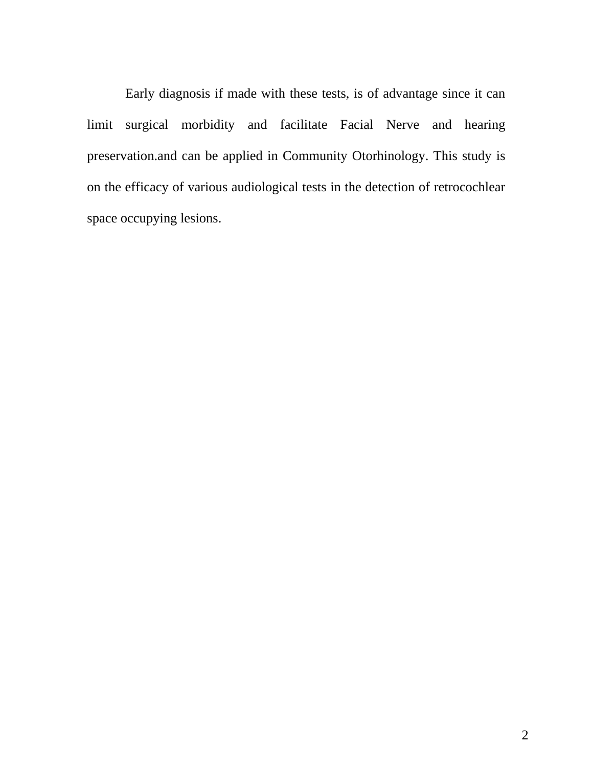Early diagnosis if made with these tests, is of advantage since it can limit surgical morbidity and facilitate Facial Nerve and hearing preservation.and can be applied in Community Otorhinology. This study is on the efficacy of various audiological tests in the detection of retrocochlear space occupying lesions.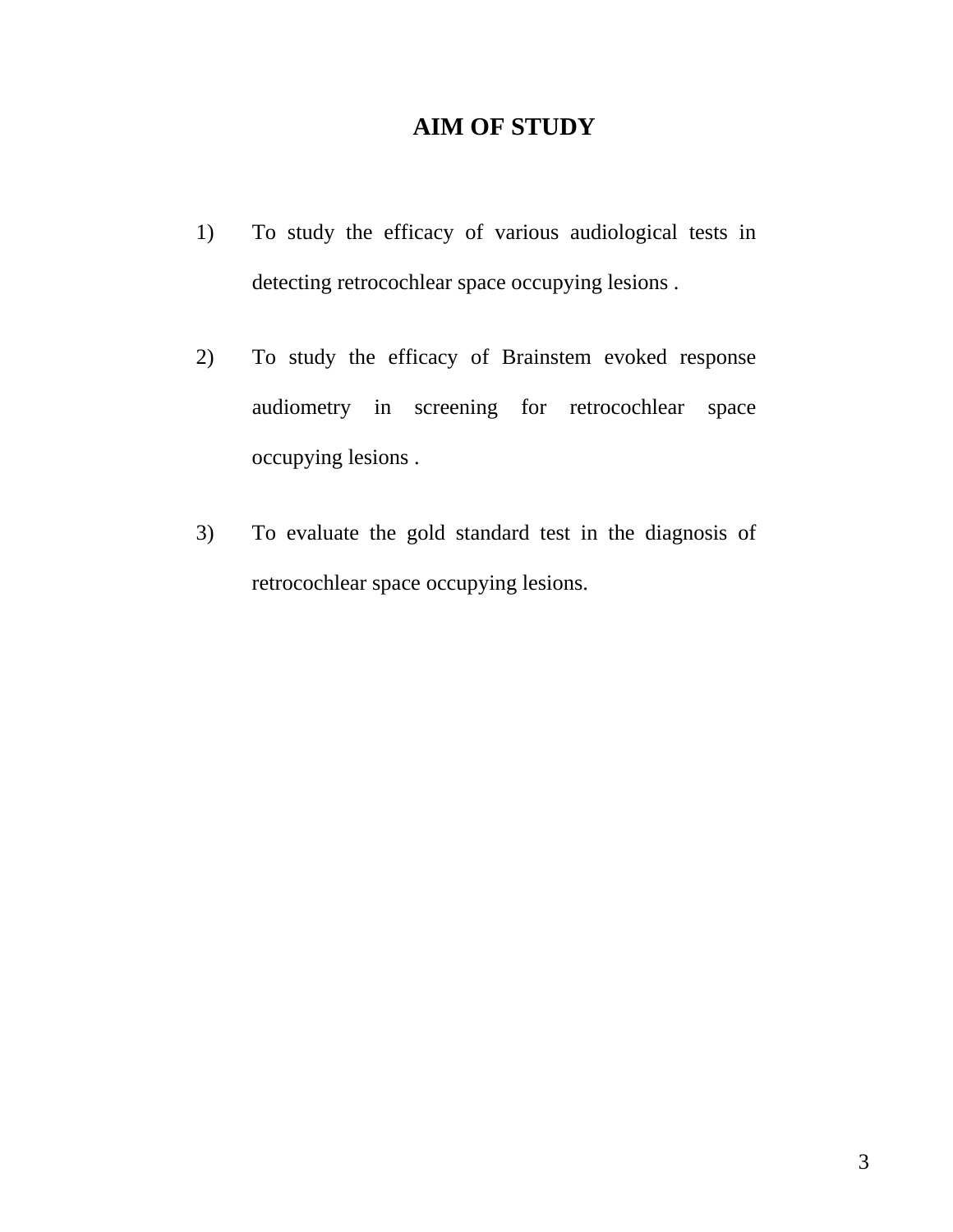# AIM OF STUDY

1) To study the efficacy of various audiological tests in detecting retrocochlear space occupying lesions .

2) To study the efficacy of Brainstem evoked response audiometry in screening for retrocochlear space occupying lesions .

3) To evaluate the gold standard test in the diagnosis of retrocochlear space occupying lesions.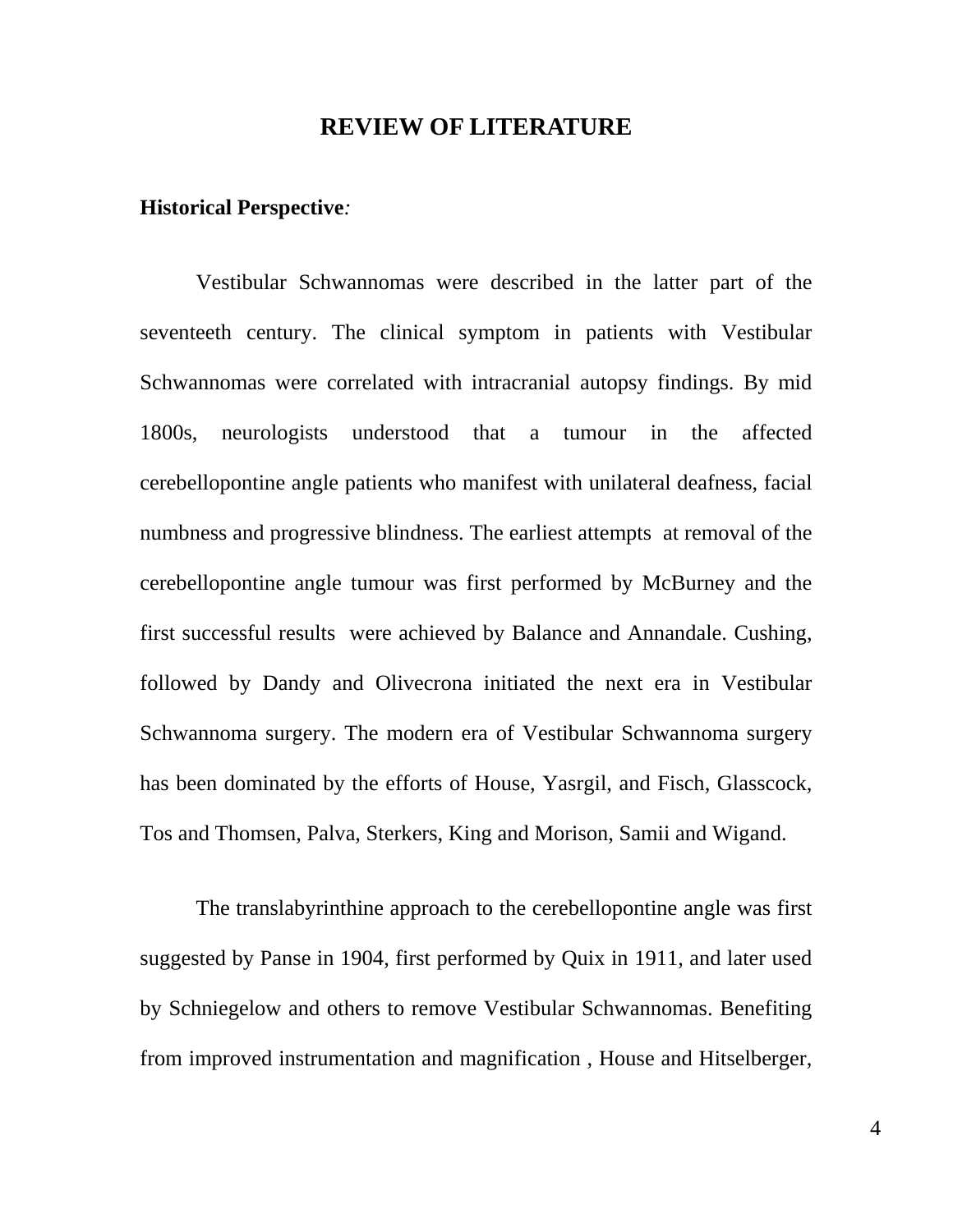# REVIEW OF LITERATURE

**Historical Perspective***:*

Vestibular Schwannomas were described in the latter part of the seventeeth century. The clinical symptom in patients with Vestibular Schwannomas were correlated with intracranial autopsy findings. By mid 1800s, neurologists understood that a tumour in the affected cerebellopontine angle patients who manifest with unilateral deafness, facial numbness and progressive blindness. The earliest attempts at removal of the cerebellopontine angle tumour was first performed by McBurney and the first successful results were achieved by Balance and Annandale. Cushing, followed by Dandy and Olivecrona initiated the next era in Vestibular Schwannoma surgery. The modern era of Vestibular Schwannoma surgery has been dominated by the efforts of House, Yasrgil, and Fisch, Glasscock, Tos and Thomsen, Palva, Sterkers, King and Morison, Samii and Wigand.

The translabyrinthine approach to the cerebellopontine angle was first suggested by Panse in 1904, first performed by Quix in 1911, and later used by Schniegelow and others to remove Vestibular Schwannomas. Benefiting from improved instrumentation and magnification , House and Hitselberger,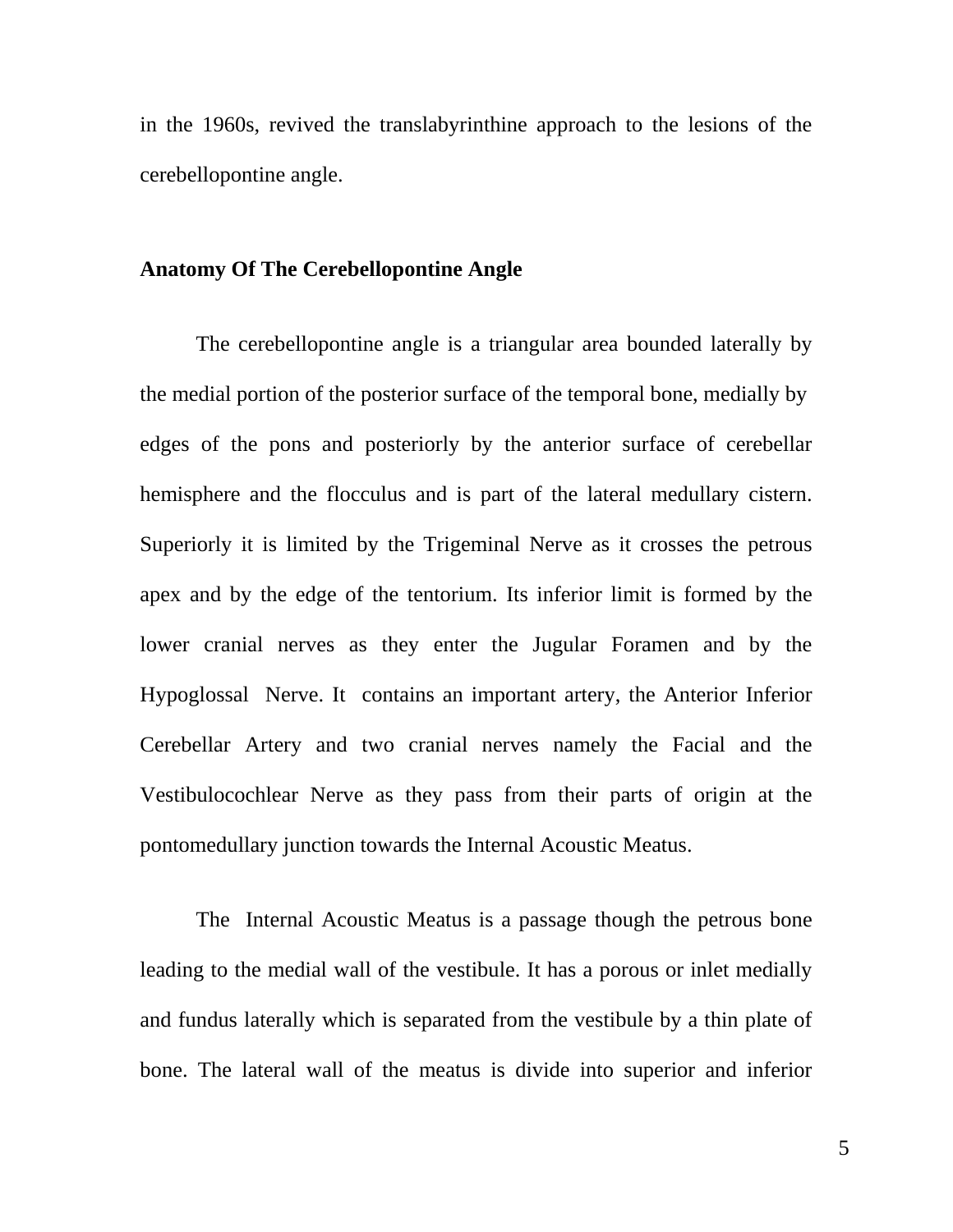in the 1960s, revived the translabyrinthine approach to the lesions of the cerebellopontine angle.

## Anatomy Of The Cerebellopontine Angle

The cerebellopontine angle is a triangular area bounded laterally by the medial portion of the posterior surface of the temporal bone, medially by edges of the pons and posteriorly by the anterior surface of cerebellar hemisphere and the flocculus and is part of the lateral medullary cistern. Superiorly it is limited by the Trigeminal Nerve as it crosses the petrous apex and by the edge of the tentorium. Its inferior limit is formed by the lower cranial nerves as they enter the Jugular Foramen and by the Hypoglossal Nerve. It contains an important artery, the Anterior Inferior Cerebellar Artery and two cranial nerves namely the Facial and the Vestibulocochlear Nerve as they pass from their parts of origin at the pontomedullary junction towards the Internal Acoustic Meatus.

The Internal Acoustic Meatus is a passage though the petrous bone leading to the medial wall of the vestibule. It has a porous or inlet medially and fundus laterally which is separated from the vestibule by a thin plate of bone. The lateral wall of the meatus is divide into superior and inferior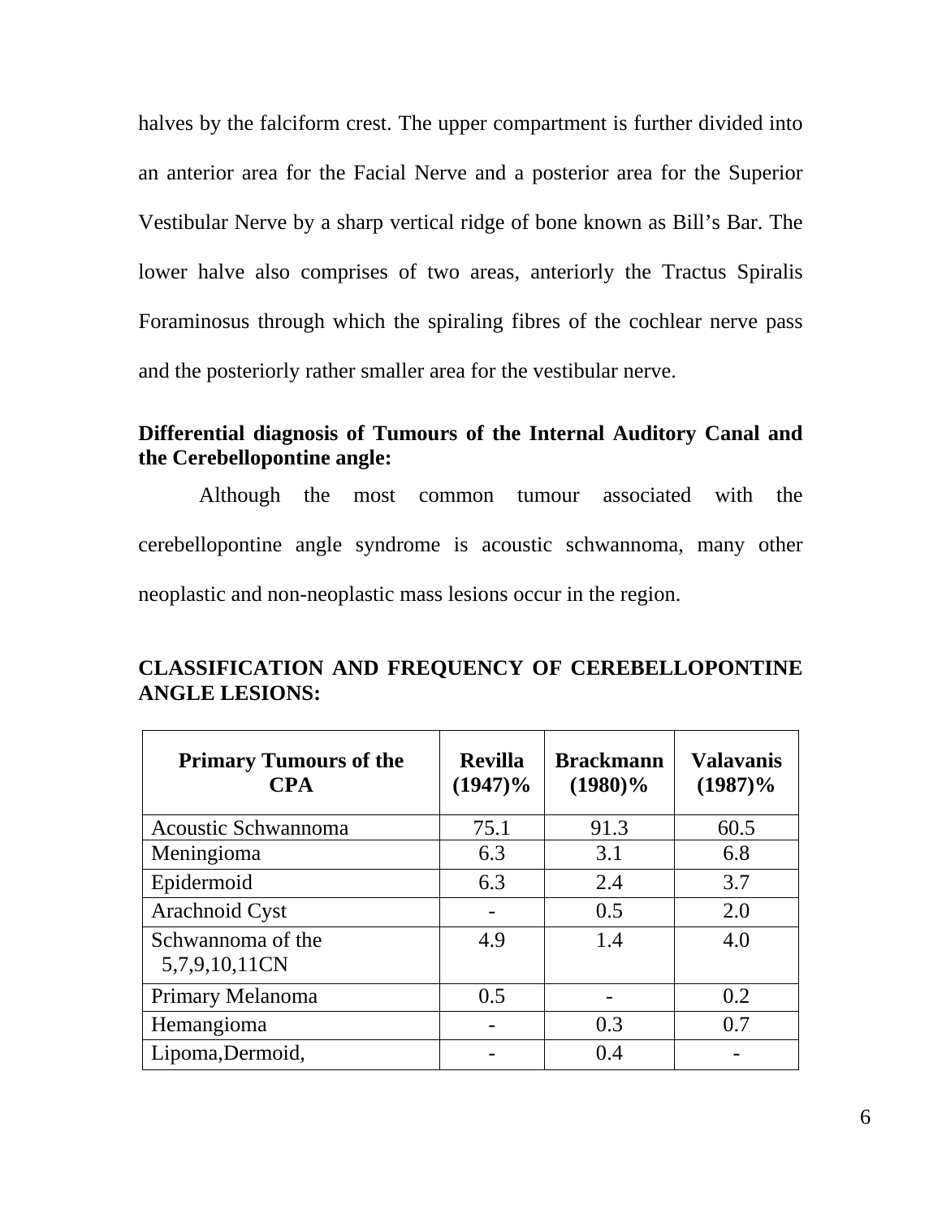halves by the falciform crest. The upper compartment is further divided into an anterior area for the Facial Nerve and a posterior area for the Superior Vestibular Nerve by a sharp vertical ridge of bone known as Bill's Bar. The lower halve also comprises of two areas, anteriorly the Tractus Spiralis Foraminosus through which the spiraling fibres of the cochlear nerve pass and the posteriorly rather smaller area for the vestibular nerve.

**Differential diagnosis of Tumours of the Internal Auditory Canal and the Cerebellopontine angle:**

Although the most common tumour associated with the cerebellopontine angle syndrome is acoustic schwannoma, many other neoplastic and non-neoplastic mass lesions occur in the region.

**CLASSIFICATION AND FREQUENCY OF CEREBELLOPONTINE ANGLE LESIONS:**

| Primary Tumours of the CPA | Revilla (1947)% | Brackmann (1980)% | Valavanis (1987)% |
|---|---|---|---|
| Acoustic Schwannoma | 75.1 | 91.3 | 60.5 |
| Meningioma | 6.3 | 3.1 | 6.8 |
| Epidermoid | 6.3 | 2.4 | 3.7 |
| Arachnoid Cyst | - | 0.5 | 2.0 |
| Schwannoma of the 5,7,9,10,11CN | 4.9 | 1.4 | 4.0 |
| Primary Melanoma | 0.5 | - | 0.2 |
| Hemangioma | - | 0.3 | 0.7 |
| Lipoma,Dermoid, | - | 0.4 | - |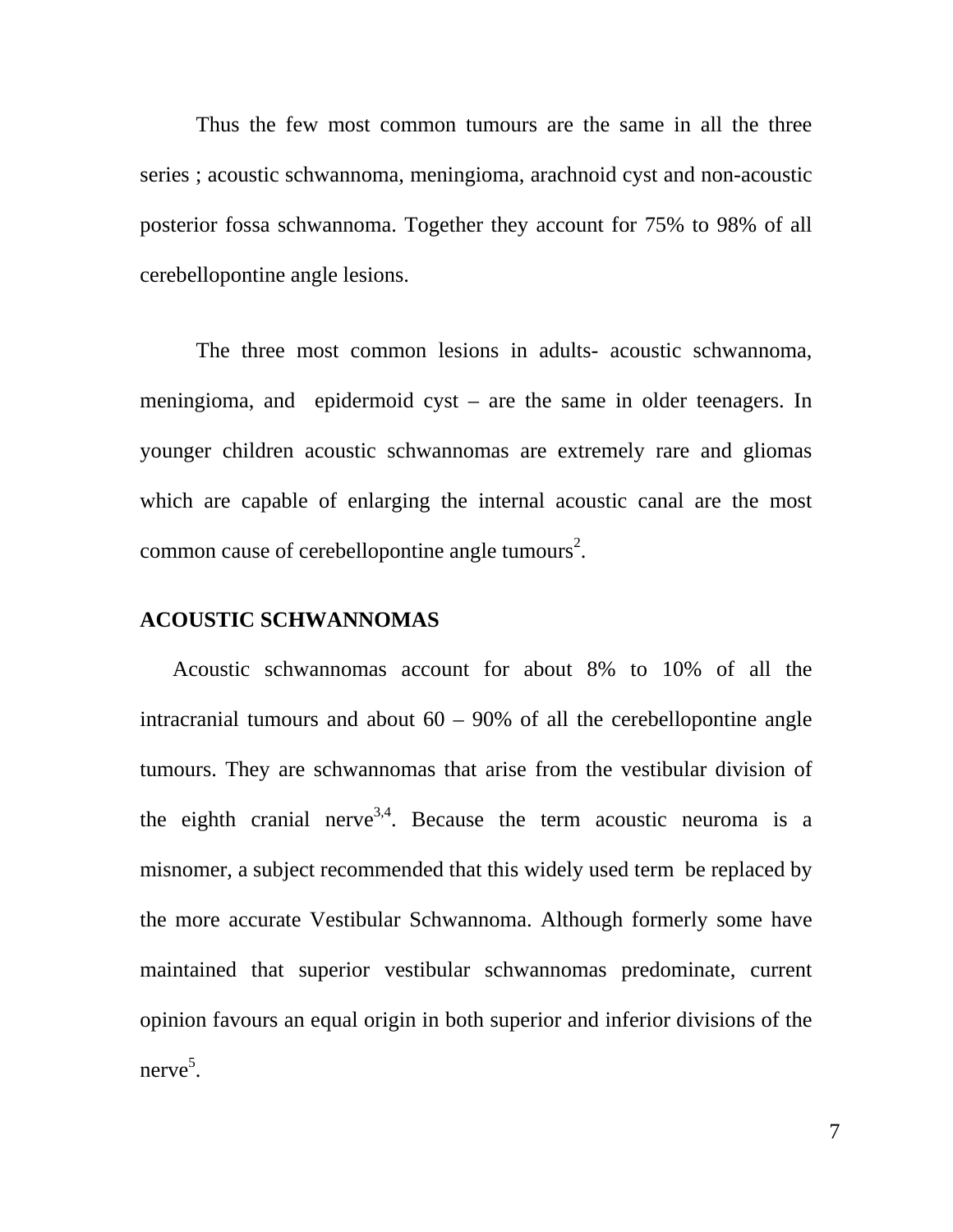Thus the few most common tumours are the same in all the three series ; acoustic schwannoma, meningioma, arachnoid cyst and non-acoustic posterior fossa schwannoma. Together they account for 75% to 98% of all cerebellopontine angle lesions.

The three most common lesions in adults- acoustic schwannoma, meningioma, and epidermoid cyst – are the same in older teenagers. In younger children acoustic schwannomas are extremely rare and gliomas which are capable of enlarging the internal acoustic canal are the most common cause of cerebellopontine angle tumours[2].

## ACOUSTIC SCHWANNOMAS

Acoustic schwannomas account for about 8% to 10% of all the intracranial tumours and about 60 – 90% of all the cerebellopontine angle tumours. They are schwannomas that arise from the vestibular division of the eighth cranial nerve[3,4]. Because the term acoustic neuroma is a misnomer, a subject recommended that this widely used term be replaced by the more accurate Vestibular Schwannoma. Although formerly some have maintained that superior vestibular schwannomas predominate, current opinion favours an equal origin in both superior and inferior divisions of the nerve[5].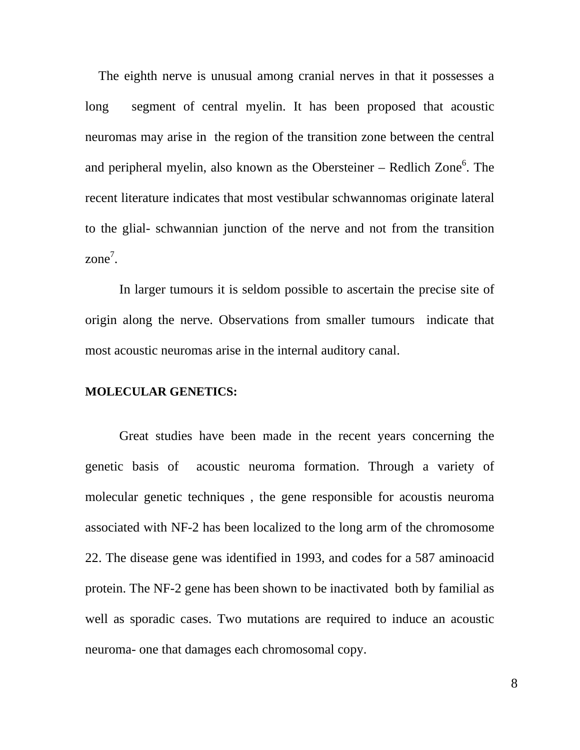The eighth nerve is unusual among cranial nerves in that it possesses a long segment of central myelin. It has been proposed that acoustic neuromas may arise in the region of the transition zone between the central and peripheral myelin, also known as the Obersteiner – Redlich Zone[6]. The recent literature indicates that most vestibular schwannomas originate lateral to the glial- schwannian junction of the nerve and not from the transition zone[7].

In larger tumours it is seldom possible to ascertain the precise site of origin along the nerve. Observations from smaller tumours indicate that most acoustic neuromas arise in the internal auditory canal.

**MOLECULAR GENETICS:**

Great studies have been made in the recent years concerning the genetic basis of acoustic neuroma formation. Through a variety of molecular genetic techniques , the gene responsible for acoustis neuroma associated with NF-2 has been localized to the long arm of the chromosome 22. The disease gene was identified in 1993, and codes for a 587 aminoacid protein. The NF-2 gene has been shown to be inactivated both by familial as well as sporadic cases. Two mutations are required to induce an acoustic neuroma- one that damages each chromosomal copy.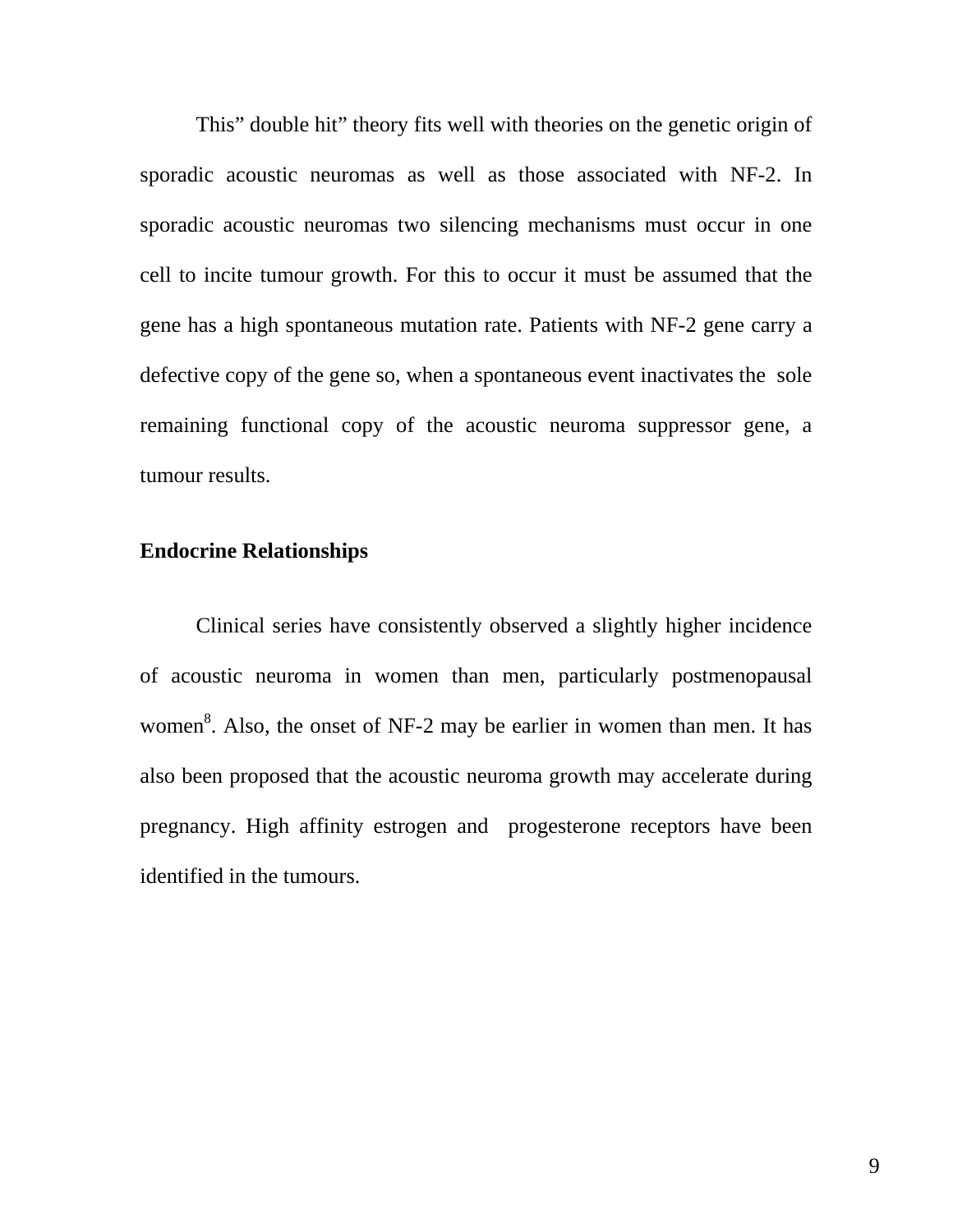This" double hit" theory fits well with theories on the genetic origin of sporadic acoustic neuromas as well as those associated with NF-2. In sporadic acoustic neuromas two silencing mechanisms must occur in one cell to incite tumour growth. For this to occur it must be assumed that the gene has a high spontaneous mutation rate. Patients with NF-2 gene carry a defective copy of the gene so, when a spontaneous event inactivates the sole remaining functional copy of the acoustic neuroma suppressor gene, a tumour results.

**Endocrine Relationships**

Clinical series have consistently observed a slightly higher incidence of acoustic neuroma in women than men, particularly postmenopausal women[8]. Also, the onset of NF-2 may be earlier in women than men. It has also been proposed that the acoustic neuroma growth may accelerate during pregnancy. High affinity estrogen and progesterone receptors have been identified in the tumours.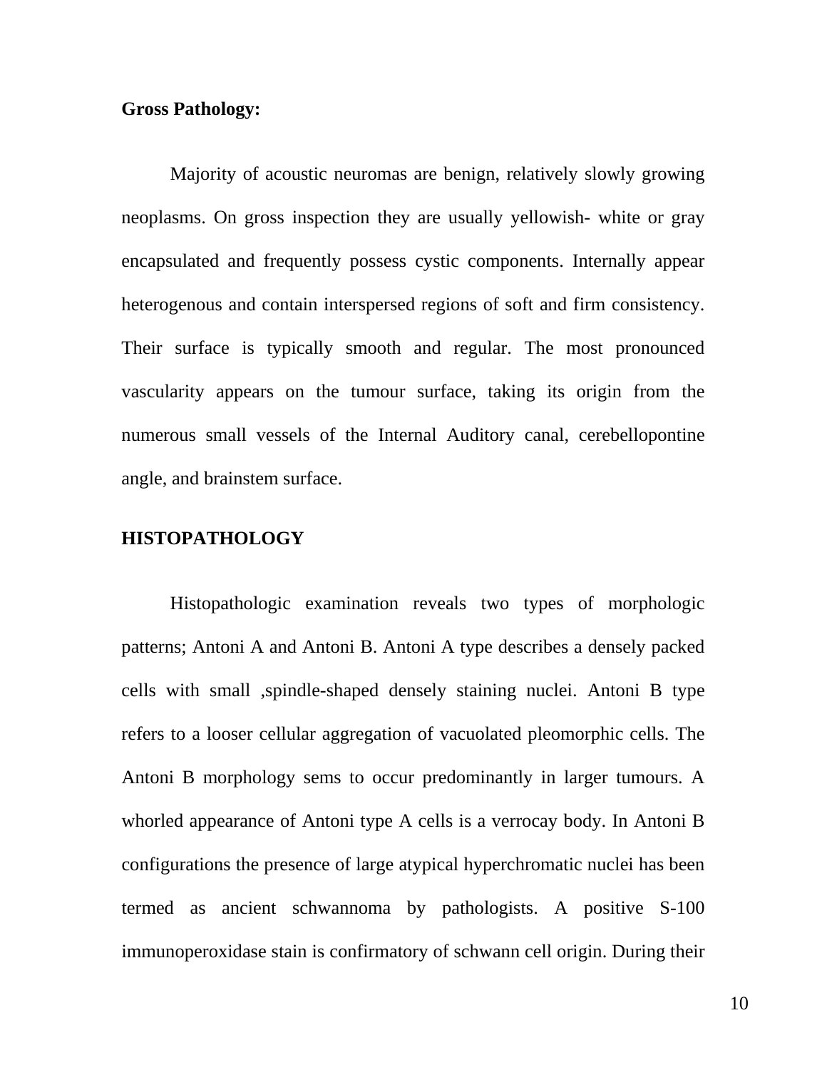**Gross Pathology:**

Majority of acoustic neuromas are benign, relatively slowly growing neoplasms. On gross inspection they are usually yellowish- white or gray encapsulated and frequently possess cystic components. Internally appear heterogenous and contain interspersed regions of soft and firm consistency. Their surface is typically smooth and regular. The most pronounced vascularity appears on the tumour surface, taking its origin from the numerous small vessels of the Internal Auditory canal, cerebellopontine angle, and brainstem surface.

**HISTOPATHOLOGY**

Histopathologic examination reveals two types of morphologic patterns; Antoni A and Antoni B. Antoni A type describes a densely packed cells with small ,spindle-shaped densely staining nuclei. Antoni B type refers to a looser cellular aggregation of vacuolated pleomorphic cells. The Antoni B morphology sems to occur predominantly in larger tumours. A whorled appearance of Antoni type A cells is a verrocay body. In Antoni B configurations the presence of large atypical hyperchromatic nuclei has been termed as ancient schwannoma by pathologists. A positive S-100 immunoperoxidase stain is confirmatory of schwann cell origin. During their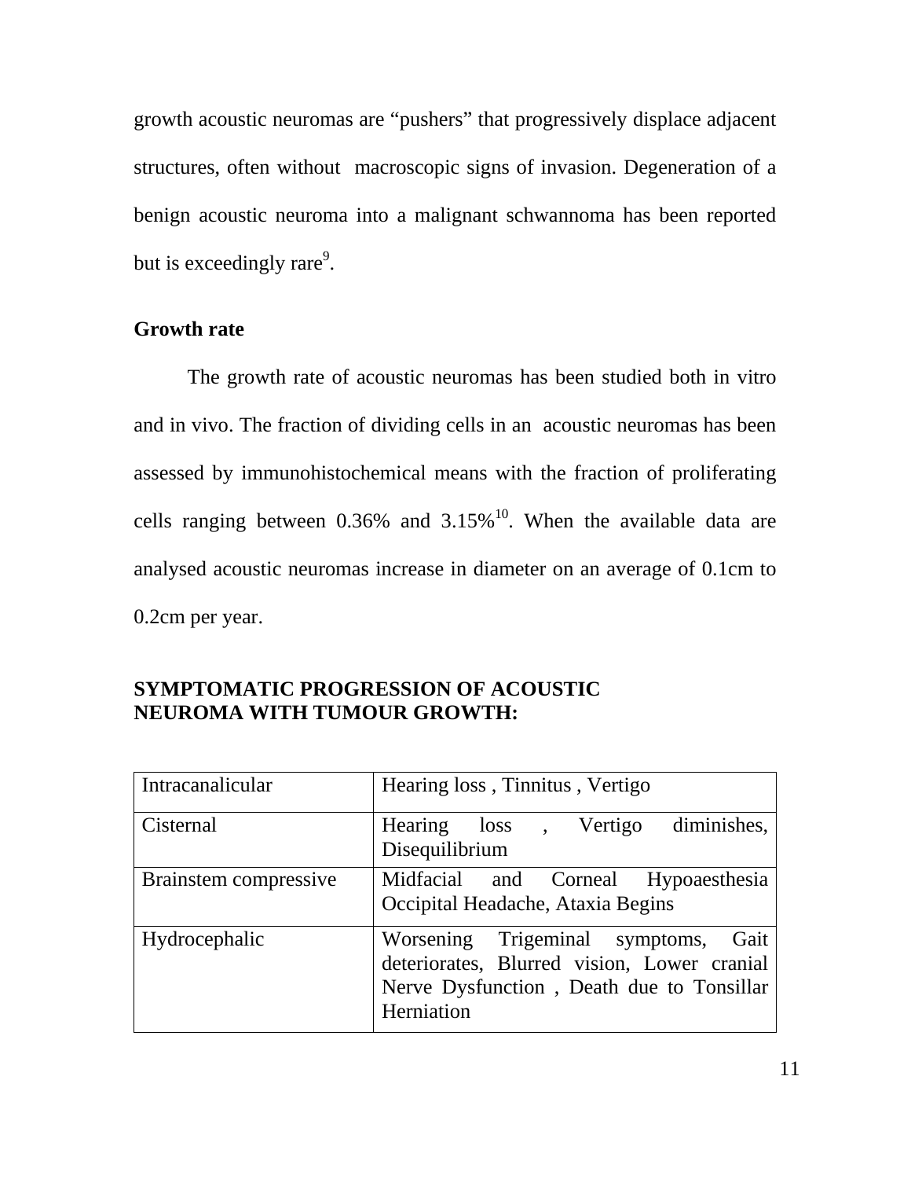growth acoustic neuromas are “pushers” that progressively displace adjacent structures, often without macroscopic signs of invasion. Degeneration of a benign acoustic neuroma into a malignant schwannoma has been reported but is exceedingly rare[9].

**Growth rate**

The growth rate of acoustic neuromas has been studied both in vitro and in vivo. The fraction of dividing cells in an acoustic neuromas has been assessed by immunohistochemical means with the fraction of proliferating cells ranging between 0.36% and 3.15%[10]. When the available data are analysed acoustic neuromas increase in diameter on an average of 0.1cm to 0.2cm per year.

**SYMPTOMATIC PROGRESSION OF ACOUSTIC NEUROMA WITH TUMOUR GROWTH:**

| | |
|---|---|
| Intracanalicular | Hearing loss , Tinnitus , Vertigo |
| Cisternal | Hearing loss , Vertigo diminishes, Disequilibrium |
| Brainstem compressive | Midfacial and Corneal Hypoaesthesia Occipital Headache, Ataxia Begins |
| Hydrocephalic | Worsening Trigeminal symptoms, Gait deteriorates, Blurred vision, Lower cranial Nerve Dysfunction , Death due to Tonsillar Herniation |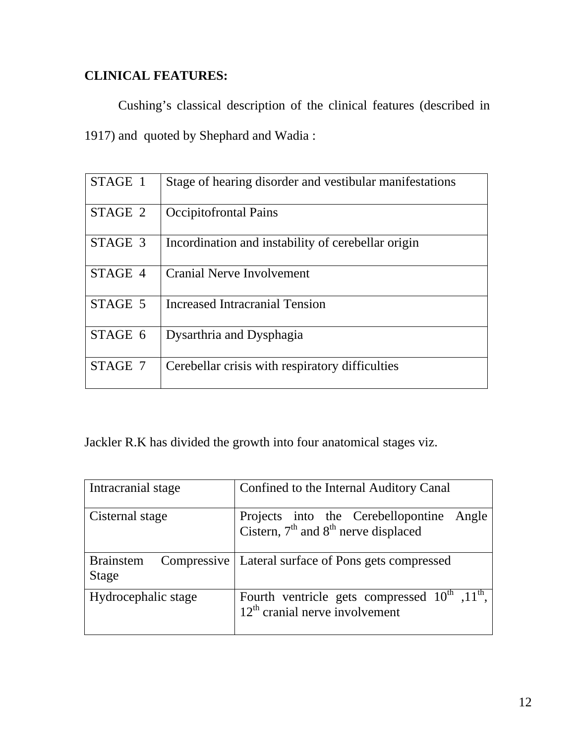**CLINICAL FEATURES:**

Cushing's classical description of the clinical features (described in 1917) and quoted by Shephard and Wadia :

| | |
|---|---|
| STAGE 1 | Stage of hearing disorder and vestibular manifestations |
| STAGE 2 | Occipitofrontal Pains |
| STAGE 3 | Incordination and instability of cerebellar origin |
| STAGE 4 | Cranial Nerve Involvement |
| STAGE 5 | Increased Intracranial Tension |
| STAGE 6 | Dysarthria and Dysphagia |
| STAGE 7 | Cerebellar crisis with respiratory difficulties |

Jackler R.K has divided the growth into four anatomical stages viz.

| | |
|---|---|
| Intracranial stage | Confined to the Internal Auditory Canal |
| Cisternal stage | Projects into the Cerebellopontine Angle Cistern, $7^{th}$ and $8^{th}$ nerve displaced |
| Brainstem Compressive Stage | Lateral surface of Pons gets compressed |
| Hydrocephalic stage | Fourth ventricle gets compressed $10^{th}$ ,$11^{th}$, $12^{th}$ cranial nerve involvement |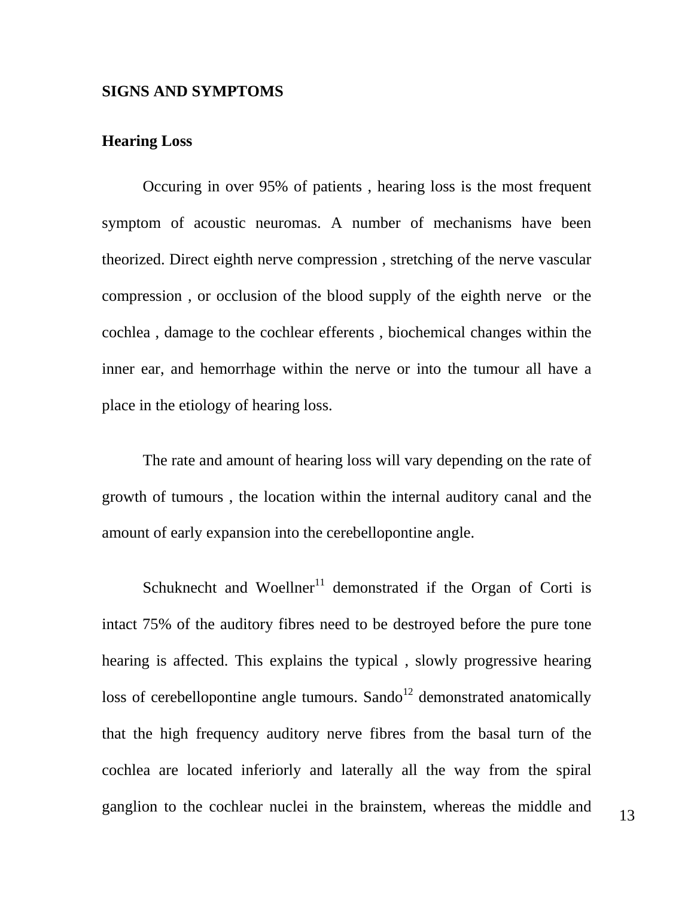## SIGNS AND SYMPTOMS

### Hearing Loss

Occuring in over 95% of patients , hearing loss is the most frequent symptom of acoustic neuromas. A number of mechanisms have been theorized. Direct eighth nerve compression , stretching of the nerve vascular compression , or occlusion of the blood supply of the eighth nerve or the cochlea , damage to the cochlear efferents , biochemical changes within the inner ear, and hemorrhage within the nerve or into the tumour all have a place in the etiology of hearing loss.

The rate and amount of hearing loss will vary depending on the rate of growth of tumours , the location within the internal auditory canal and the amount of early expansion into the cerebellopontine angle.

Schuknecht and Woellner[11] demonstrated if the Organ of Corti is intact 75% of the auditory fibres need to be destroyed before the pure tone hearing is affected. This explains the typical , slowly progressive hearing loss of cerebellopontine angle tumours. Sando[12] demonstrated anatomically that the high frequency auditory nerve fibres from the basal turn of the cochlea are located inferiorly and laterally all the way from the spiral ganglion to the cochlear nuclei in the brainstem, whereas the middle and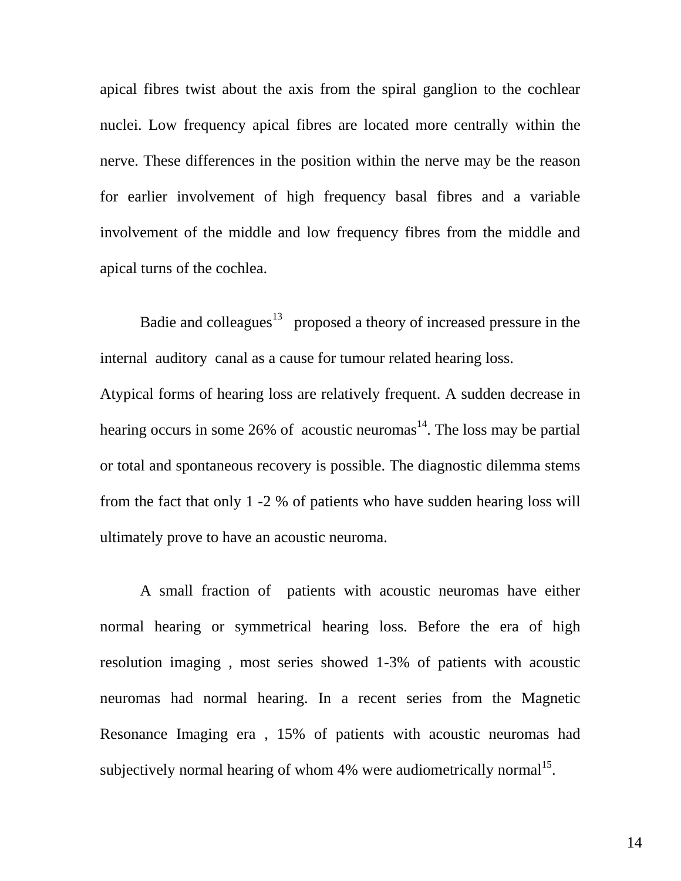apical fibres twist about the axis from the spiral ganglion to the cochlear nuclei. Low frequency apical fibres are located more centrally within the nerve. These differences in the position within the nerve may be the reason for earlier involvement of high frequency basal fibres and a variable involvement of the middle and low frequency fibres from the middle and apical turns of the cochlea.

Badie and colleagues[13] proposed a theory of increased pressure in the internal auditory canal as a cause for tumour related hearing loss.

Atypical forms of hearing loss are relatively frequent. A sudden decrease in hearing occurs in some 26% of acoustic neuromas[14]. The loss may be partial or total and spontaneous recovery is possible. The diagnostic dilemma stems from the fact that only 1 -2 % of patients who have sudden hearing loss will ultimately prove to have an acoustic neuroma.

A small fraction of patients with acoustic neuromas have either normal hearing or symmetrical hearing loss. Before the era of high resolution imaging , most series showed 1-3% of patients with acoustic neuromas had normal hearing. In a recent series from the Magnetic Resonance Imaging era , 15% of patients with acoustic neuromas had subjectively normal hearing of whom 4% were audiometrically normal[15].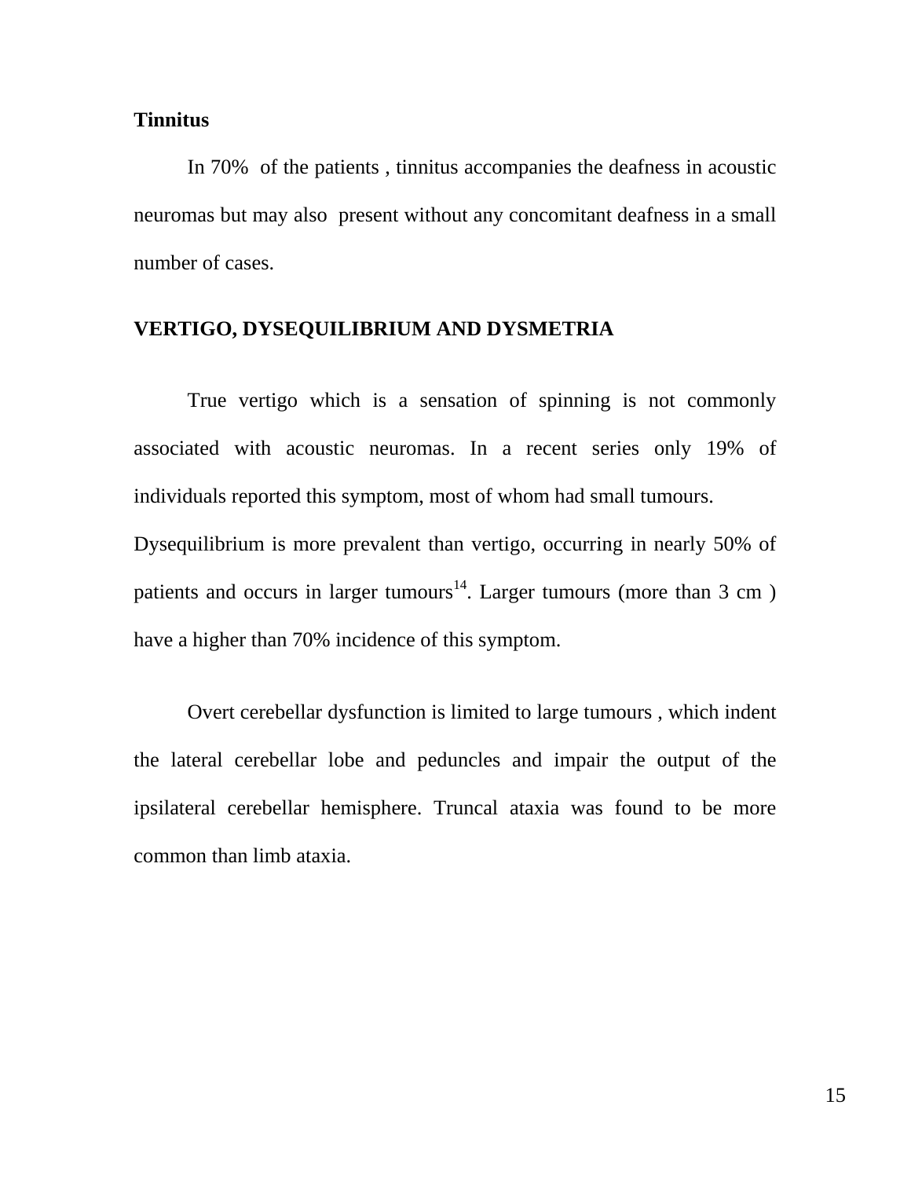**Tinnitus**

In 70% of the patients , tinnitus accompanies the deafness in acoustic neuromas but may also present without any concomitant deafness in a small number of cases.

**VERTIGO, DYSEQUILIBRIUM AND DYSMETRIA**

True vertigo which is a sensation of spinning is not commonly associated with acoustic neuromas. In a recent series only 19% of individuals reported this symptom, most of whom had small tumours.

Dysequilibrium is more prevalent than vertigo, occurring in nearly 50% of patients and occurs in larger tumours[14]. Larger tumours (more than 3 cm ) have a higher than 70% incidence of this symptom.

Overt cerebellar dysfunction is limited to large tumours , which indent the lateral cerebellar lobe and peduncles and impair the output of the ipsilateral cerebellar hemisphere. Truncal ataxia was found to be more common than limb ataxia.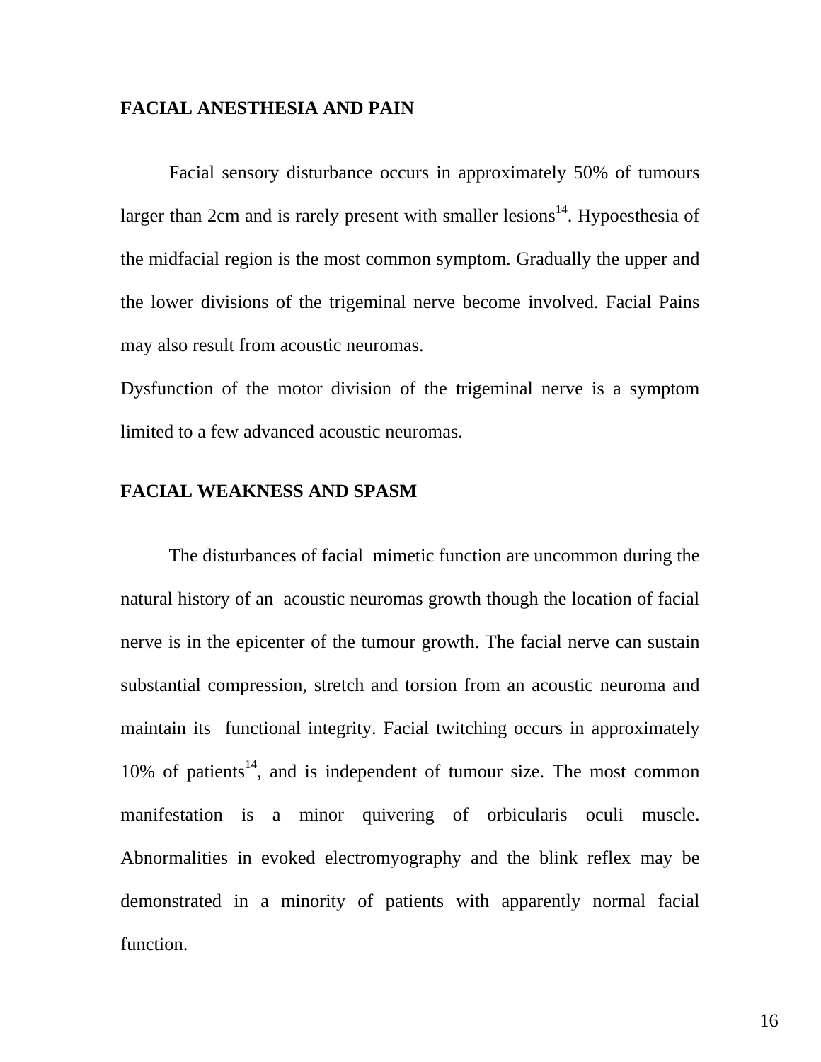## FACIAL ANESTHESIA AND PAIN

Facial sensory disturbance occurs in approximately 50% of tumours larger than 2cm and is rarely present with smaller lesions[14]. Hypoesthesia of the midfacial region is the most common symptom. Gradually the upper and the lower divisions of the trigeminal nerve become involved. Facial Pains may also result from acoustic neuromas.

Dysfunction of the motor division of the trigeminal nerve is a symptom limited to a few advanced acoustic neuromas.

## FACIAL WEAKNESS AND SPASM

The disturbances of facial mimetic function are uncommon during the natural history of an acoustic neuromas growth though the location of facial nerve is in the epicenter of the tumour growth. The facial nerve can sustain substantial compression, stretch and torsion from an acoustic neuroma and maintain its functional integrity. Facial twitching occurs in approximately 10% of patients[14], and is independent of tumour size. The most common manifestation is a minor quivering of orbicularis oculi muscle. Abnormalities in evoked electromyography and the blink reflex may be demonstrated in a minority of patients with apparently normal facial function.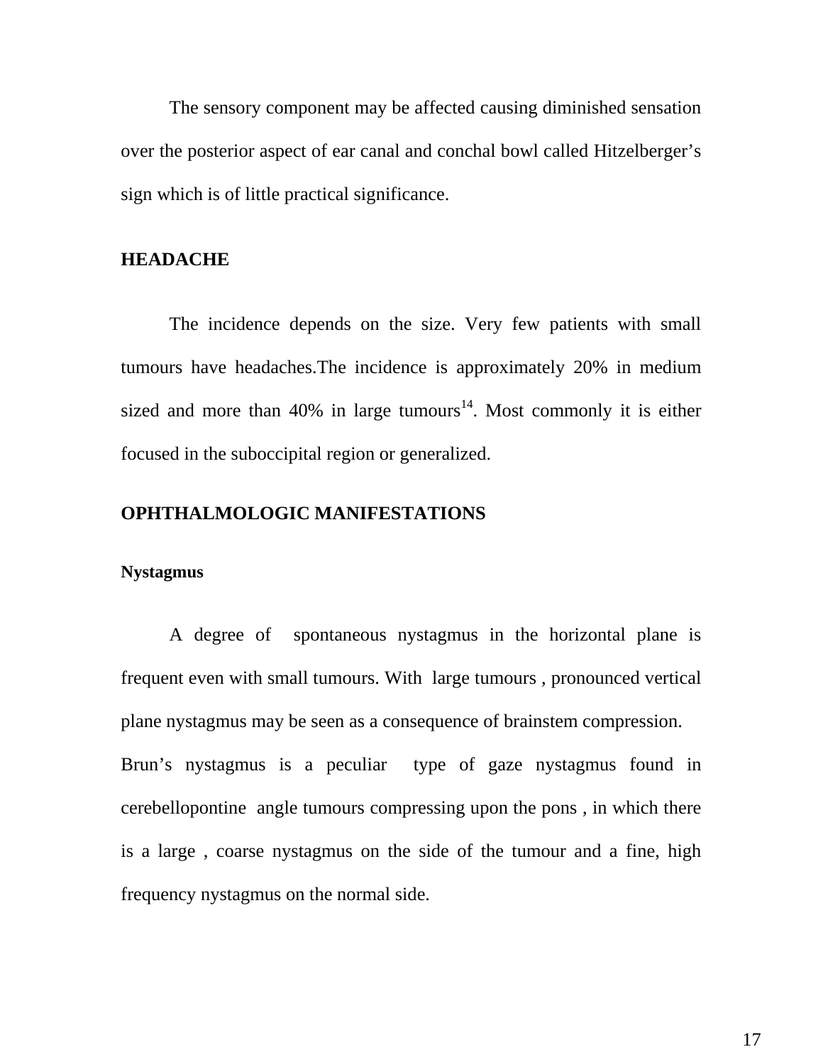The sensory component may be affected causing diminished sensation over the posterior aspect of ear canal and conchal bowl called Hitzelberger's sign which is of little practical significance.

## HEADACHE

The incidence depends on the size. Very few patients with small tumours have headaches.The incidence is approximately 20% in medium sized and more than 40% in large tumours[14]. Most commonly it is either focused in the suboccipital region or generalized.

## OPHTHALMOLOGIC MANIFESTATIONS

### Nystagmus

A degree of spontaneous nystagmus in the horizontal plane is frequent even with small tumours. With large tumours , pronounced vertical plane nystagmus may be seen as a consequence of brainstem compression.

Brun's nystagmus is a peculiar type of gaze nystagmus found in cerebellopontine angle tumours compressing upon the pons , in which there is a large , coarse nystagmus on the side of the tumour and a fine, high frequency nystagmus on the normal side.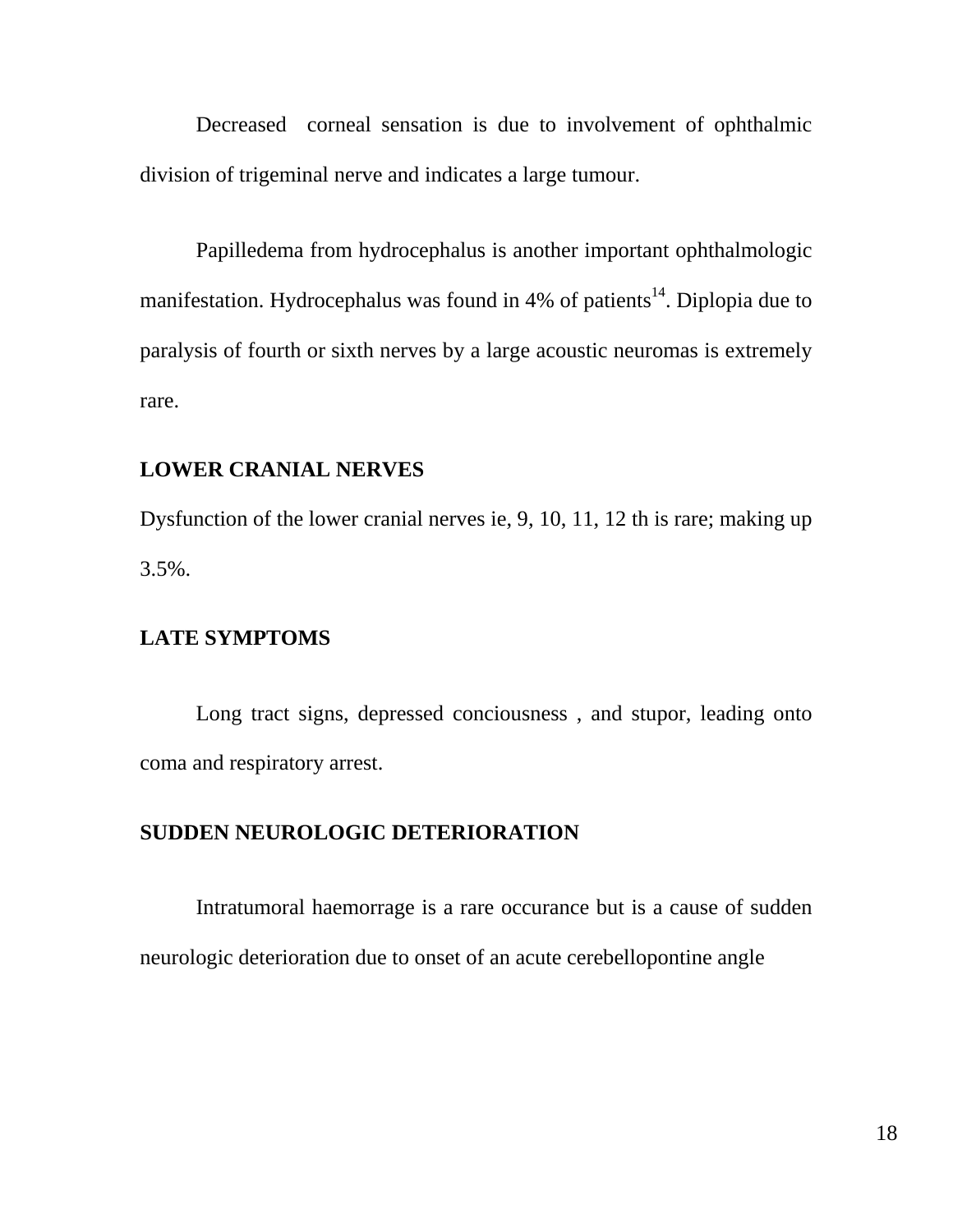Decreased corneal sensation is due to involvement of ophthalmic division of trigeminal nerve and indicates a large tumour.

Papilledema from hydrocephalus is another important ophthalmologic manifestation. Hydrocephalus was found in 4% of patients[14]. Diplopia due to paralysis of fourth or sixth nerves by a large acoustic neuromas is extremely rare.

**LOWER CRANIAL NERVES**

Dysfunction of the lower cranial nerves ie, 9, 10, 11, 12 th is rare; making up 3.5%.

**LATE SYMPTOMS**

Long tract signs, depressed conciousness , and stupor, leading onto coma and respiratory arrest.

**SUDDEN NEUROLOGIC DETERIORATION**

Intratumoral haemorrage is a rare occurance but is a cause of sudden neurologic deterioration due to onset of an acute cerebellopontine angle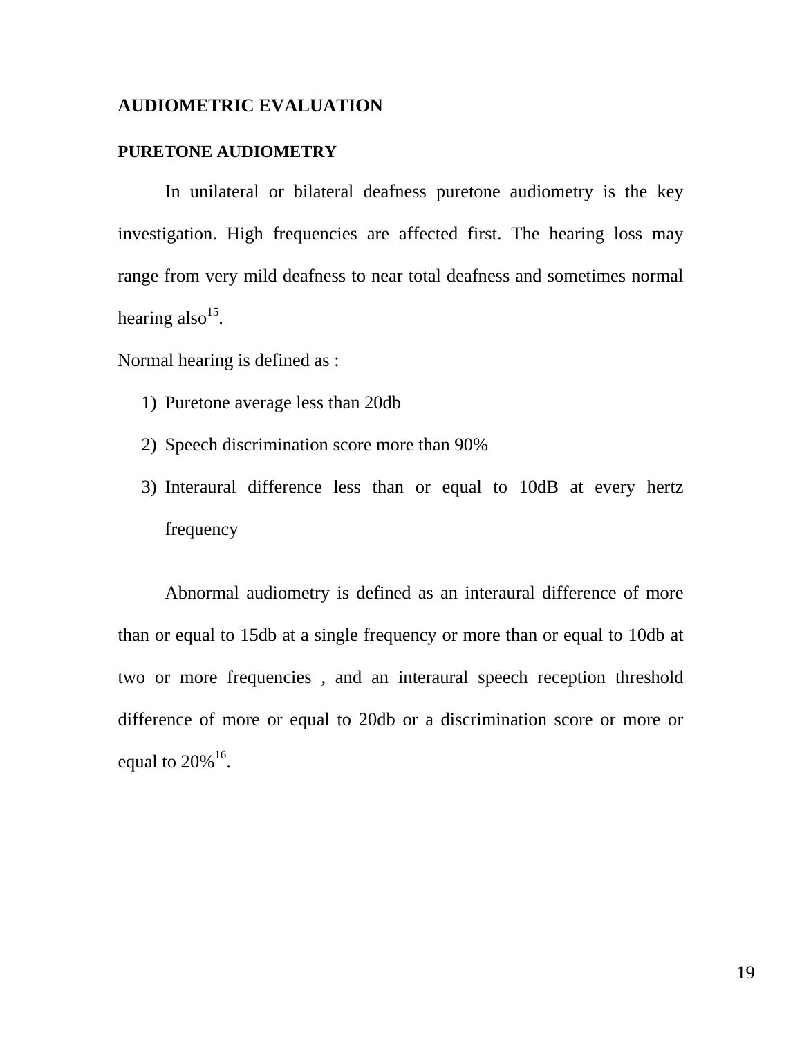## AUDIOMETRIC EVALUATION

### PURETONE AUDIOMETRY

In unilateral or bilateral deafness puretone audiometry is the key investigation. High frequencies are affected first. The hearing loss may range from very mild deafness to near total deafness and sometimes normal hearing also[15].

Normal hearing is defined as :

1) Puretone average less than 20db
2) Speech discrimination score more than 90%
3) Interaural difference less than or equal to 10dB at every hertz frequency

Abnormal audiometry is defined as an interaural difference of more than or equal to 15db at a single frequency or more than or equal to 10db at two or more frequencies , and an interaural speech reception threshold difference of more or equal to 20db or a discrimination score or more or equal to 20%[16].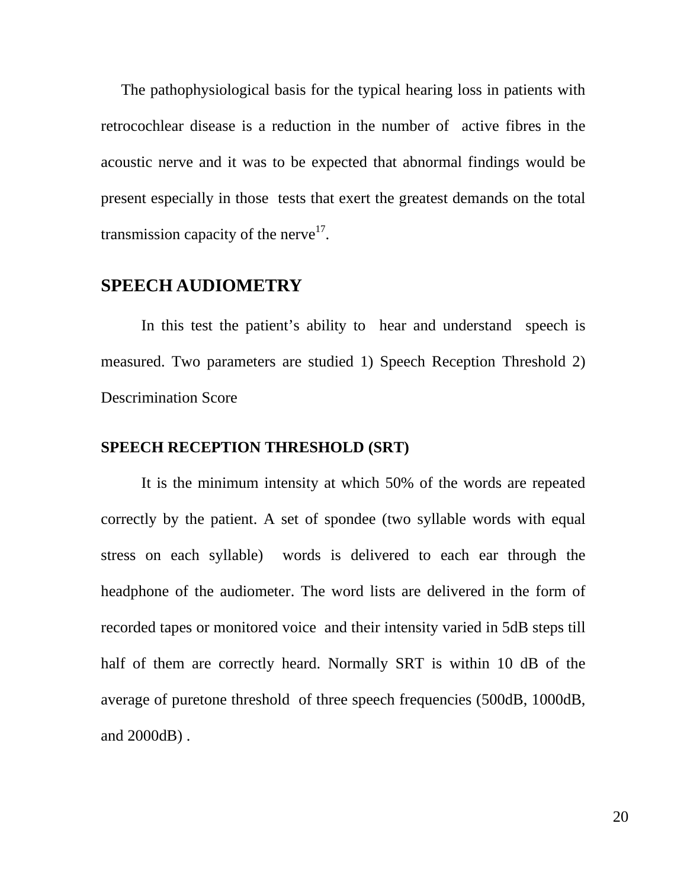The pathophysiological basis for the typical hearing loss in patients with retrocochlear disease is a reduction in the number of active fibres in the acoustic nerve and it was to be expected that abnormal findings would be present especially in those tests that exert the greatest demands on the total transmission capacity of the nerve[17].

## SPEECH AUDIOMETRY

In this test the patient's ability to hear and understand speech is measured. Two parameters are studied 1) Speech Reception Threshold 2) Descrimination Score

### SPEECH RECEPTION THRESHOLD (SRT)

It is the minimum intensity at which 50% of the words are repeated correctly by the patient. A set of spondee (two syllable words with equal stress on each syllable) words is delivered to each ear through the headphone of the audiometer. The word lists are delivered in the form of recorded tapes or monitored voice and their intensity varied in 5dB steps till half of them are correctly heard. Normally SRT is within 10 dB of the average of puretone threshold of three speech frequencies (500dB, 1000dB, and 2000dB) .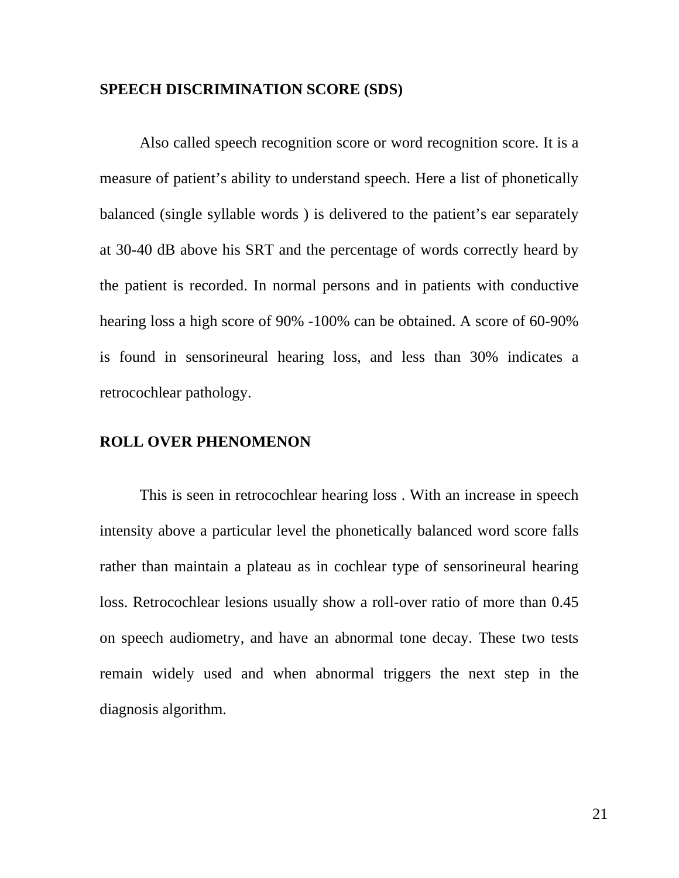## SPEECH DISCRIMINATION SCORE (SDS)

Also called speech recognition score or word recognition score. It is a measure of patient's ability to understand speech. Here a list of phonetically balanced (single syllable words ) is delivered to the patient's ear separately at 30-40 dB above his SRT and the percentage of words correctly heard by the patient is recorded. In normal persons and in patients with conductive hearing loss a high score of 90% -100% can be obtained. A score of 60-90% is found in sensorineural hearing loss, and less than 30% indicates a retrocochlear pathology.

## ROLL OVER PHENOMENON

This is seen in retrocochlear hearing loss . With an increase in speech intensity above a particular level the phonetically balanced word score falls rather than maintain a plateau as in cochlear type of sensorineural hearing loss. Retrocochlear lesions usually show a roll-over ratio of more than 0.45 on speech audiometry, and have an abnormal tone decay. These two tests remain widely used and when abnormal triggers the next step in the diagnosis algorithm.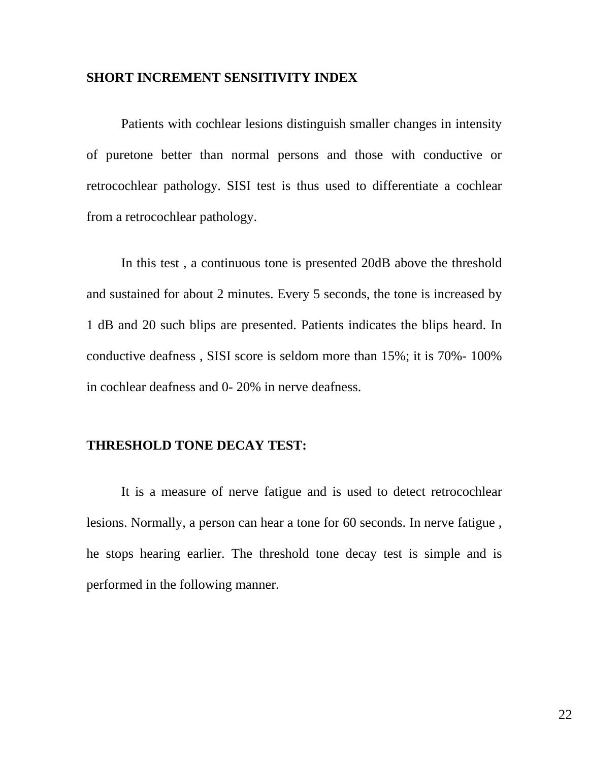## SHORT INCREMENT SENSITIVITY INDEX

Patients with cochlear lesions distinguish smaller changes in intensity of puretone better than normal persons and those with conductive or retrocochlear pathology. SISI test is thus used to differentiate a cochlear from a retrocochlear pathology.

In this test , a continuous tone is presented 20dB above the threshold and sustained for about 2 minutes. Every 5 seconds, the tone is increased by 1 dB and 20 such blips are presented. Patients indicates the blips heard. In conductive deafness , SISI score is seldom more than 15%; it is 70%- 100% in cochlear deafness and 0- 20% in nerve deafness.

## THRESHOLD TONE DECAY TEST:

It is a measure of nerve fatigue and is used to detect retrocochlear lesions. Normally, a person can hear a tone for 60 seconds. In nerve fatigue , he stops hearing earlier. The threshold tone decay test is simple and is performed in the following manner.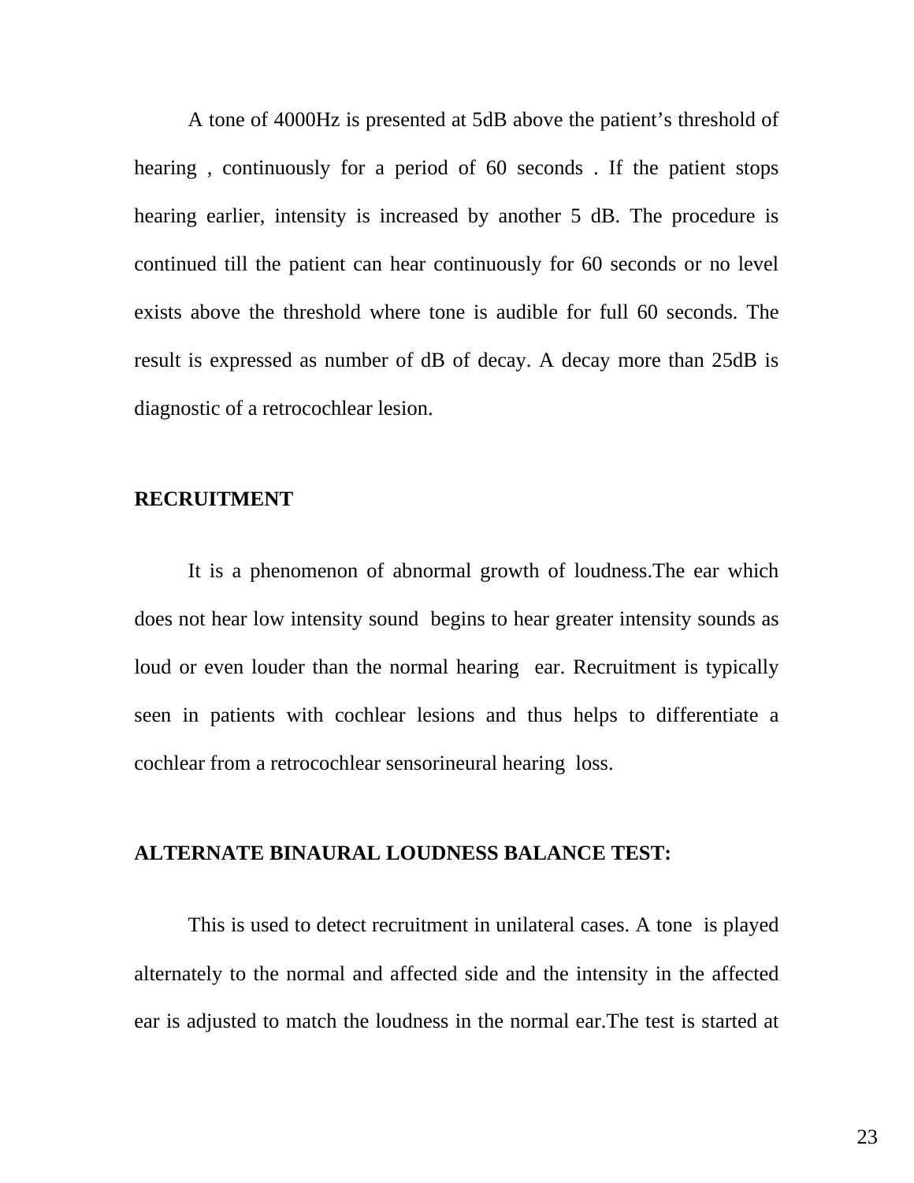A tone of 4000Hz is presented at 5dB above the patient's threshold of hearing , continuously for a period of 60 seconds . If the patient stops hearing earlier, intensity is increased by another 5 dB. The procedure is continued till the patient can hear continuously for 60 seconds or no level exists above the threshold where tone is audible for full 60 seconds. The result is expressed as number of dB of decay. A decay more than 25dB is diagnostic of a retrocochlear lesion.

**RECRUITMENT**

It is a phenomenon of abnormal growth of loudness.The ear which does not hear low intensity sound begins to hear greater intensity sounds as loud or even louder than the normal hearing ear. Recruitment is typically seen in patients with cochlear lesions and thus helps to differentiate a cochlear from a retrocochlear sensorineural hearing loss.

**ALTERNATE BINAURAL LOUDNESS BALANCE TEST:**

This is used to detect recruitment in unilateral cases. A tone is played alternately to the normal and affected side and the intensity in the affected ear is adjusted to match the loudness in the normal ear.The test is started at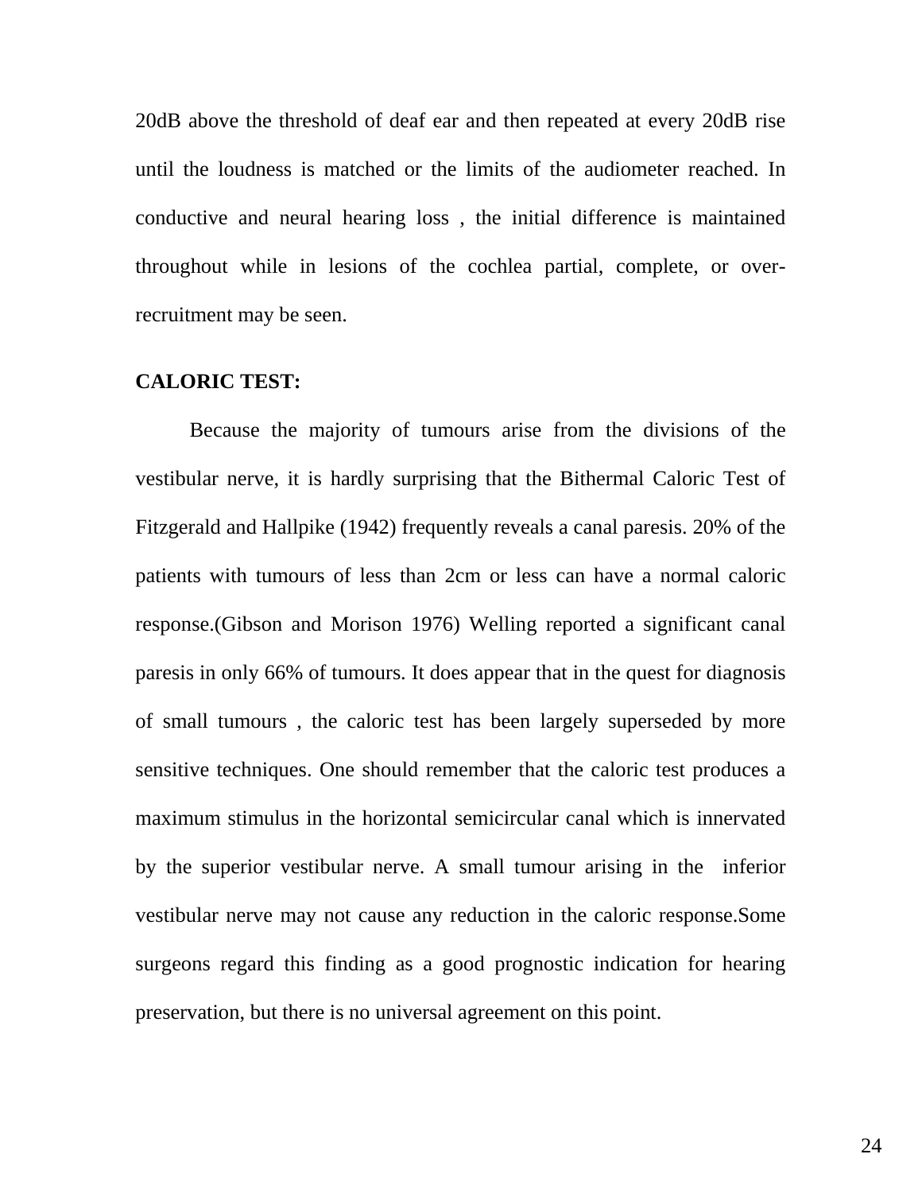20dB above the threshold of deaf ear and then repeated at every 20dB rise until the loudness is matched or the limits of the audiometer reached. In conductive and neural hearing loss , the initial difference is maintained throughout while in lesions of the cochlea partial, complete, or over-recruitment may be seen.

**CALORIC TEST:**

Because the majority of tumours arise from the divisions of the vestibular nerve, it is hardly surprising that the Bithermal Caloric Test of Fitzgerald and Hallpike (1942) frequently reveals a canal paresis. 20% of the patients with tumours of less than 2cm or less can have a normal caloric response.(Gibson and Morison 1976) Welling reported a significant canal paresis in only 66% of tumours. It does appear that in the quest for diagnosis of small tumours , the caloric test has been largely superseded by more sensitive techniques. One should remember that the caloric test produces a maximum stimulus in the horizontal semicircular canal which is innervated by the superior vestibular nerve. A small tumour arising in the inferior vestibular nerve may not cause any reduction in the caloric response.Some surgeons regard this finding as a good prognostic indication for hearing preservation, but there is no universal agreement on this point.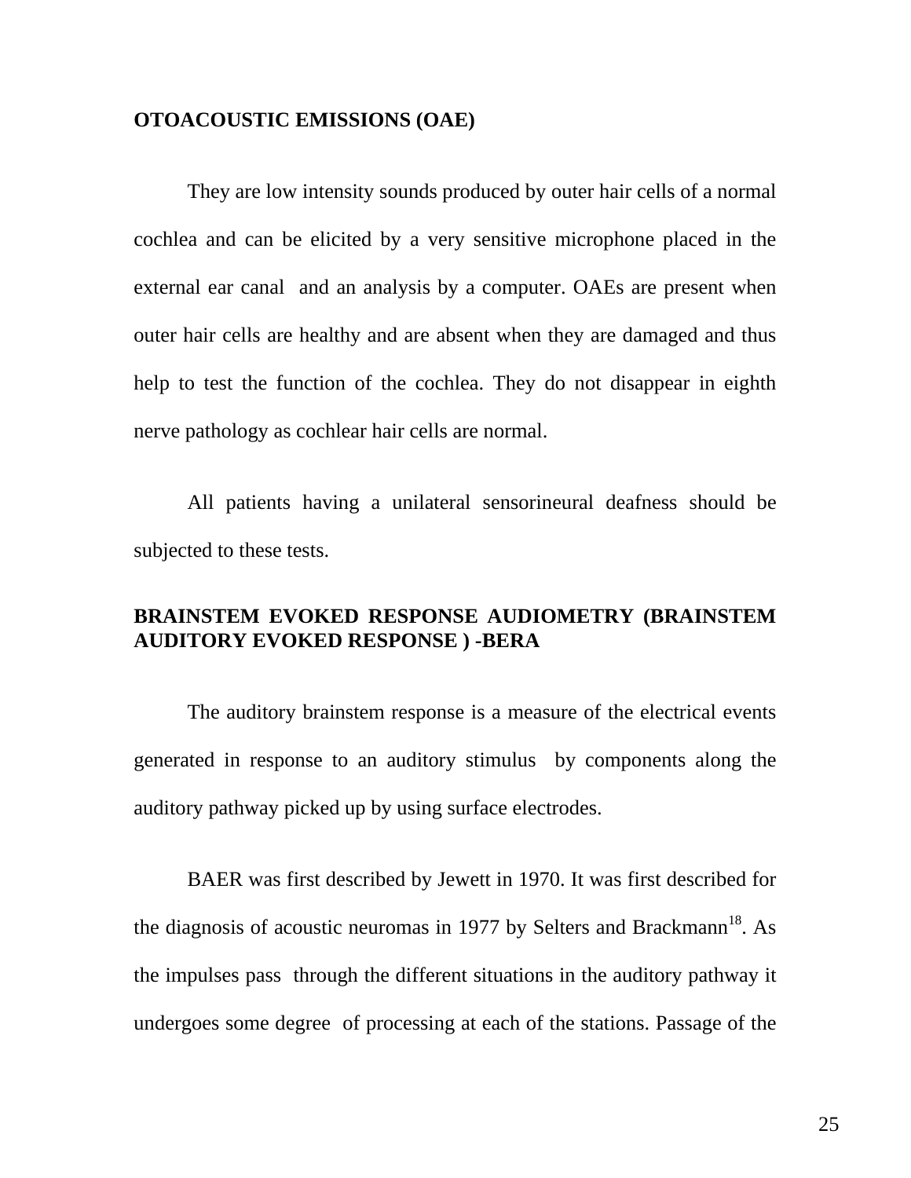**OTOACOUSTIC EMISSIONS (OAE)**

They are low intensity sounds produced by outer hair cells of a normal cochlea and can be elicited by a very sensitive microphone placed in the external ear canal and an analysis by a computer. OAEs are present when outer hair cells are healthy and are absent when they are damaged and thus help to test the function of the cochlea. They do not disappear in eighth nerve pathology as cochlear hair cells are normal.

All patients having a unilateral sensorineural deafness should be subjected to these tests.

**BRAINSTEM EVOKED RESPONSE AUDIOMETRY (BRAINSTEM AUDITORY EVOKED RESPONSE ) -BERA**

The auditory brainstem response is a measure of the electrical events generated in response to an auditory stimulus by components along the auditory pathway picked up by using surface electrodes.

BAER was first described by Jewett in 1970. It was first described for the diagnosis of acoustic neuromas in 1977 by Selters and Brackmann[18]. As the impulses pass through the different situations in the auditory pathway it undergoes some degree of processing at each of the stations. Passage of the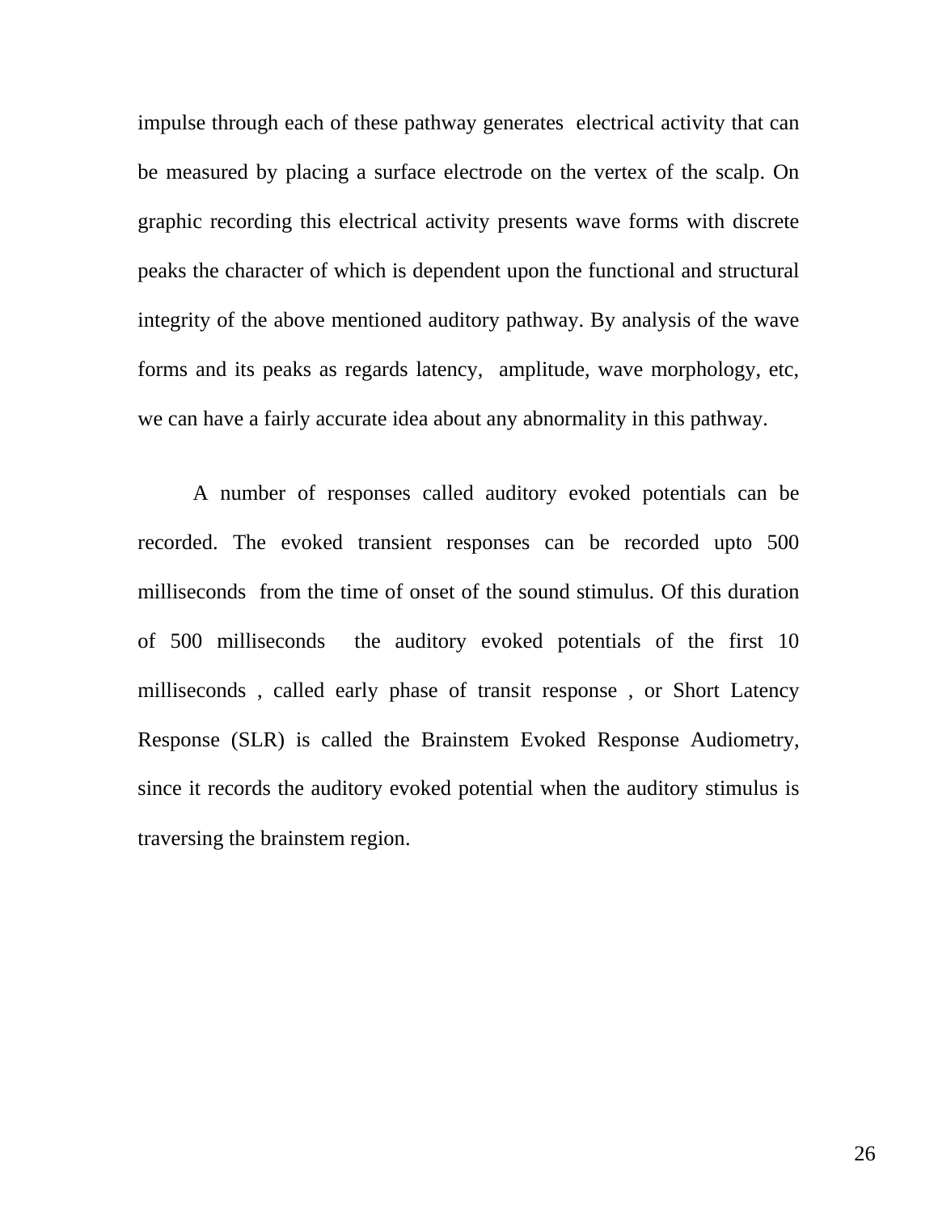impulse through each of these pathway generates electrical activity that can be measured by placing a surface electrode on the vertex of the scalp. On graphic recording this electrical activity presents wave forms with discrete peaks the character of which is dependent upon the functional and structural integrity of the above mentioned auditory pathway. By analysis of the wave forms and its peaks as regards latency, amplitude, wave morphology, etc, we can have a fairly accurate idea about any abnormality in this pathway.

A number of responses called auditory evoked potentials can be recorded. The evoked transient responses can be recorded upto 500 milliseconds from the time of onset of the sound stimulus. Of this duration of 500 milliseconds the auditory evoked potentials of the first 10 milliseconds , called early phase of transit response , or Short Latency Response (SLR) is called the Brainstem Evoked Response Audiometry, since it records the auditory evoked potential when the auditory stimulus is traversing the brainstem region.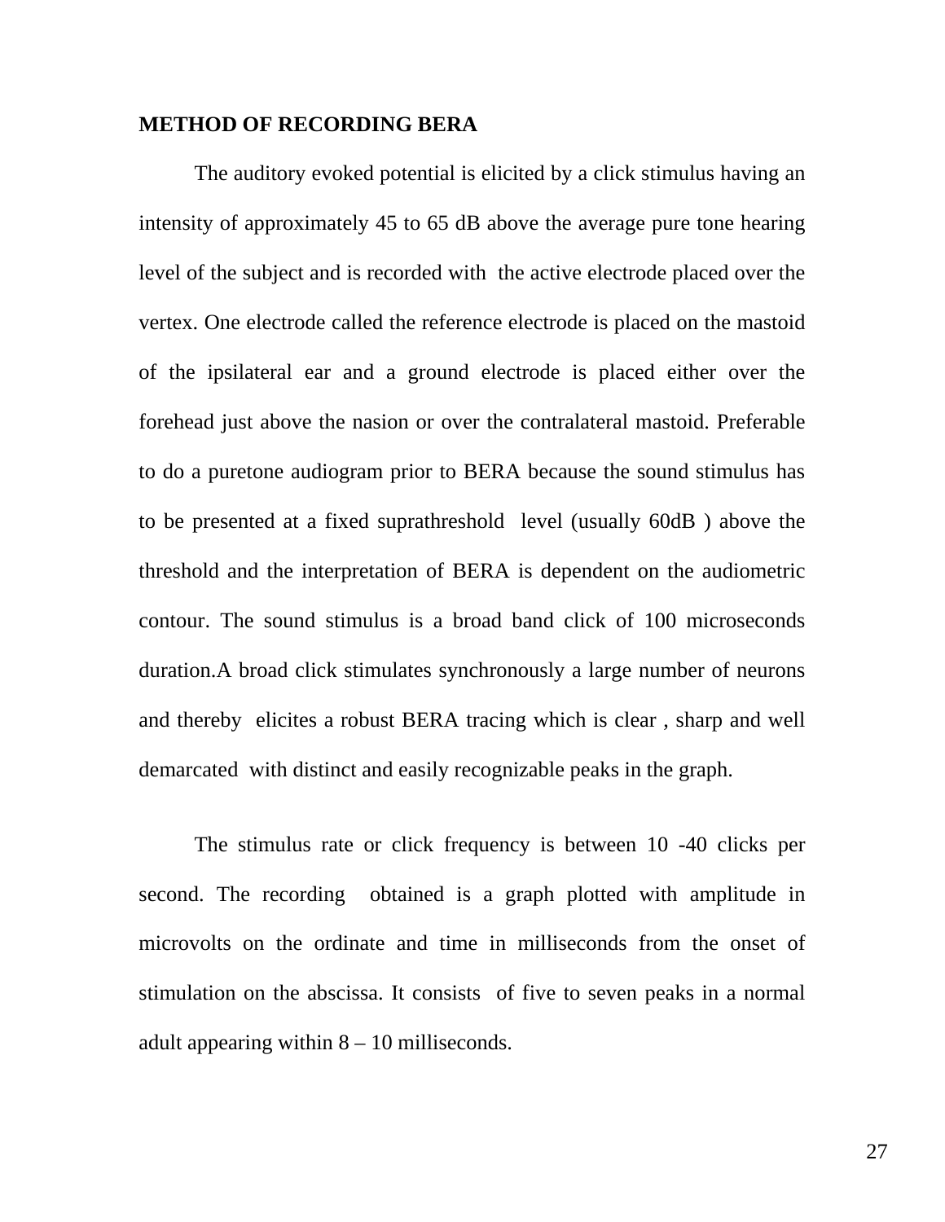**METHOD OF RECORDING BERA**

The auditory evoked potential is elicited by a click stimulus having an intensity of approximately 45 to 65 dB above the average pure tone hearing level of the subject and is recorded with the active electrode placed over the vertex. One electrode called the reference electrode is placed on the mastoid of the ipsilateral ear and a ground electrode is placed either over the forehead just above the nasion or over the contralateral mastoid. Preferable to do a puretone audiogram prior to BERA because the sound stimulus has to be presented at a fixed suprathreshold level (usually 60dB ) above the threshold and the interpretation of BERA is dependent on the audiometric contour. The sound stimulus is a broad band click of 100 microseconds duration.A broad click stimulates synchronously a large number of neurons and thereby elicites a robust BERA tracing which is clear , sharp and well demarcated with distinct and easily recognizable peaks in the graph.

The stimulus rate or click frequency is between 10 -40 clicks per second. The recording obtained is a graph plotted with amplitude in microvolts on the ordinate and time in milliseconds from the onset of stimulation on the abscissa. It consists of five to seven peaks in a normal adult appearing within 8 – 10 milliseconds.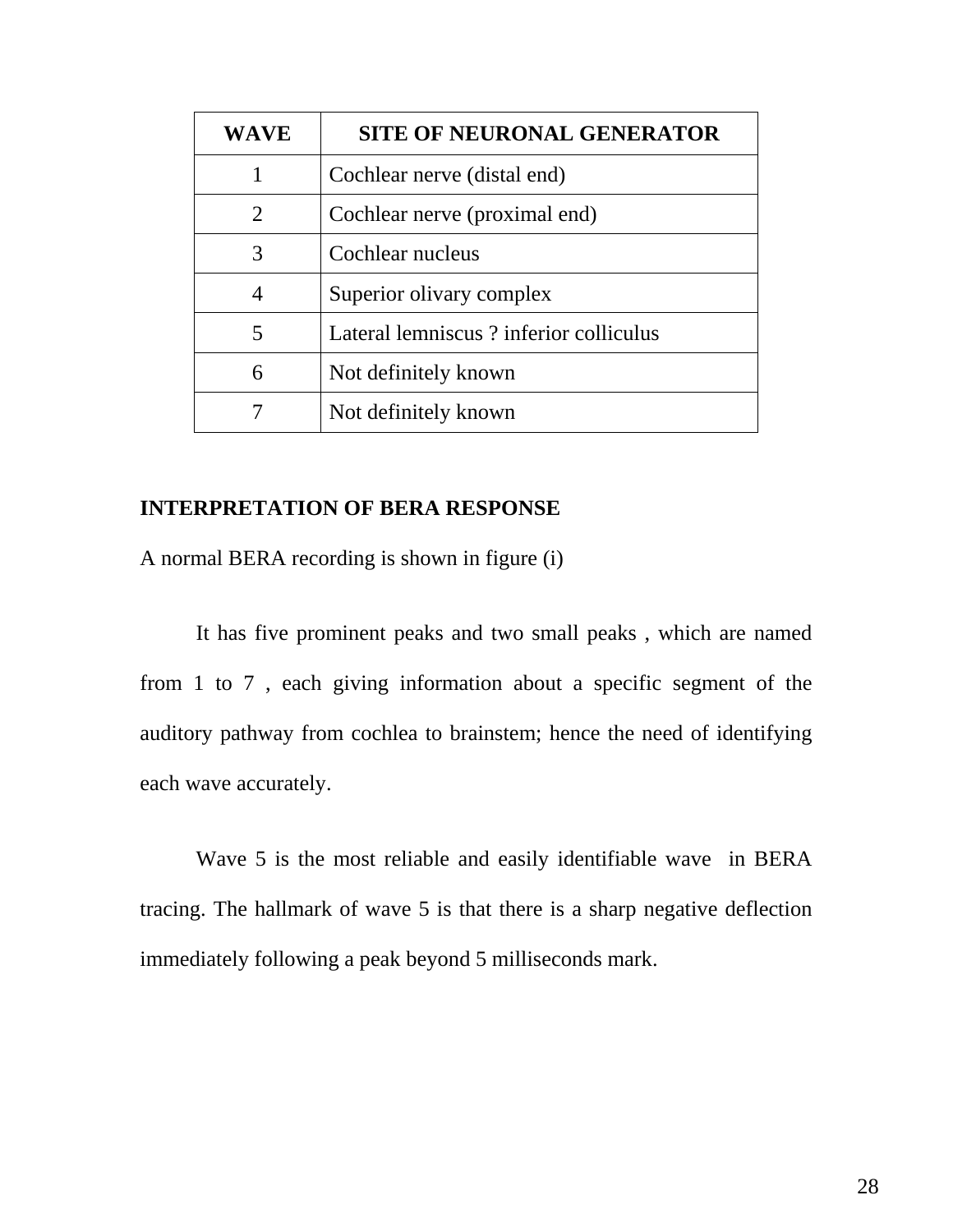| WAVE | SITE OF NEURONAL GENERATOR |
| --- | --- |
| 1 | Cochlear nerve (distal end) |
| 2 | Cochlear nerve (proximal end) |
| 3 | Cochlear nucleus |
| 4 | Superior olivary complex |
| 5 | Lateral lemniscus ? inferior colliculus |
| 6 | Not definitely known |
| 7 | Not definitely known |

## INTERPRETATION OF BERA RESPONSE

A normal BERA recording is shown in figure (i)

It has five prominent peaks and two small peaks , which are named from 1 to 7 , each giving information about a specific segment of the auditory pathway from cochlea to brainstem; hence the need of identifying each wave accurately.

Wave 5 is the most reliable and easily identifiable wave in BERA tracing. The hallmark of wave 5 is that there is a sharp negative deflection immediately following a peak beyond 5 milliseconds mark.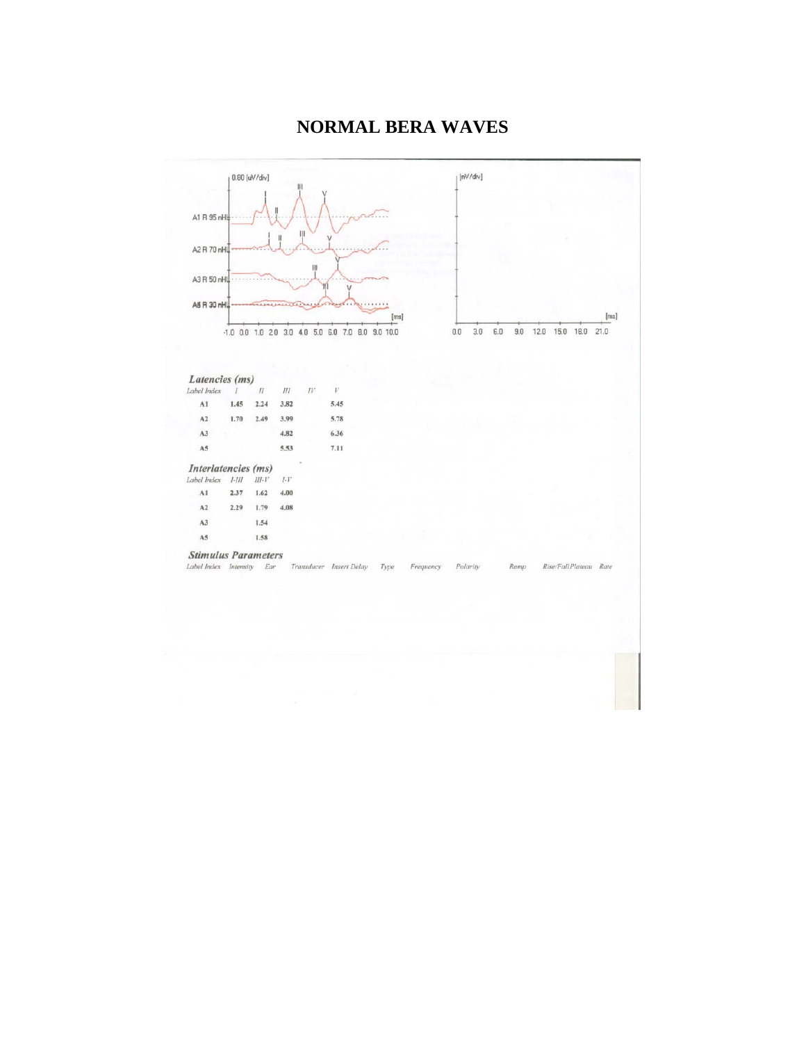# NORMAL BERA WAVES

### *Latencies (ms)*

| Label Index | I | II | III | IV | V |
|---|---|---|---|---|---|
| A1 | 1.45 | 2.24 | 3.82 | | 5.45 |
| A2 | 1.70 | 2.49 | 3.99 | | 5.78 |
| A3 | | | 4.82 | | 6.36 |
| A5 | | | 5.53 | | 7.11 |

### *Interlatencies (ms)*

| Label Index | I-III | III-V | I-V |
|---|---|---|---|
| A1 | 2.37 | 1.62 | 4.00 |
| A2 | 2.29 | 1.79 | 4.08 |
| A3 | | 1.54 | |
| A5 | | 1.58 | |

### *Stimulus Parameters*

| Label Index | Intensity | Ear | Transducer | Insert Delay | Type | Frequency | Polarity | Ramp | Rise/Fall Plateau | Rate |
|---|---|---|---|---|---|---|---|---|---|---|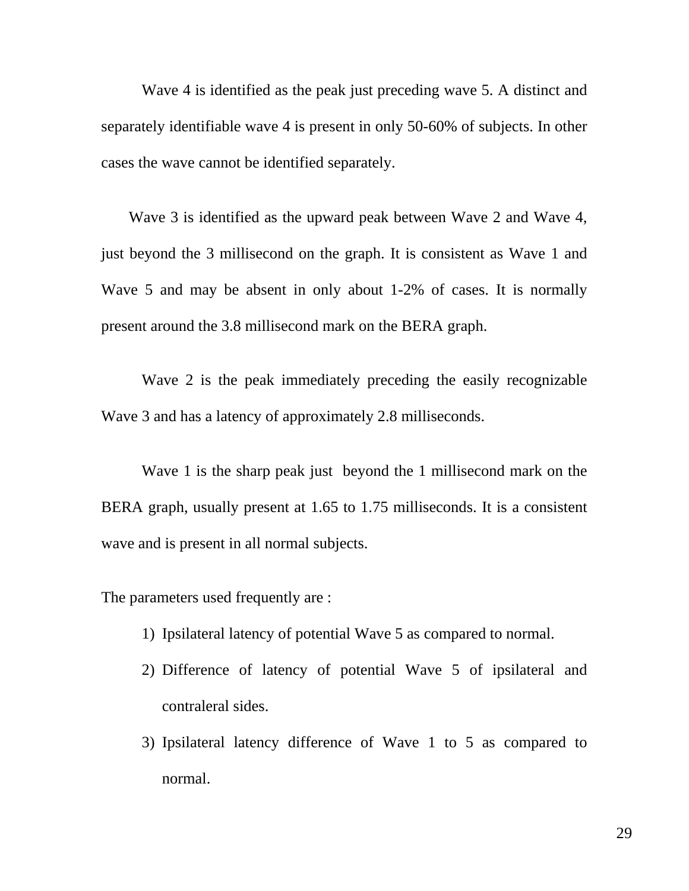Wave 4 is identified as the peak just preceding wave 5. A distinct and separately identifiable wave 4 is present in only 50-60% of subjects. In other cases the wave cannot be identified separately.

Wave 3 is identified as the upward peak between Wave 2 and Wave 4, just beyond the 3 millisecond on the graph. It is consistent as Wave 1 and Wave 5 and may be absent in only about 1-2% of cases. It is normally present around the 3.8 millisecond mark on the BERA graph.

Wave 2 is the peak immediately preceding the easily recognizable Wave 3 and has a latency of approximately 2.8 milliseconds.

Wave 1 is the sharp peak just beyond the 1 millisecond mark on the BERA graph, usually present at 1.65 to 1.75 milliseconds. It is a consistent wave and is present in all normal subjects.

The parameters used frequently are :

1) Ipsilateral latency of potential Wave 5 as compared to normal.
2) Difference of latency of potential Wave 5 of ipsilateral and contraleral sides.
3) Ipsilateral latency difference of Wave 1 to 5 as compared to normal.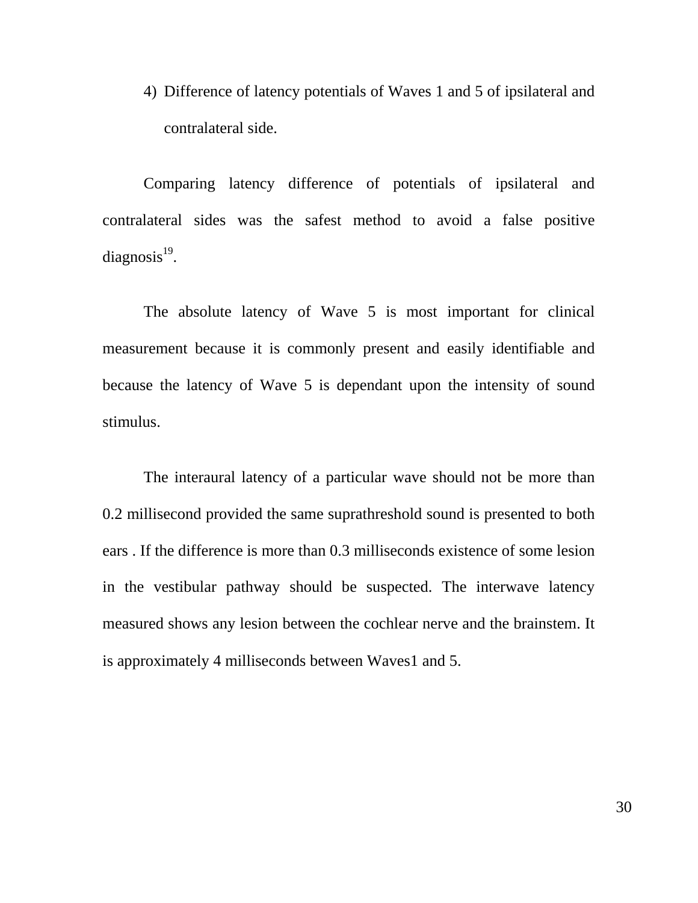4) Difference of latency potentials of Waves 1 and 5 of ipsilateral and contralateral side.

Comparing latency difference of potentials of ipsilateral and contralateral sides was the safest method to avoid a false positive diagnosis[19].

The absolute latency of Wave 5 is most important for clinical measurement because it is commonly present and easily identifiable and because the latency of Wave 5 is dependant upon the intensity of sound stimulus.

The interaural latency of a particular wave should not be more than 0.2 millisecond provided the same suprathreshold sound is presented to both ears . If the difference is more than 0.3 milliseconds existence of some lesion in the vestibular pathway should be suspected. The interwave latency measured shows any lesion between the cochlear nerve and the brainstem. It is approximately 4 milliseconds between Waves1 and 5.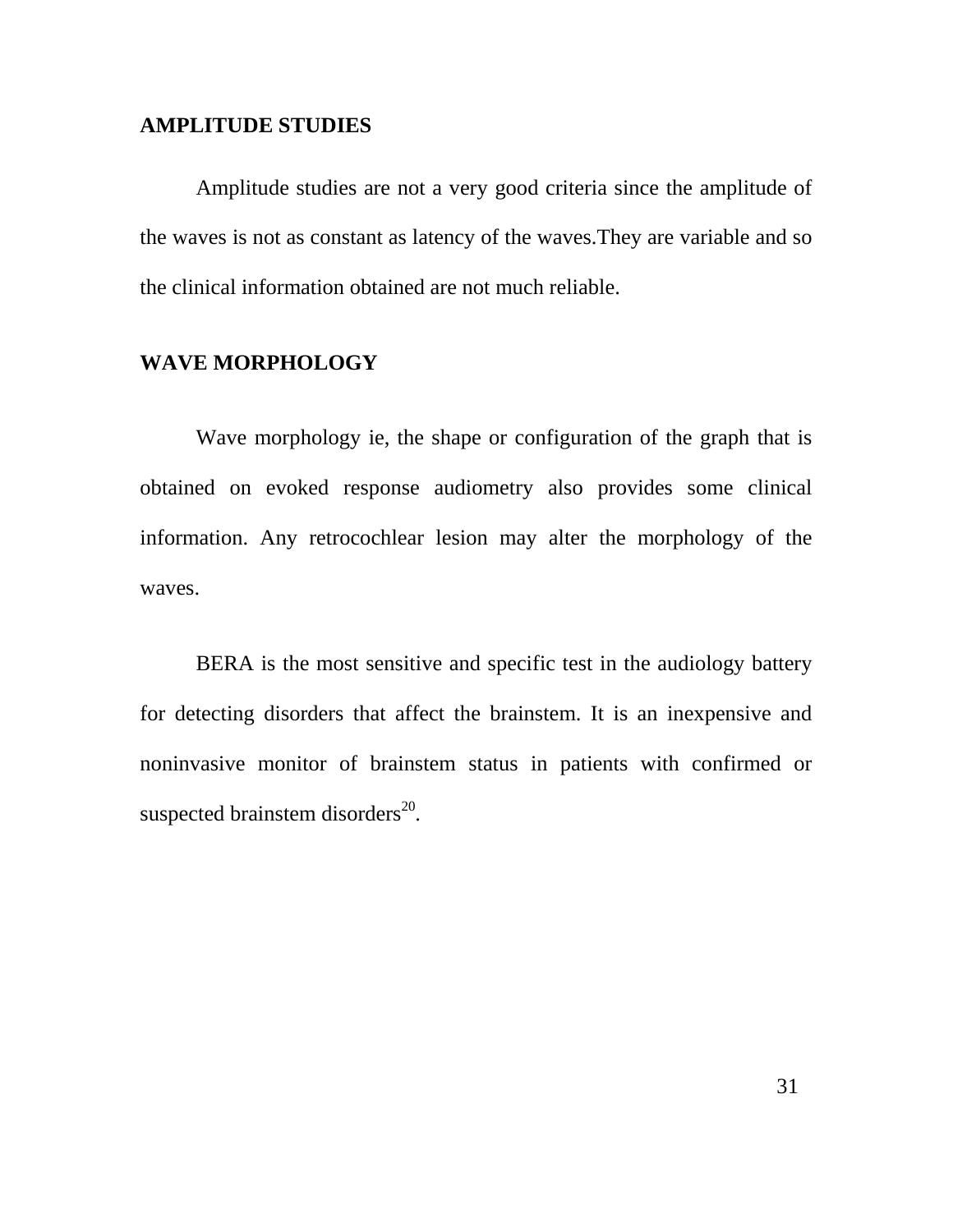## AMPLITUDE STUDIES

Amplitude studies are not a very good criteria since the amplitude of the waves is not as constant as latency of the waves.They are variable and so the clinical information obtained are not much reliable.

## WAVE MORPHOLOGY

Wave morphology ie, the shape or configuration of the graph that is obtained on evoked response audiometry also provides some clinical information. Any retrocochlear lesion may alter the morphology of the waves.

BERA is the most sensitive and specific test in the audiology battery for detecting disorders that affect the brainstem. It is an inexpensive and noninvasive monitor of brainstem status in patients with confirmed or suspected brainstem disorders[20].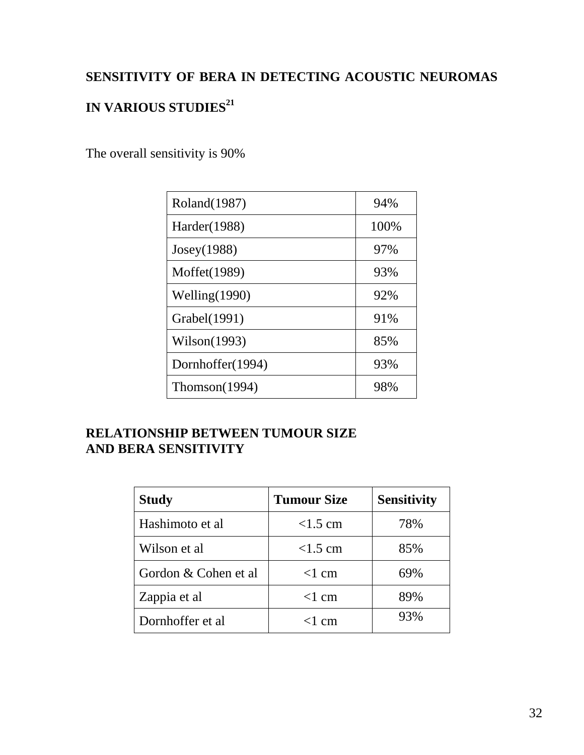## SENSITIVITY OF BERA IN DETECTING ACOUSTIC NEUROMAS IN VARIOUS STUDIES[21]

The overall sensitivity is 90%

| Roland(1987) | 94% |
|---|---|
| Harder(1988) | 100% |
| Josey(1988) | 97% |
| Moffet(1989) | 93% |
| Welling(1990) | 92% |
| Grabel(1991) | 91% |
| Wilson(1993) | 85% |
| Dornhoffer(1994) | 93% |
| Thomson(1994) | 98% |

## RELATIONSHIP BETWEEN TUMOUR SIZE AND BERA SENSITIVITY

| Study | Tumour Size | Sensitivity |
|---|---|---|
| Hashimoto et al | <1.5 cm | 78% |
| Wilson et al | <1.5 cm | 85% |
| Gordon & Cohen et al | <1 cm | 69% |
| Zappia et al | <1 cm | 89% |
| Dornhoffer et al | <1 cm | 93% |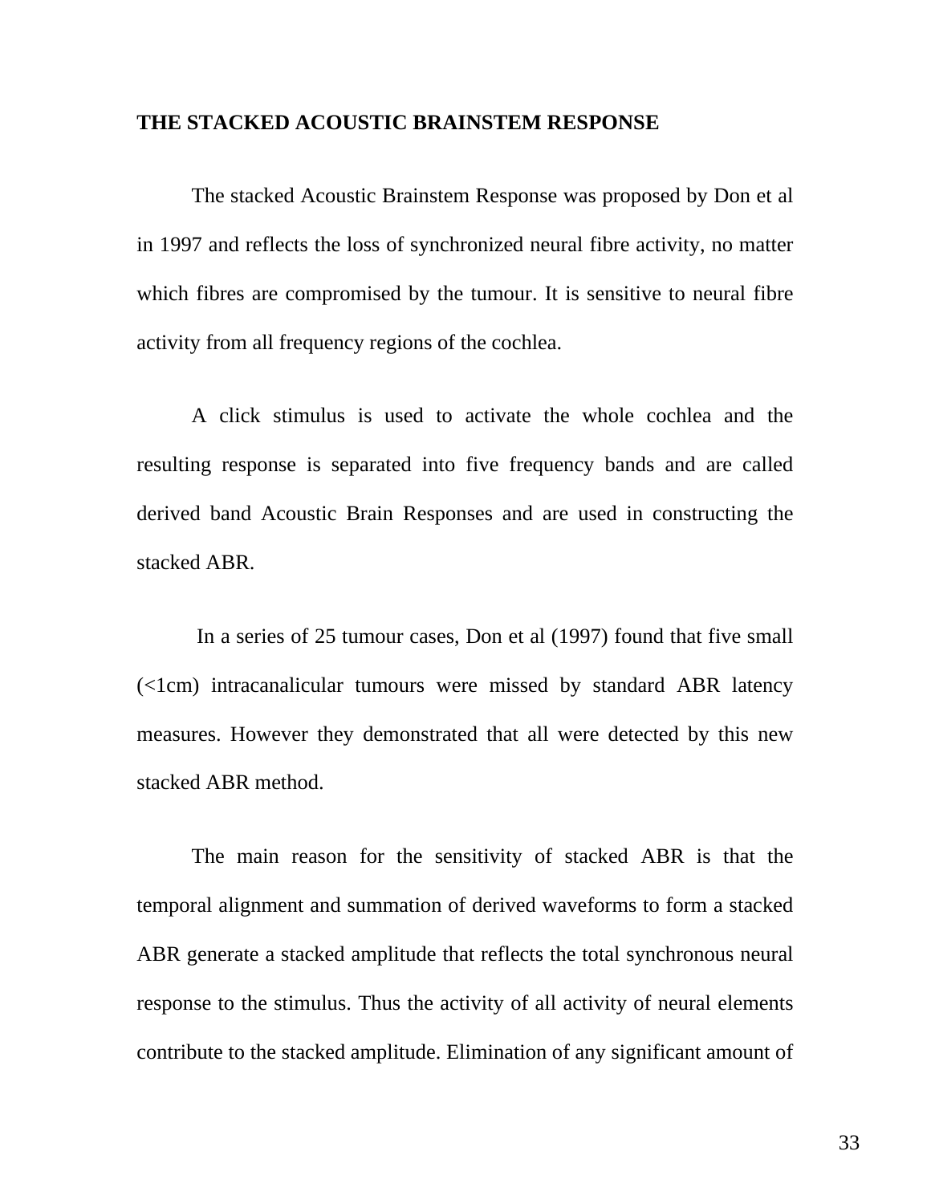**THE STACKED ACOUSTIC BRAINSTEM RESPONSE**

The stacked Acoustic Brainstem Response was proposed by Don et al in 1997 and reflects the loss of synchronized neural fibre activity, no matter which fibres are compromised by the tumour. It is sensitive to neural fibre activity from all frequency regions of the cochlea.

A click stimulus is used to activate the whole cochlea and the resulting response is separated into five frequency bands and are called derived band Acoustic Brain Responses and are used in constructing the stacked ABR.

In a series of 25 tumour cases, Don et al (1997) found that five small (<1cm) intracanalicular tumours were missed by standard ABR latency measures. However they demonstrated that all were detected by this new stacked ABR method.

The main reason for the sensitivity of stacked ABR is that the temporal alignment and summation of derived waveforms to form a stacked ABR generate a stacked amplitude that reflects the total synchronous neural response to the stimulus. Thus the activity of all activity of neural elements contribute to the stacked amplitude. Elimination of any significant amount of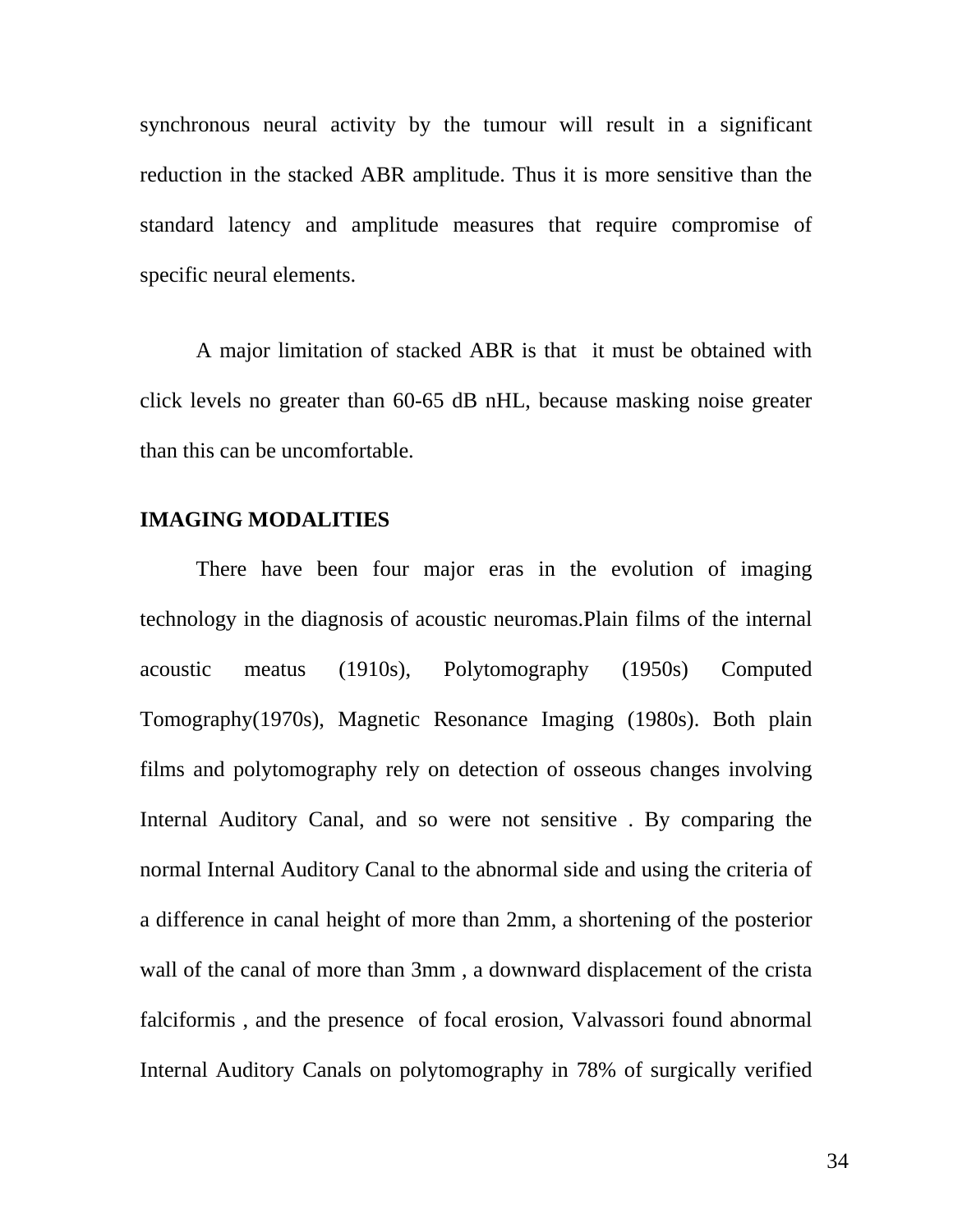synchronous neural activity by the tumour will result in a significant reduction in the stacked ABR amplitude. Thus it is more sensitive than the standard latency and amplitude measures that require compromise of specific neural elements.

A major limitation of stacked ABR is that it must be obtained with click levels no greater than 60-65 dB nHL, because masking noise greater than this can be uncomfortable.

**IMAGING MODALITIES**

There have been four major eras in the evolution of imaging technology in the diagnosis of acoustic neuromas.Plain films of the internal acoustic meatus (1910s), Polytomography (1950s) Computed Tomography(1970s), Magnetic Resonance Imaging (1980s). Both plain films and polytomography rely on detection of osseous changes involving Internal Auditory Canal, and so were not sensitive . By comparing the normal Internal Auditory Canal to the abnormal side and using the criteria of a difference in canal height of more than 2mm, a shortening of the posterior wall of the canal of more than 3mm , a downward displacement of the crista falciformis , and the presence of focal erosion, Valvassori found abnormal Internal Auditory Canals on polytomography in 78% of surgically verified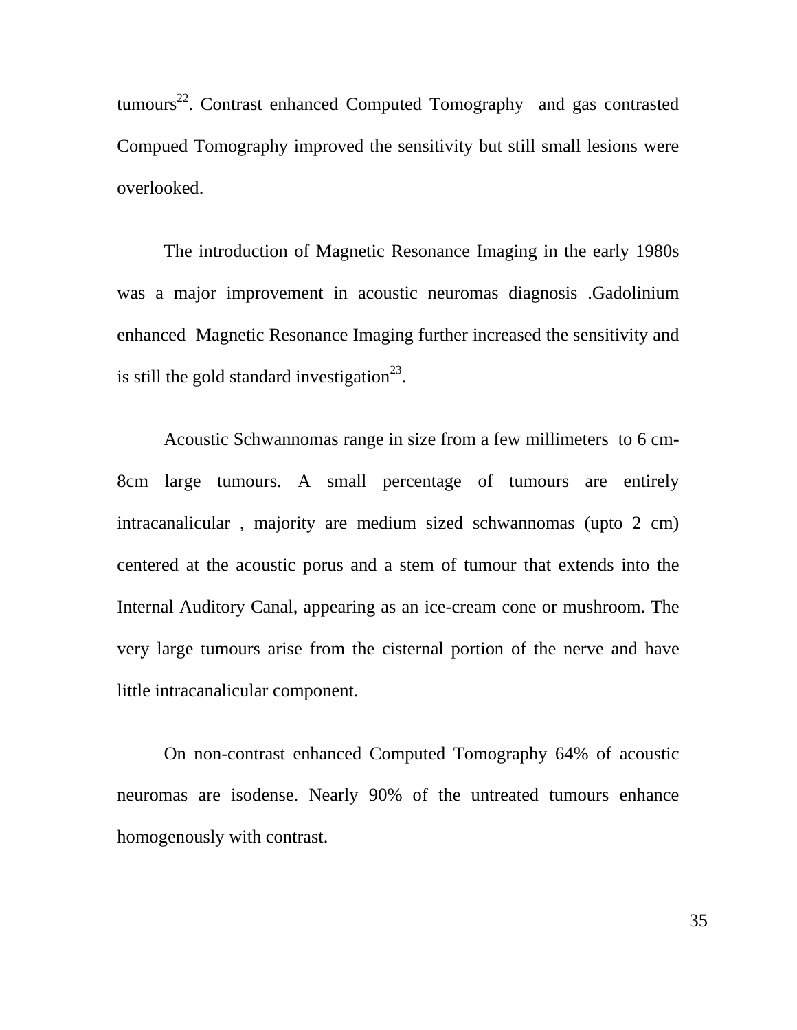tumours[22]. Contrast enhanced Computed Tomography and gas contrasted Compued Tomography improved the sensitivity but still small lesions were overlooked.

The introduction of Magnetic Resonance Imaging in the early 1980s was a major improvement in acoustic neuromas diagnosis .Gadolinium enhanced Magnetic Resonance Imaging further increased the sensitivity and is still the gold standard investigation[23].

Acoustic Schwannomas range in size from a few millimeters to 6 cm-8cm large tumours. A small percentage of tumours are entirely intracanalicular , majority are medium sized schwannomas (upto 2 cm) centered at the acoustic porus and a stem of tumour that extends into the Internal Auditory Canal, appearing as an ice-cream cone or mushroom. The very large tumours arise from the cisternal portion of the nerve and have little intracanalicular component.

On non-contrast enhanced Computed Tomography 64% of acoustic neuromas are isodense. Nearly 90% of the untreated tumours enhance homogenously with contrast.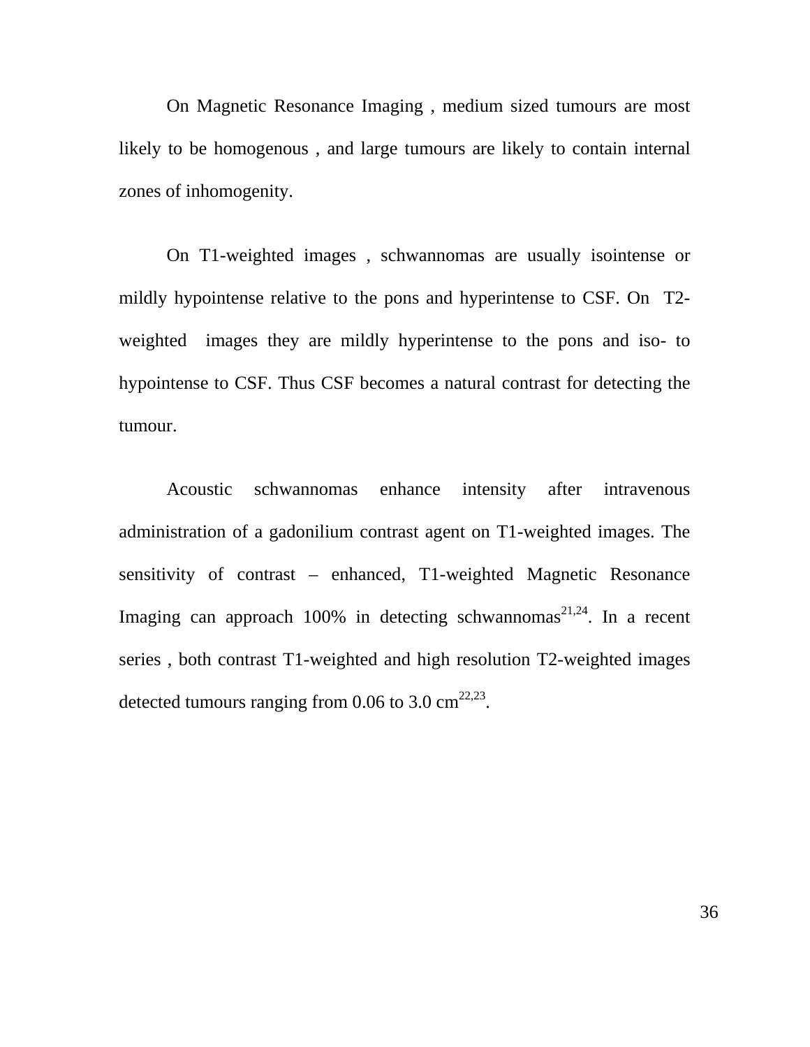On Magnetic Resonance Imaging , medium sized tumours are most likely to be homogenous , and large tumours are likely to contain internal zones of inhomogenity.

On T1-weighted images , schwannomas are usually isointense or mildly hypointense relative to the pons and hyperintense to CSF. On T2-weighted images they are mildly hyperintense to the pons and iso- to hypointense to CSF. Thus CSF becomes a natural contrast for detecting the tumour.

Acoustic schwannomas enhance intensity after intravenous administration of a gadonilium contrast agent on T1-weighted images. The sensitivity of contrast – enhanced, T1-weighted Magnetic Resonance Imaging can approach 100% in detecting schwannomas[21,24]. In a recent series , both contrast T1-weighted and high resolution T2-weighted images detected tumours ranging from 0.06 to 3.0 cm[22,23].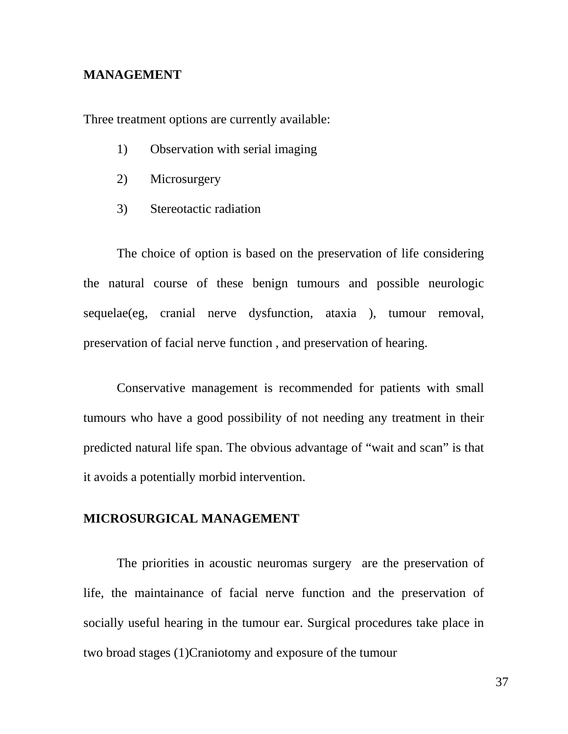## MANAGEMENT

Three treatment options are currently available:

1) Observation with serial imaging
2) Microsurgery
3) Stereotactic radiation

The choice of option is based on the preservation of life considering the natural course of these benign tumours and possible neurologic sequelae(eg, cranial nerve dysfunction, ataxia ), tumour removal, preservation of facial nerve function , and preservation of hearing.

Conservative management is recommended for patients with small tumours who have a good possibility of not needing any treatment in their predicted natural life span. The obvious advantage of "wait and scan" is that it avoids a potentially morbid intervention.

## MICROSURGICAL MANAGEMENT

The priorities in acoustic neuromas surgery are the preservation of life, the maintainance of facial nerve function and the preservation of socially useful hearing in the tumour ear. Surgical procedures take place in two broad stages (1)Craniotomy and exposure of the tumour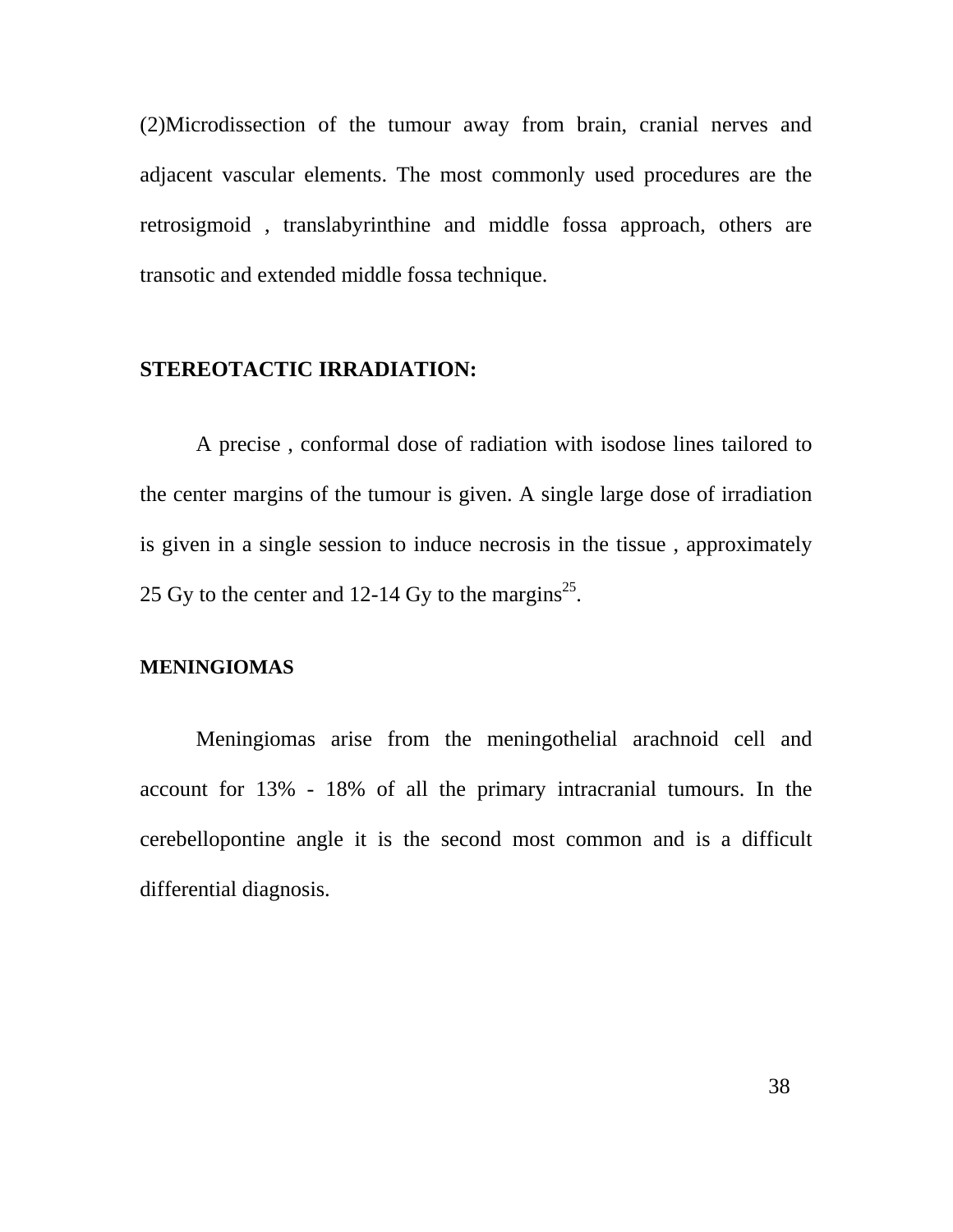(2)Microdissection of the tumour away from brain, cranial nerves and adjacent vascular elements. The most commonly used procedures are the retrosigmoid , translabyrinthine and middle fossa approach, others are transotic and extended middle fossa technique.

## STEREOTACTIC IRRADIATION:

A precise , conformal dose of radiation with isodose lines tailored to the center margins of the tumour is given. A single large dose of irradiation is given in a single session to induce necrosis in the tissue , approximately 25 Gy to the center and 12-14 Gy to the margins[25].

### MENINGIOMAS

Meningiomas arise from the meningothelial arachnoid cell and account for 13% - 18% of all the primary intracranial tumours. In the cerebellopontine angle it is the second most common and is a difficult differential diagnosis.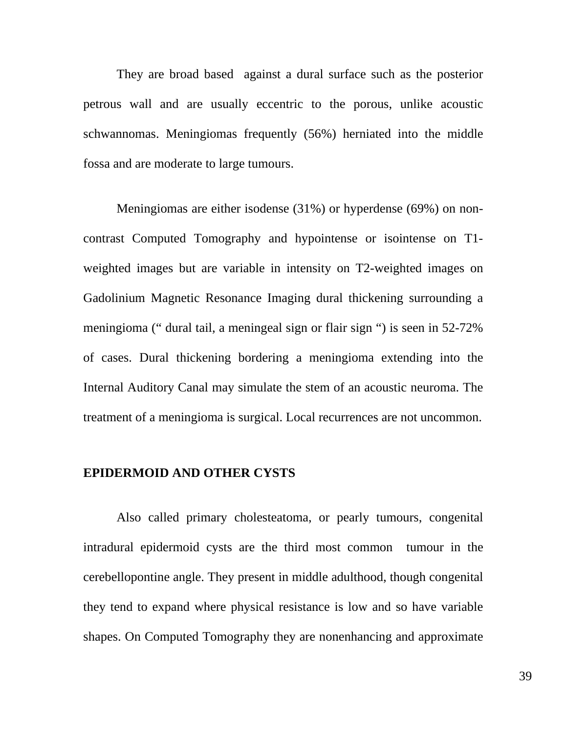They are broad based  against a dural surface such as the posterior petrous wall and are usually eccentric to the porous, unlike acoustic schwannomas. Meningiomas frequently (56%) herniated into the middle fossa and are moderate to large tumours.

Meningiomas are either isodense (31%) or hyperdense (69%) on non-contrast Computed Tomography and hypointense or isointense on T1-weighted images but are variable in intensity on T2-weighted images on Gadolinium Magnetic Resonance Imaging dural thickening surrounding a meningioma (“ dural tail, a meningeal sign or flair sign “) is seen in 52-72% of cases. Dural thickening bordering a meningioma extending into the Internal Auditory Canal may simulate the stem of an acoustic neuroma. The treatment of a meningioma is surgical. Local recurrences are not uncommon.

**EPIDERMOID AND OTHER CYSTS**

Also called primary cholesteatoma, or pearly tumours, congenital intradural epidermoid cysts are the third most common  tumour in the cerebellopontine angle. They present in middle adulthood, though congenital they tend to expand where physical resistance is low and so have variable shapes. On Computed Tomography they are nonenhancing and approximate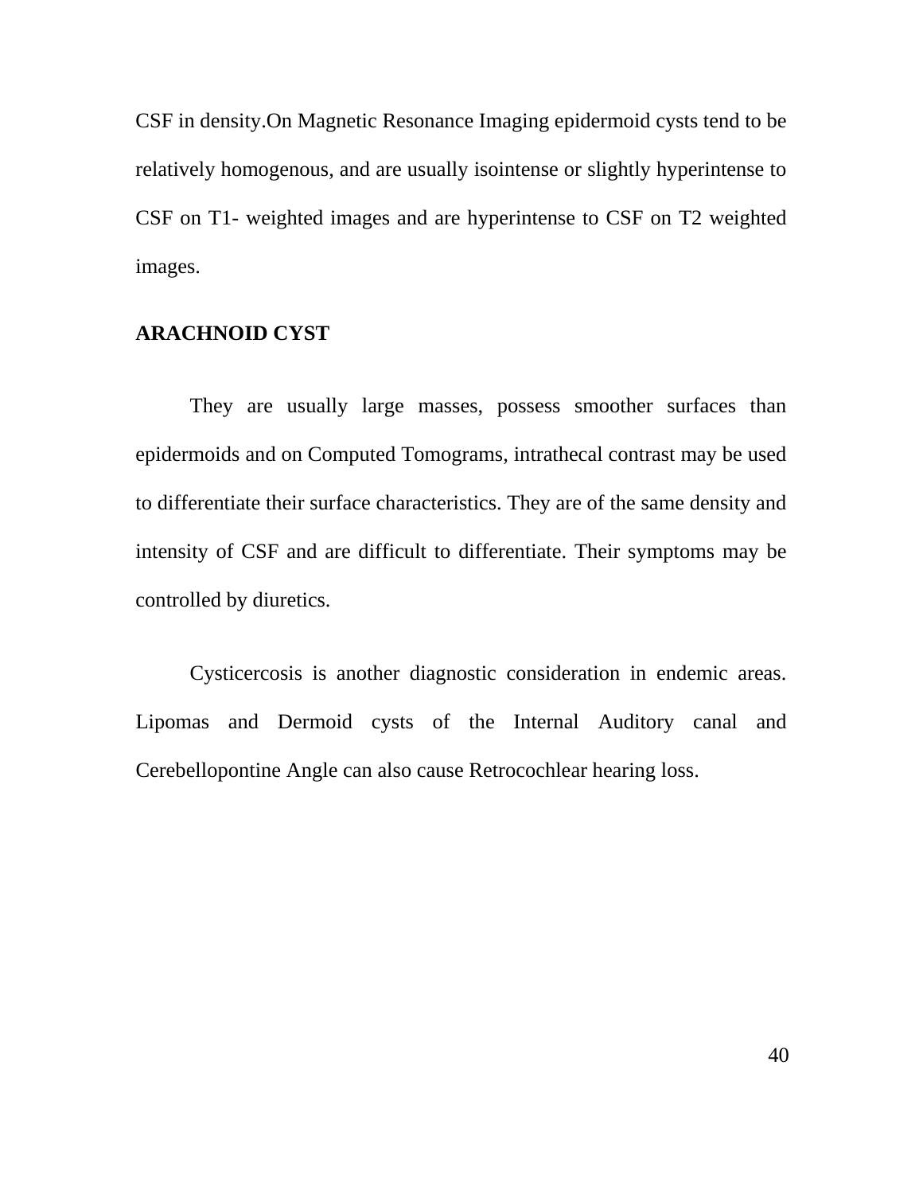CSF in density.On Magnetic Resonance Imaging epidermoid cysts tend to be relatively homogenous, and are usually isointense or slightly hyperintense to CSF on T1- weighted images and are hyperintense to CSF on T2 weighted images.

**ARACHNOID CYST**

They are usually large masses, possess smoother surfaces than epidermoids and on Computed Tomograms, intrathecal contrast may be used to differentiate their surface characteristics. They are of the same density and intensity of CSF and are difficult to differentiate. Their symptoms may be controlled by diuretics.

Cysticercosis is another diagnostic consideration in endemic areas. Lipomas and Dermoid cysts of the Internal Auditory canal and Cerebellopontine Angle can also cause Retrocochlear hearing loss.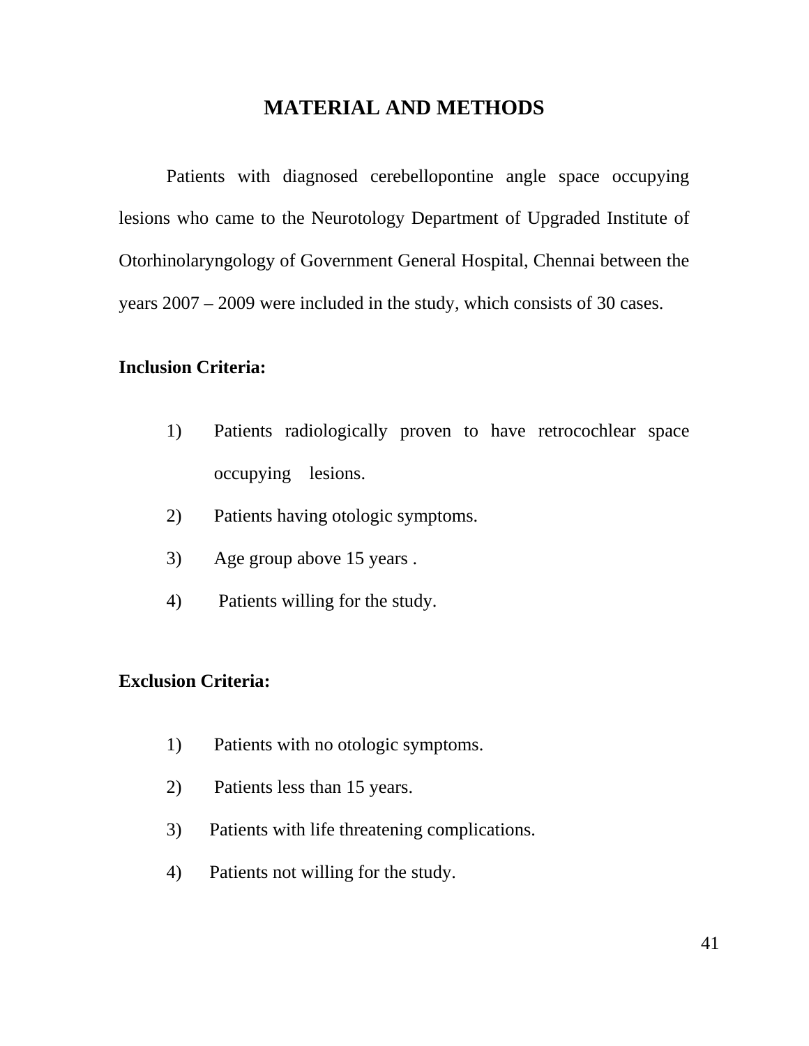# MATERIAL AND METHODS

Patients with diagnosed cerebellopontine angle space occupying lesions who came to the Neurotology Department of Upgraded Institute of Otorhinolaryngology of Government General Hospital, Chennai between the years 2007 – 2009 were included in the study, which consists of 30 cases.

**Inclusion Criteria:**

1) Patients radiologically proven to have retrocochlear space occupying lesions.
2) Patients having otologic symptoms.
3) Age group above 15 years .
4) Patients willing for the study.

**Exclusion Criteria:**

1) Patients with no otologic symptoms.
2) Patients less than 15 years.
3) Patients with life threatening complications.
4) Patients not willing for the study.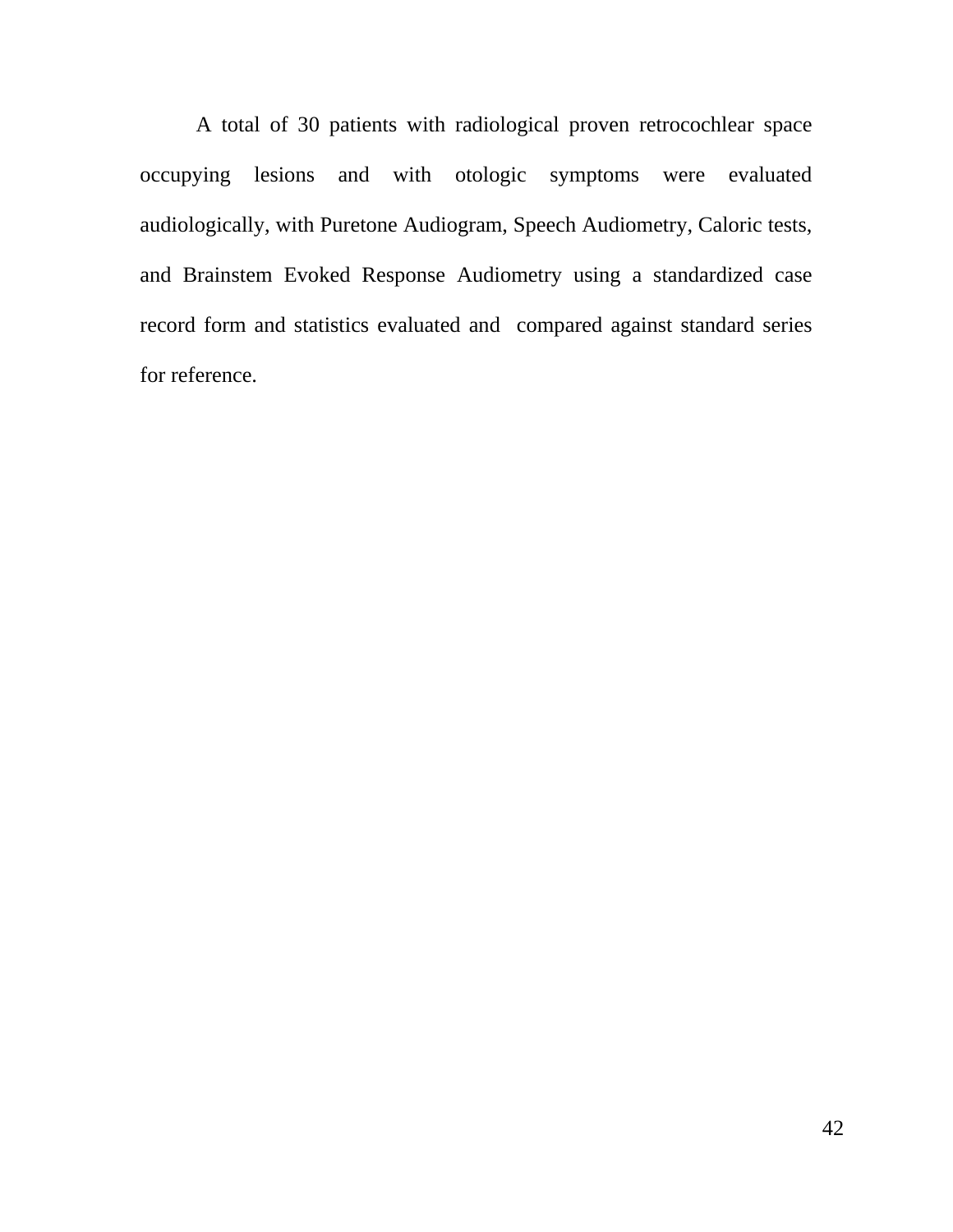A total of 30 patients with radiological proven retrocochlear space occupying lesions and with otologic symptoms were evaluated audiologically, with Puretone Audiogram, Speech Audiometry, Caloric tests, and Brainstem Evoked Response Audiometry using a standardized case record form and statistics evaluated and compared against standard series for reference.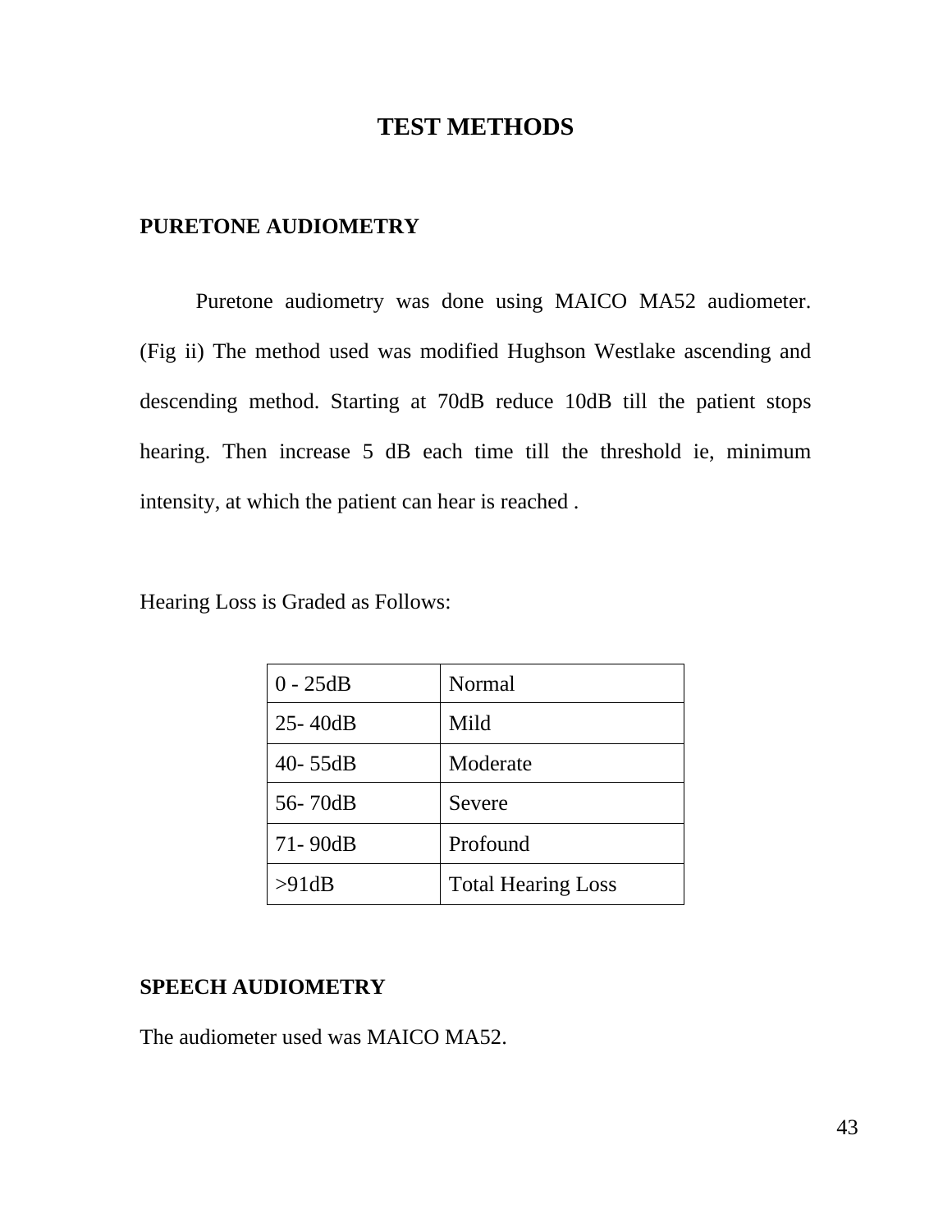# TEST METHODS

## PURETONE AUDIOMETRY

Puretone audiometry was done using MAICO MA52 audiometer. (Fig ii) The method used was modified Hughson Westlake ascending and descending method. Starting at 70dB reduce 10dB till the patient stops hearing. Then increase 5 dB each time till the threshold ie, minimum intensity, at which the patient can hear is reached .

Hearing Loss is Graded as Follows:

| 0 - 25dB | Normal |
|---|---|
| 25- 40dB | Mild |
| 40- 55dB | Moderate |
| 56- 70dB | Severe |
| 71- 90dB | Profound |
| >91dB | Total Hearing Loss |

## SPEECH AUDIOMETRY

The audiometer used was MAICO MA52.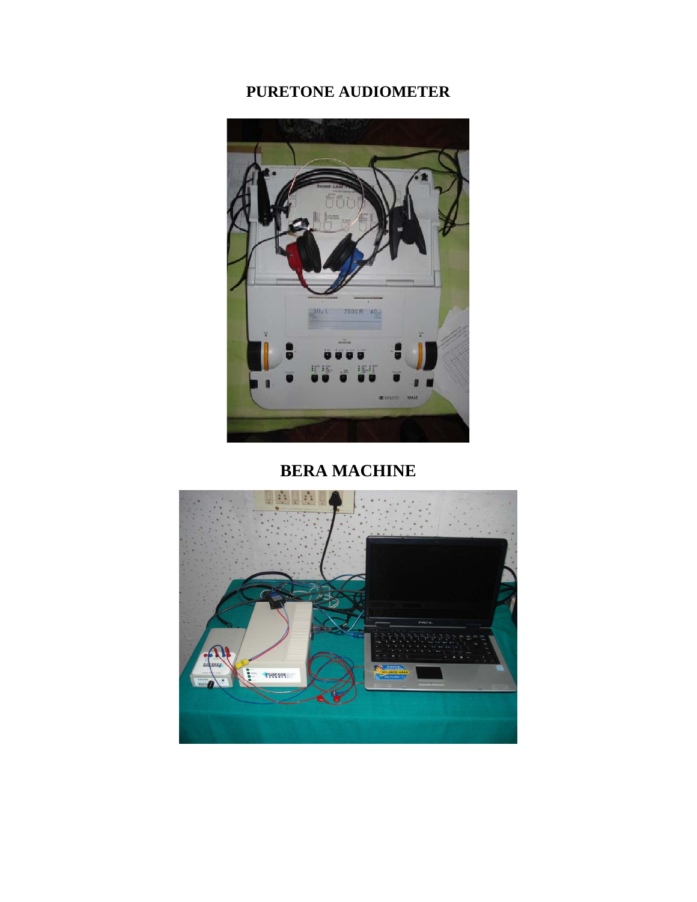**PURETONE AUDIOMETER**

**BERA MACHINE**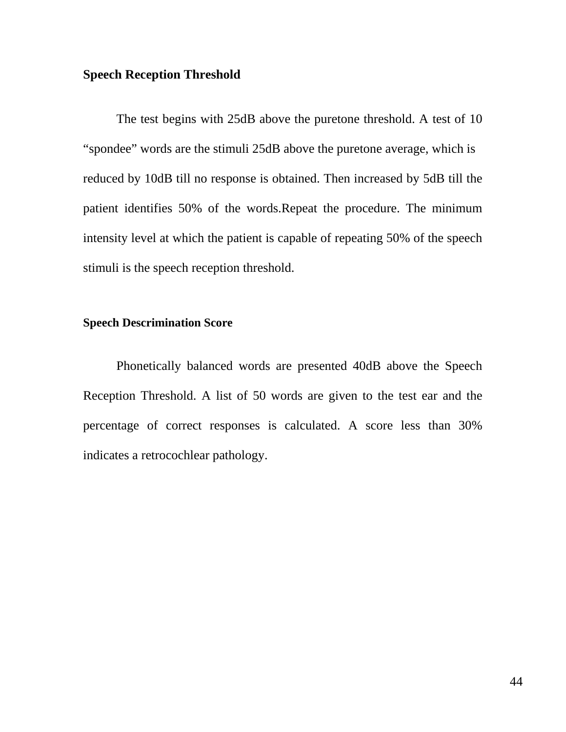**Speech Reception Threshold**

The test begins with 25dB above the puretone threshold. A test of 10 "spondee" words are the stimuli 25dB above the puretone average, which is reduced by 10dB till no response is obtained. Then increased by 5dB till the patient identifies 50% of the words.Repeat the procedure. The minimum intensity level at which the patient is capable of repeating 50% of the speech stimuli is the speech reception threshold.

**Speech Descrimination Score**

Phonetically balanced words are presented 40dB above the Speech Reception Threshold. A list of 50 words are given to the test ear and the percentage of correct responses is calculated. A score less than 30% indicates a retrocochlear pathology.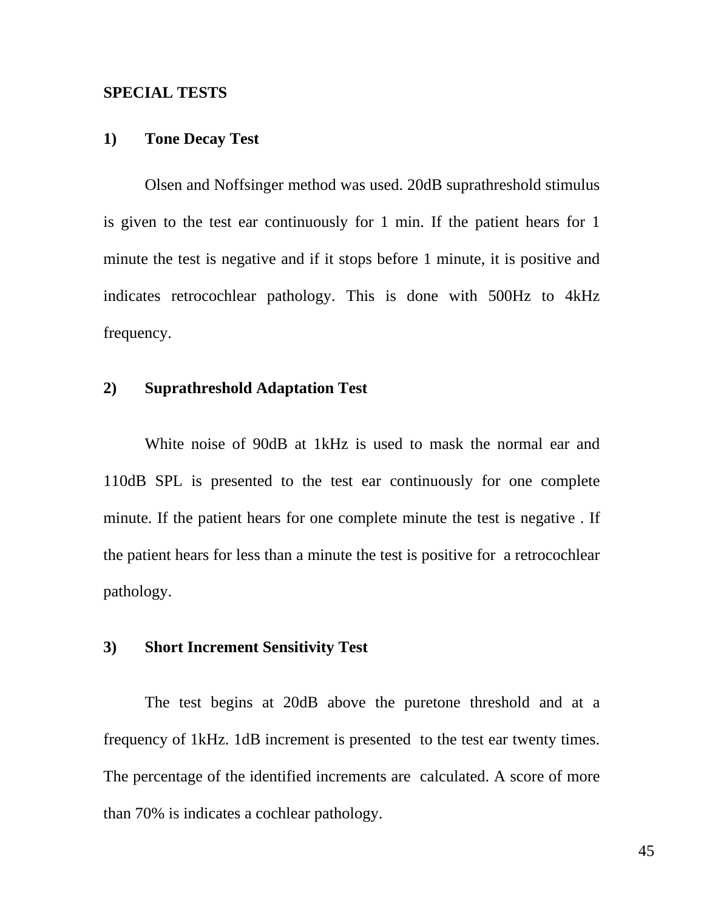**SPECIAL TESTS**

**1) Tone Decay Test**

Olsen and Noffsinger method was used. 20dB suprathreshold stimulus is given to the test ear continuously for 1 min. If the patient hears for 1 minute the test is negative and if it stops before 1 minute, it is positive and indicates retrocochlear pathology. This is done with 500Hz to 4kHz frequency.

**2) Suprathreshold Adaptation Test**

White noise of 90dB at 1kHz is used to mask the normal ear and 110dB SPL is presented to the test ear continuously for one complete minute. If the patient hears for one complete minute the test is negative . If the patient hears for less than a minute the test is positive for a retrocochlear pathology.

**3) Short Increment Sensitivity Test**

The test begins at 20dB above the puretone threshold and at a frequency of 1kHz. 1dB increment is presented to the test ear twenty times. The percentage of the identified increments are calculated. A score of more than 70% is indicates a cochlear pathology.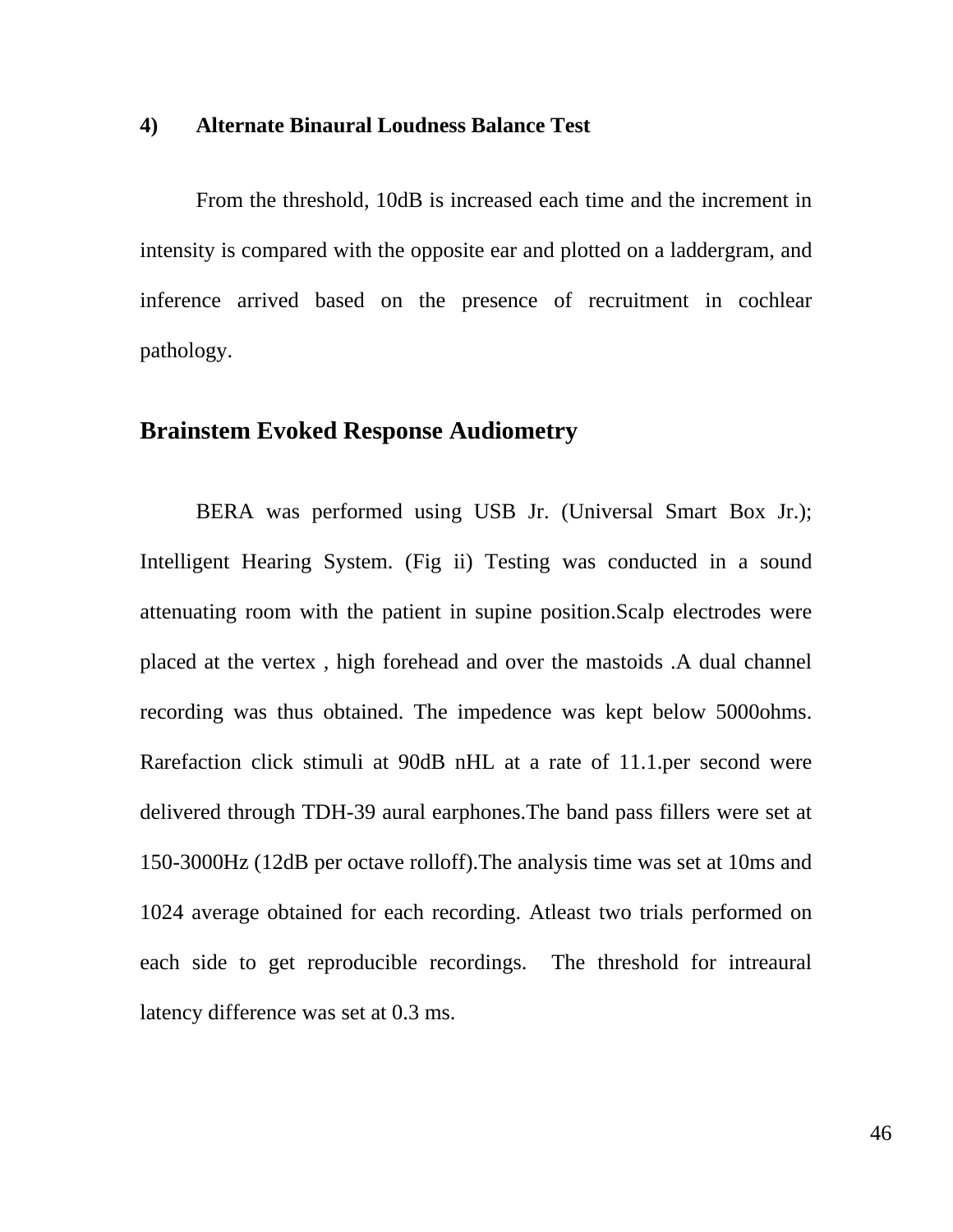**4) Alternate Binaural Loudness Balance Test**

From the threshold, 10dB is increased each time and the increment in intensity is compared with the opposite ear and plotted on a laddergram, and inference arrived based on the presence of recruitment in cochlear pathology.

## Brainstem Evoked Response Audiometry

BERA was performed using USB Jr. (Universal Smart Box Jr.); Intelligent Hearing System. (Fig ii) Testing was conducted in a sound attenuating room with the patient in supine position.Scalp electrodes were placed at the vertex , high forehead and over the mastoids .A dual channel recording was thus obtained. The impedence was kept below 5000ohms. Rarefaction click stimuli at 90dB nHL at a rate of 11.1.per second were delivered through TDH-39 aural earphones.The band pass fillers were set at 150-3000Hz (12dB per octave rolloff).The analysis time was set at 10ms and 1024 average obtained for each recording. Atleast two trials performed on each side to get reproducible recordings. The threshold for intreaural latency difference was set at 0.3 ms.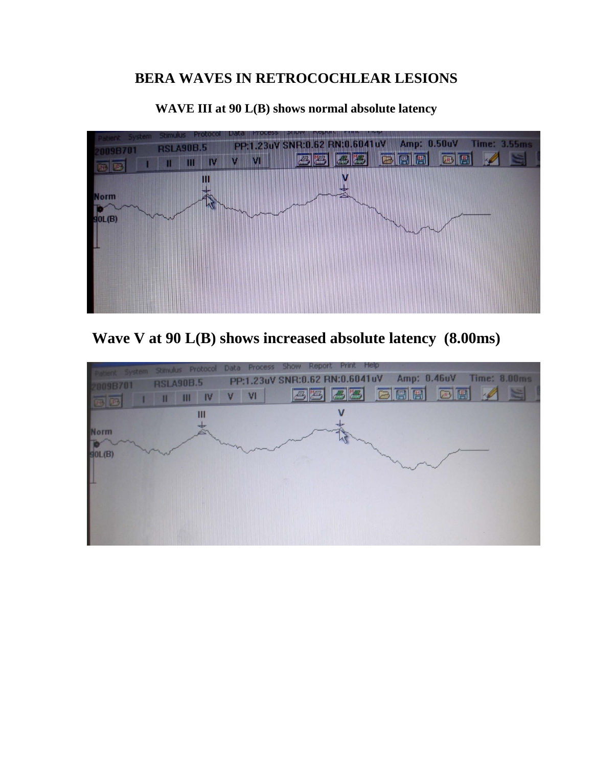# BERA WAVES IN RETROCOCHLEAR LESIONS

**WAVE III at 90 L(B) shows normal absolute latency**

**Wave V at 90 L(B) shows increased absolute latency (8.00ms)**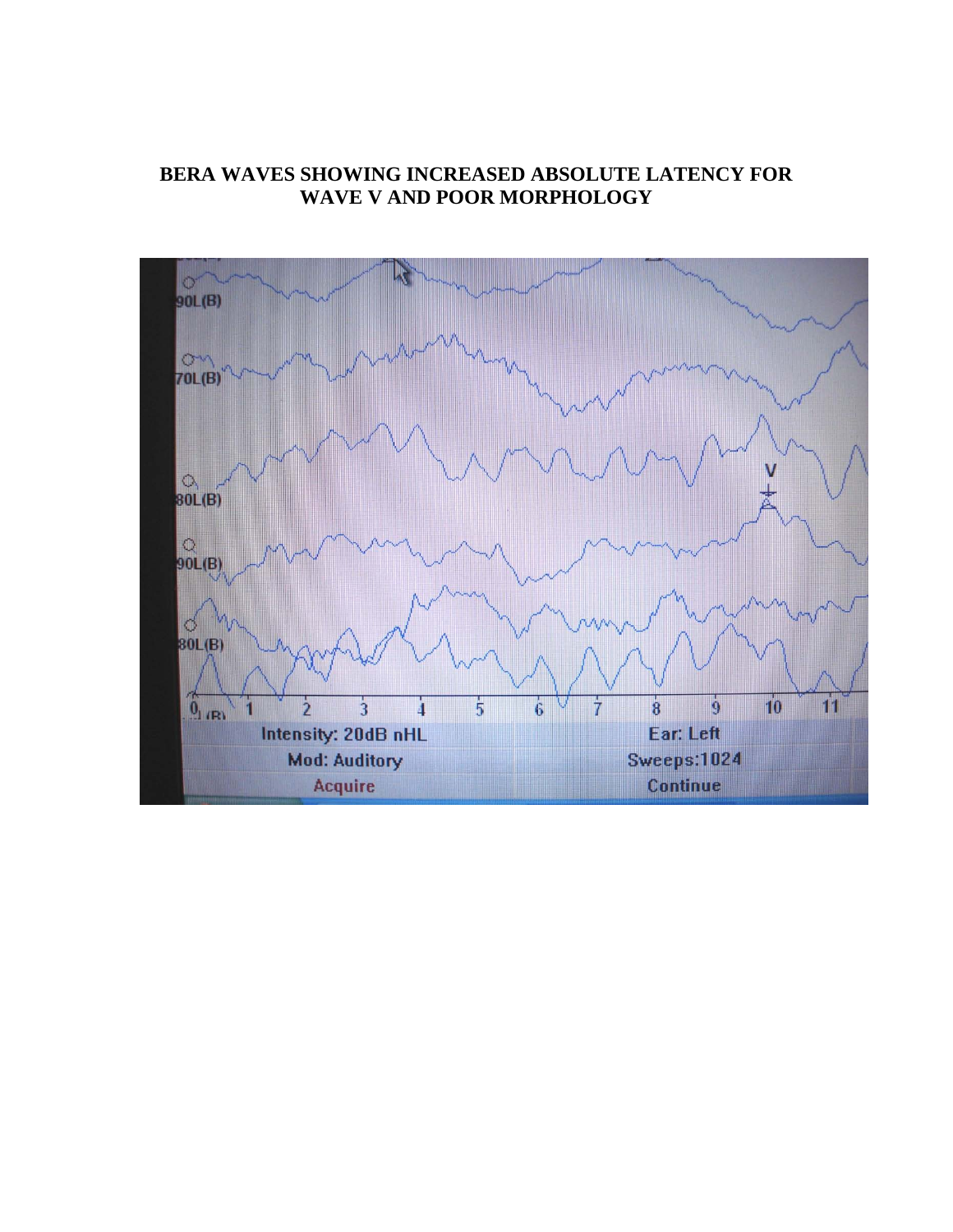**BERA WAVES SHOWING INCREASED ABSOLUTE LATENCY FOR WAVE V AND POOR MORPHOLOGY**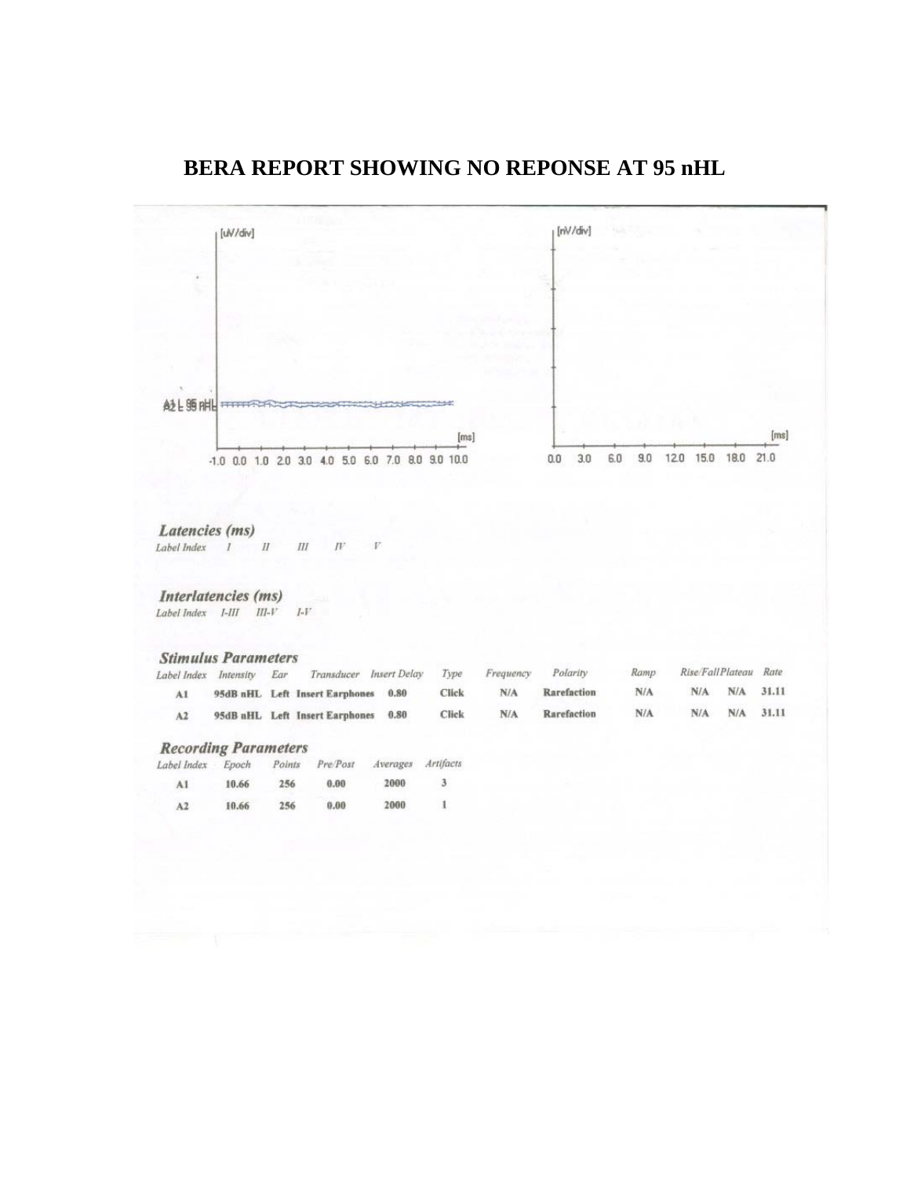# BERA REPORT SHOWING NO REPONSE AT 95 nHL

[uV/div]

A2 L 95 nHL

[ms]

-1.0 0.0 1.0 2.0 3.0 4.0 5.0 6.0 7.0 8.0 9.0 10.0

[nV/div]

[ms]

0.0 3.0 6.0 9.0 12.0 15.0 18.0 21.0

### *Latencies (ms)*

*Label Index I II III IV V*

### *Interlatencies (ms)*

*Label Index I-III III-V I-V*

### *Stimulus Parameters*

| *Label Index* | *Intensity* | *Ear* | *Transducer* | *Insert Delay* | *Type* | *Frequency* | *Polarity* | *Ramp* | *Rise/Fall* | *Plateau* | *Rate* |
|---|---|---|---|---|---|---|---|---|---|---|---|
| A1 | 95dB nHL | Left | Insert Earphones | 0.80 | Click | N/A | Rarefaction | N/A | N/A | N/A | 31.11 |
| A2 | 95dB nHL | Left | Insert Earphones | 0.80 | Click | N/A | Rarefaction | N/A | N/A | N/A | 31.11 |

### *Recording Parameters*

| *Label Index* | *Epoch* | *Points* | *Pre/Post* | *Averages* | *Artifacts* |
|---|---|---|---|---|---|
| A1 | 10.66 | 256 | 0.00 | 2000 | 3 |
| A2 | 10.66 | 256 | 0.00 | 2000 | 1 |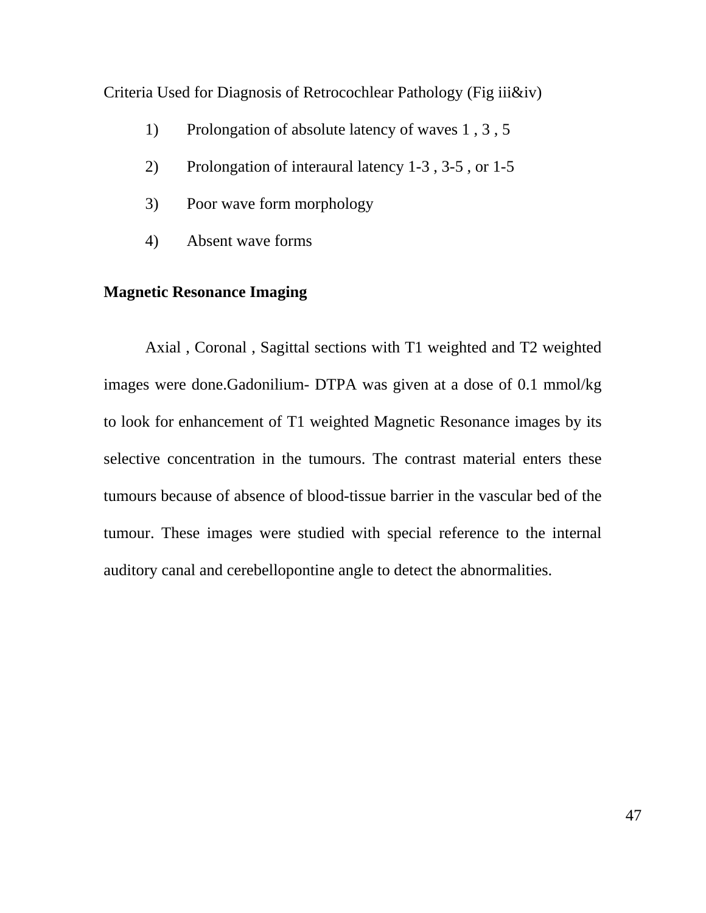Criteria Used for Diagnosis of Retrocochlear Pathology (Fig iii&iv)

1) Prolongation of absolute latency of waves 1 , 3 , 5
2) Prolongation of interaural latency 1-3 , 3-5 , or 1-5
3) Poor wave form morphology
4) Absent wave forms

**Magnetic Resonance Imaging**

Axial , Coronal , Sagittal sections with T1 weighted and T2 weighted images were done.Gadonilium- DTPA was given at a dose of 0.1 mmol/kg to look for enhancement of T1 weighted Magnetic Resonance images by its selective concentration in the tumours. The contrast material enters these tumours because of absence of blood-tissue barrier in the vascular bed of the tumour. These images were studied with special reference to the internal auditory canal and cerebellopontine angle to detect the abnormalities.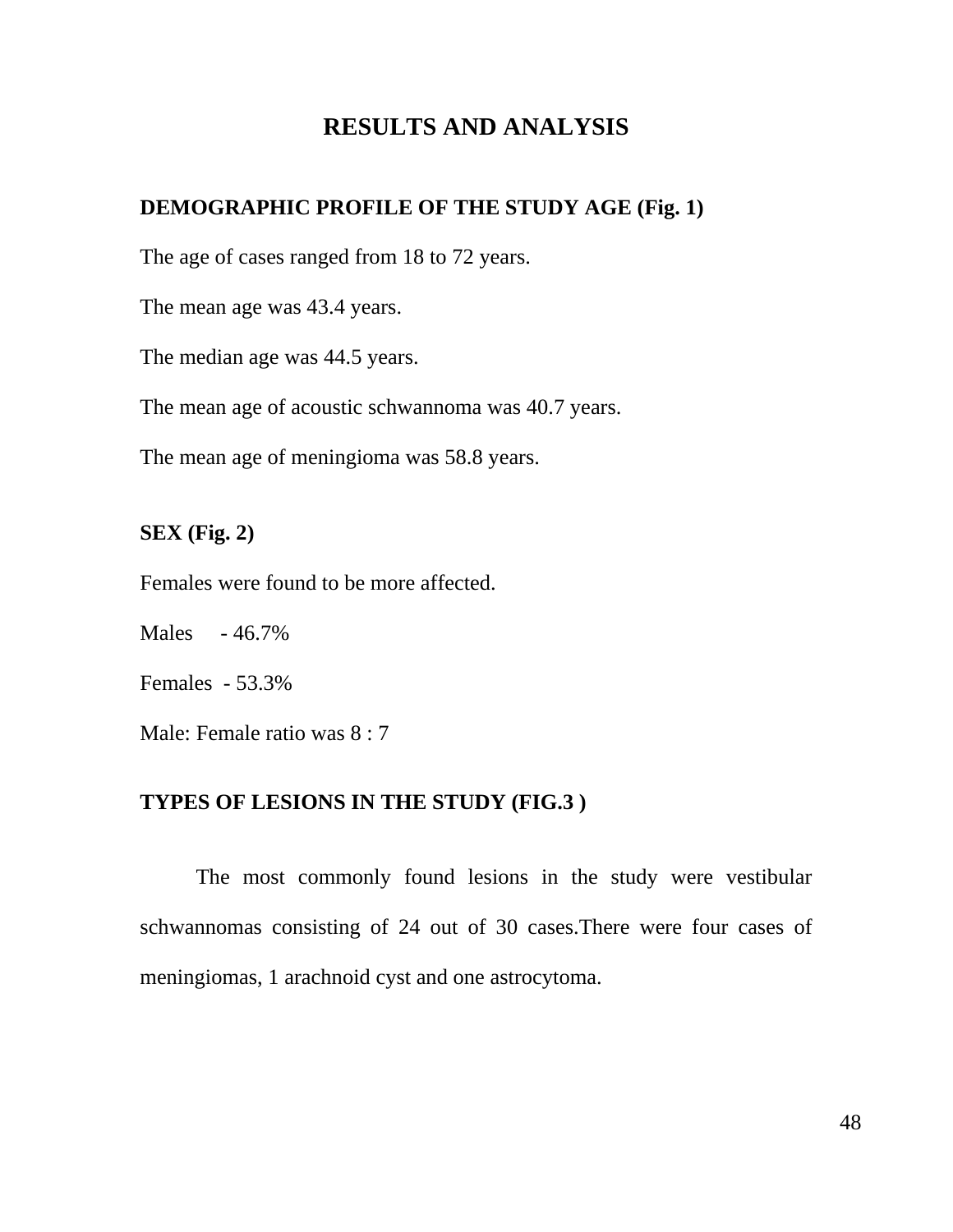# RESULTS AND ANALYSIS

## DEMOGRAPHIC PROFILE OF THE STUDY AGE (Fig. 1)

The age of cases ranged from 18 to 72 years.

The mean age was 43.4 years.

The median age was 44.5 years.

The mean age of acoustic schwannoma was 40.7 years.

The mean age of meningioma was 58.8 years.

## SEX (Fig. 2)

Females were found to be more affected.

Males - 46.7%

Females - 53.3%

Male: Female ratio was 8 : 7

## TYPES OF LESIONS IN THE STUDY (FIG.3 )

The most commonly found lesions in the study were vestibular schwannomas consisting of 24 out of 30 cases.There were four cases of meningiomas, 1 arachnoid cyst and one astrocytoma.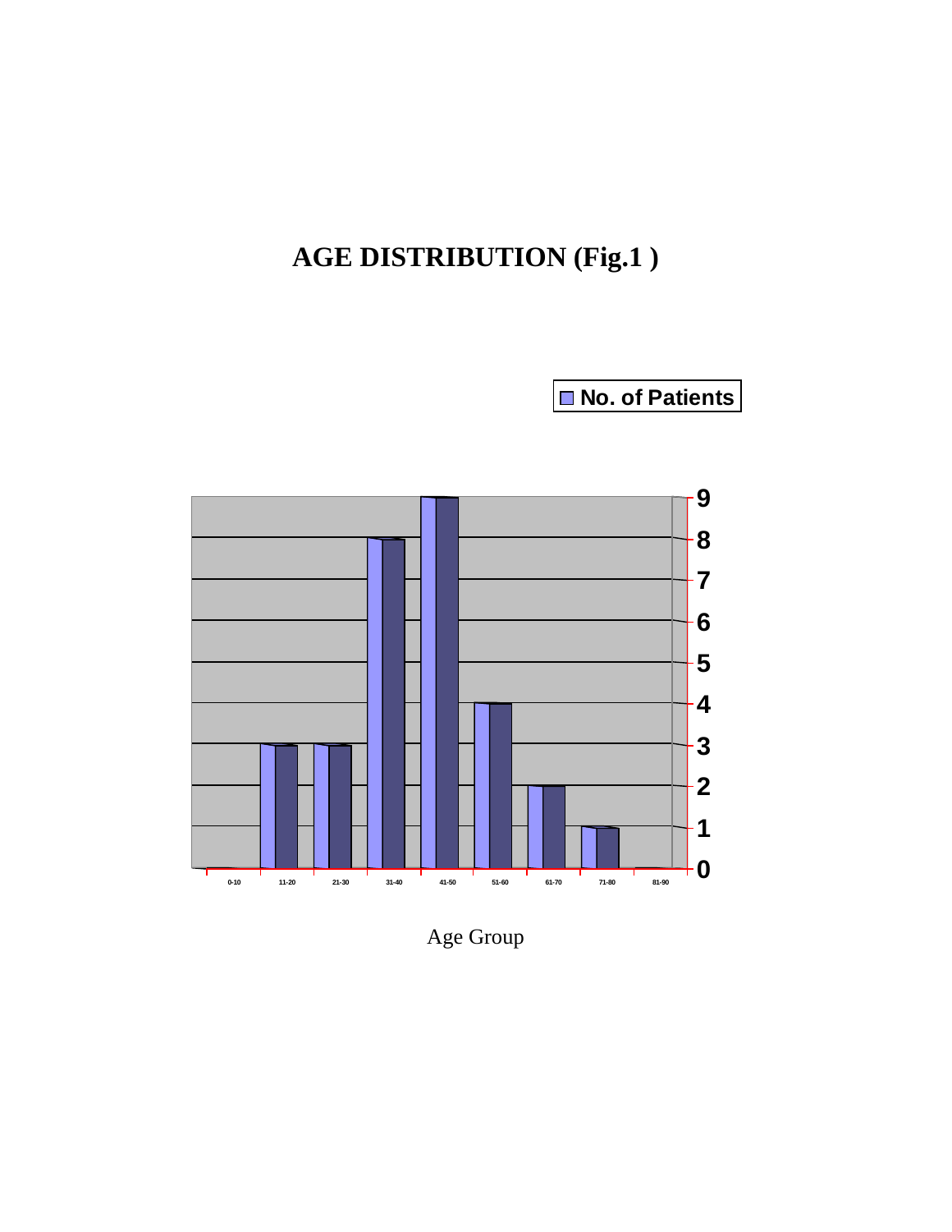# AGE DISTRIBUTION (Fig.1 )

| Age Group | No. of Patients |
|---|---|
| 0-10 | 0 |
| 11-20 | 3 |
| 21-30 | 3 |
| 31-40 | 8 |
| 41-50 | 9 |
| 51-60 | 4 |
| 61-70 | 2 |
| 71-80 | 1 |
| 81-90 | 0 |

Age Group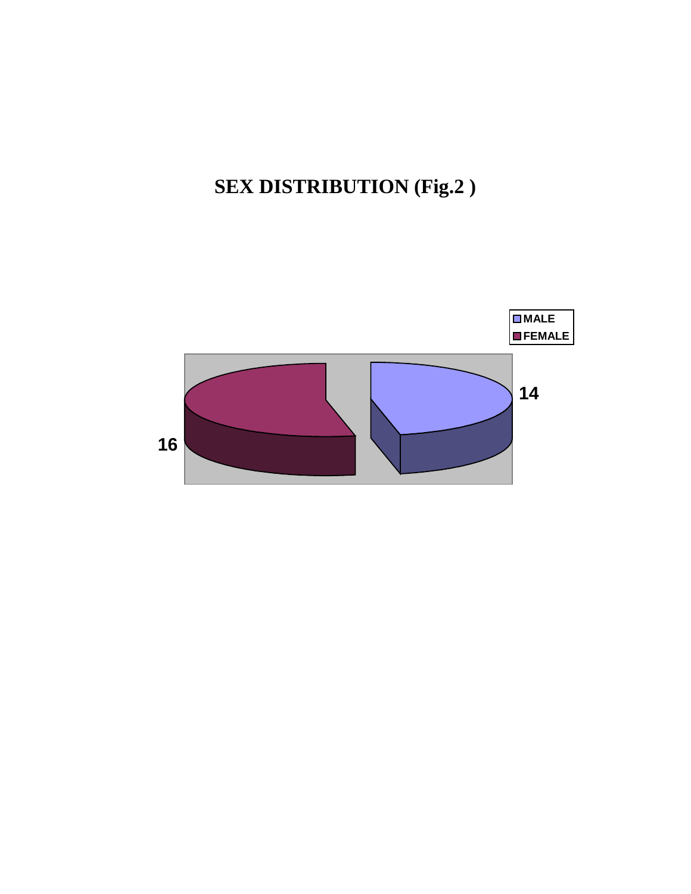# SEX DISTRIBUTION (Fig.2 )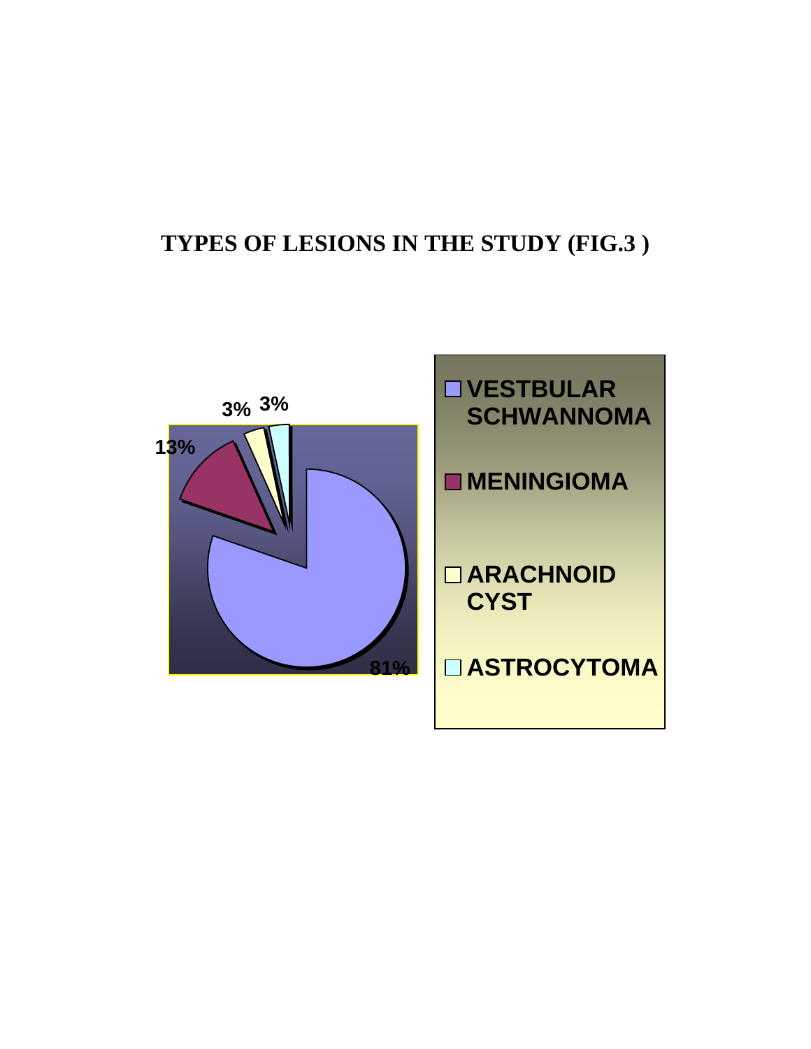**TYPES OF LESIONS IN THE STUDY (FIG.3 )**

| Lesion | Percentage |
|---|---|
| VESTBULAR SCHWANNOMA | 81% |
| MENINGIOMA | 13% |
| ARACHNOID CYST | 3% |
| ASTROCYTOMA | 3% |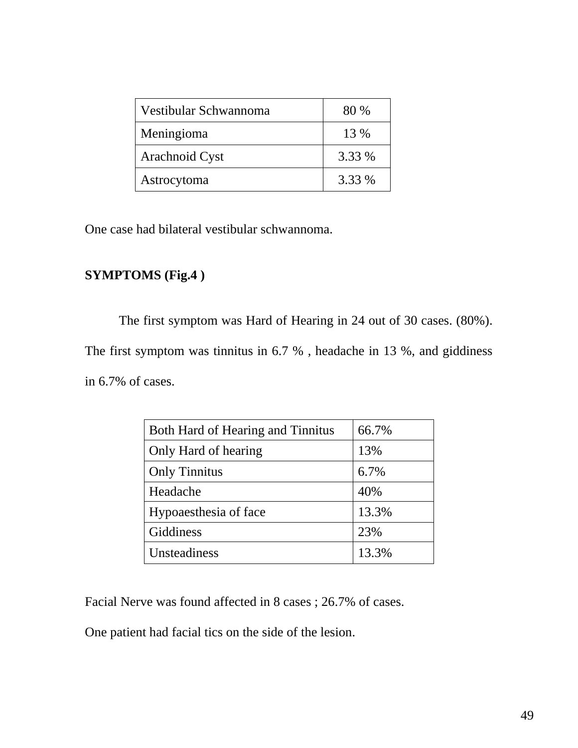| Vestibular Schwannoma | 80 % |
|---|---|
| Meningioma | 13 % |
| Arachnoid Cyst | 3.33 % |
| Astrocytoma | 3.33 % |

One case had bilateral vestibular schwannoma.

**SYMPTOMS (Fig.4 )**

The first symptom was Hard of Hearing in 24 out of 30 cases. (80%). The first symptom was tinnitus in 6.7 % , headache in 13 %, and giddiness in 6.7% of cases.

| Both Hard of Hearing and Tinnitus | 66.7% |
|---|---|
| Only Hard of hearing | 13% |
| Only Tinnitus | 6.7% |
| Headache | 40% |
| Hypoaesthesia of face | 13.3% |
| Giddiness | 23% |
| Unsteadiness | 13.3% |

Facial Nerve was found affected in 8 cases ; 26.7% of cases.

One patient had facial tics on the side of the lesion.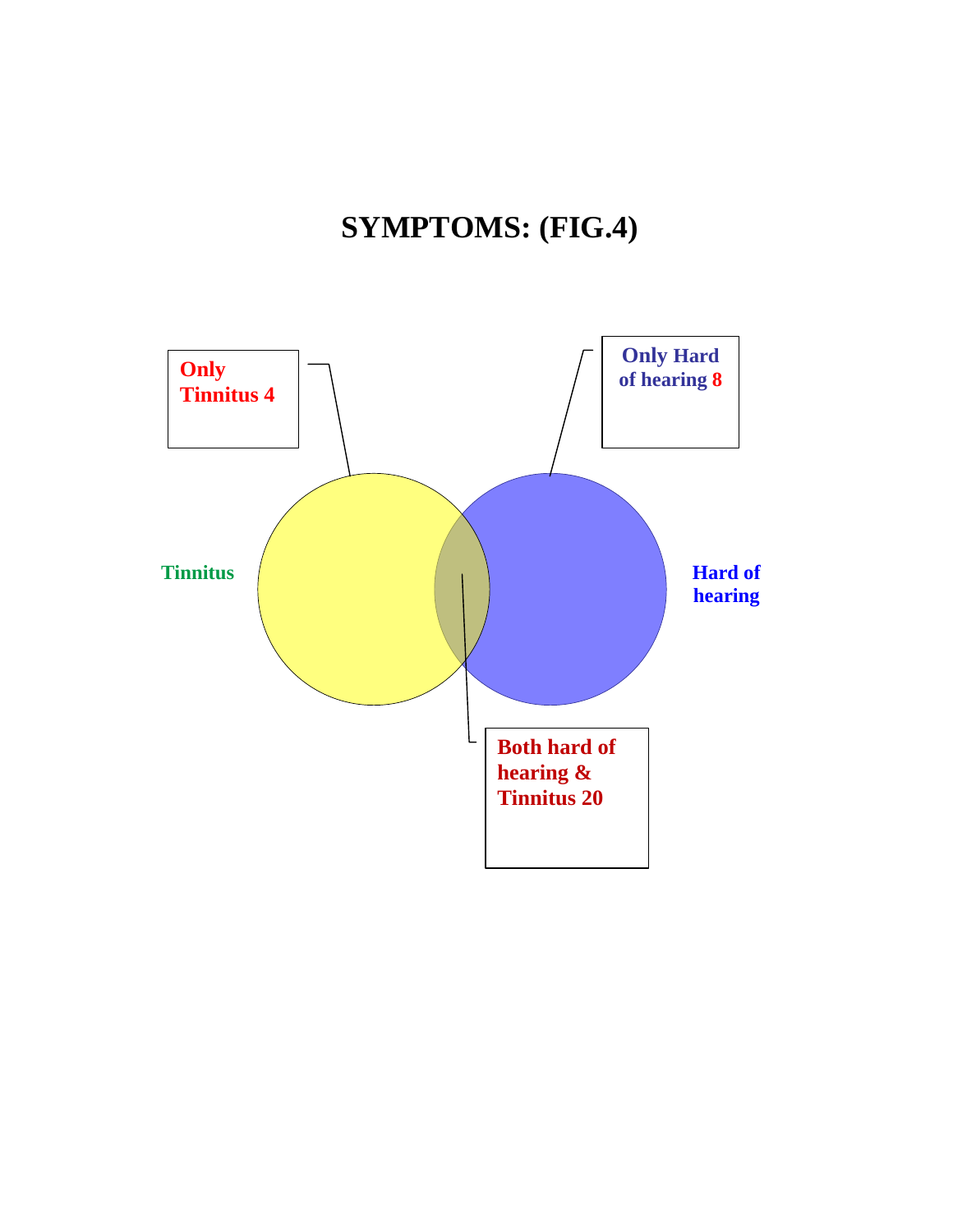# SYMPTOMS: (FIG.4)

**Only Tinnitus 4**

**Only Hard of hearing 8**

**Tinnitus**

**Hard of hearing**

**Both hard of hearing & Tinnitus 20**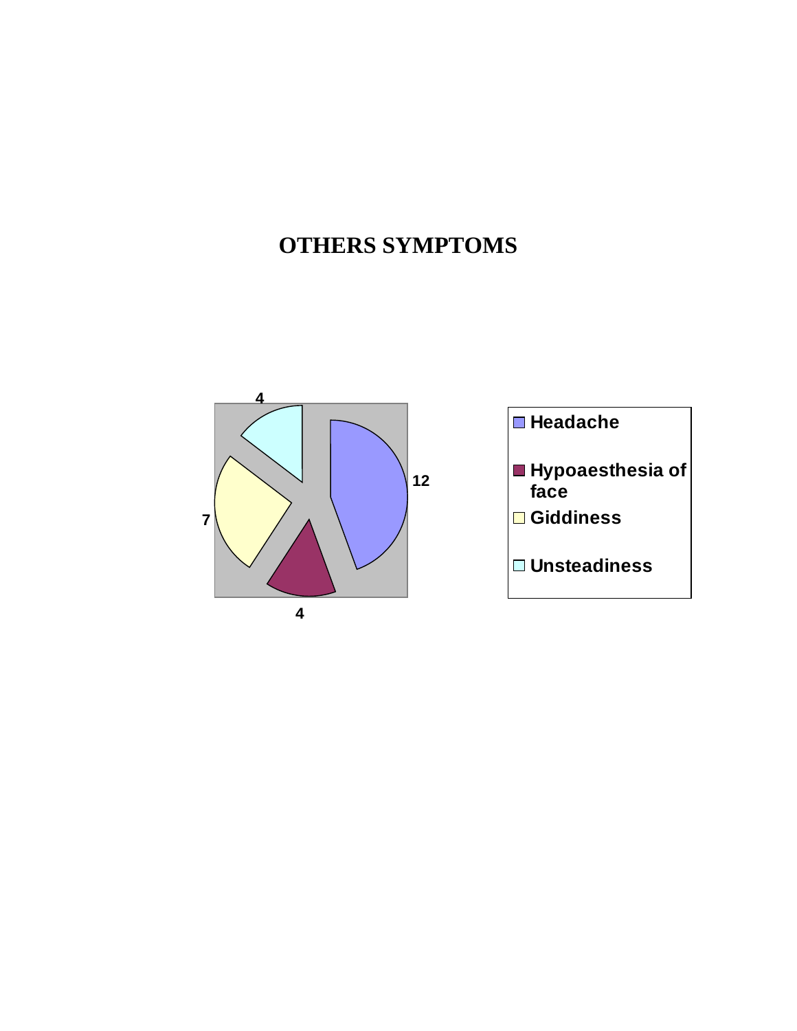# OTHERS SYMPTOMS

| Symptom | Count |
|---|---|
| Headache | 12 |
| Hypoaesthesia of face | 4 |
| Giddiness | 7 |
| Unsteadiness | 4 |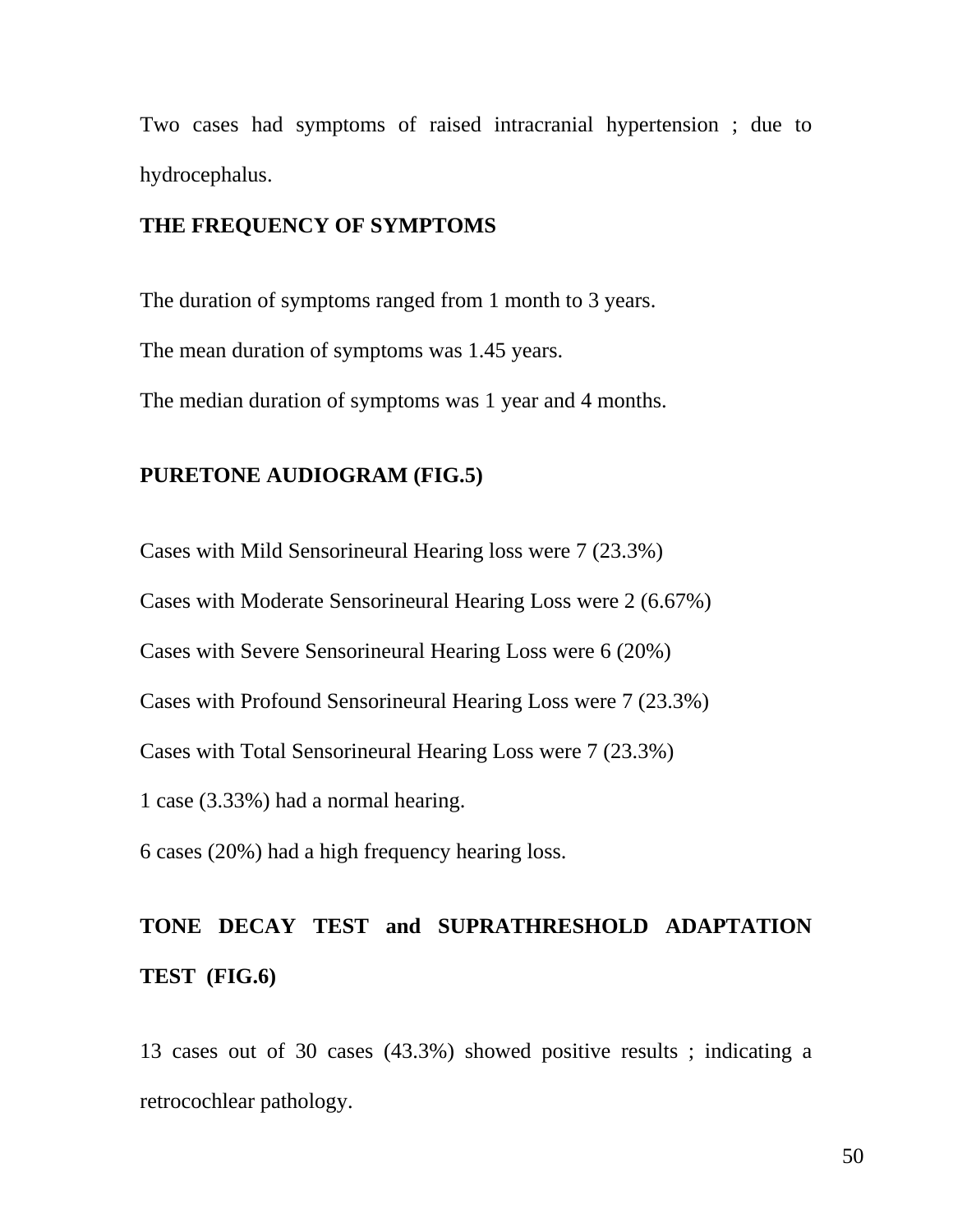Two cases had symptoms of raised intracranial hypertension ; due to hydrocephalus.

**THE FREQUENCY OF SYMPTOMS**

The duration of symptoms ranged from 1 month to 3 years.

The mean duration of symptoms was 1.45 years.

The median duration of symptoms was 1 year and 4 months.

**PURETONE AUDIOGRAM (FIG.5)**

Cases with Mild Sensorineural Hearing loss were 7 (23.3%)

Cases with Moderate Sensorineural Hearing Loss were 2 (6.67%)

Cases with Severe Sensorineural Hearing Loss were 6 (20%)

Cases with Profound Sensorineural Hearing Loss were 7 (23.3%)

Cases with Total Sensorineural Hearing Loss were 7 (23.3%)

1 case (3.33%) had a normal hearing.

6 cases (20%) had a high frequency hearing loss.

**TONE DECAY TEST and SUPRATHRESHOLD ADAPTATION TEST (FIG.6)**

13 cases out of 30 cases (43.3%) showed positive results ; indicating a retrocochlear pathology.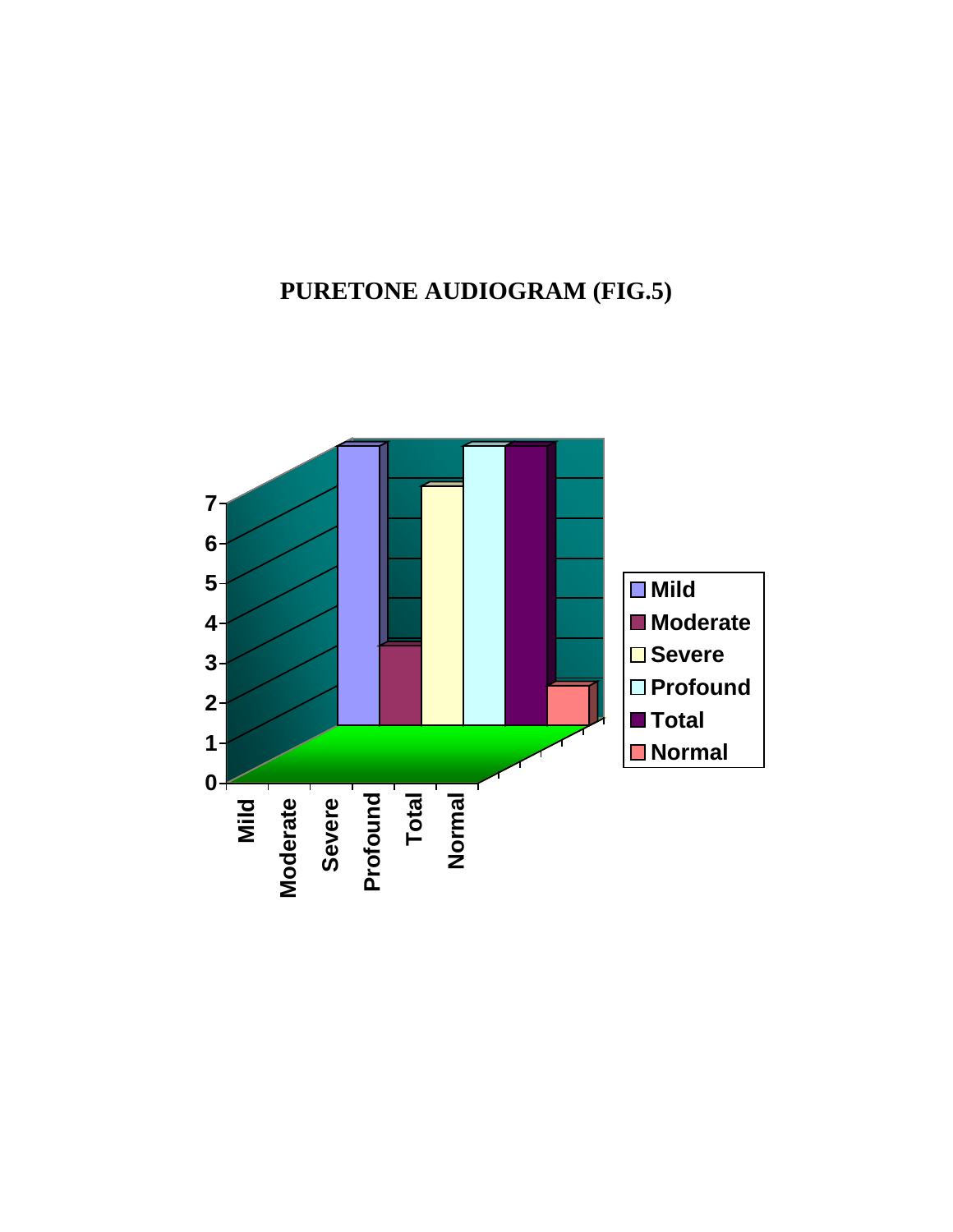# PURETONE AUDIOGRAM (FIG.5)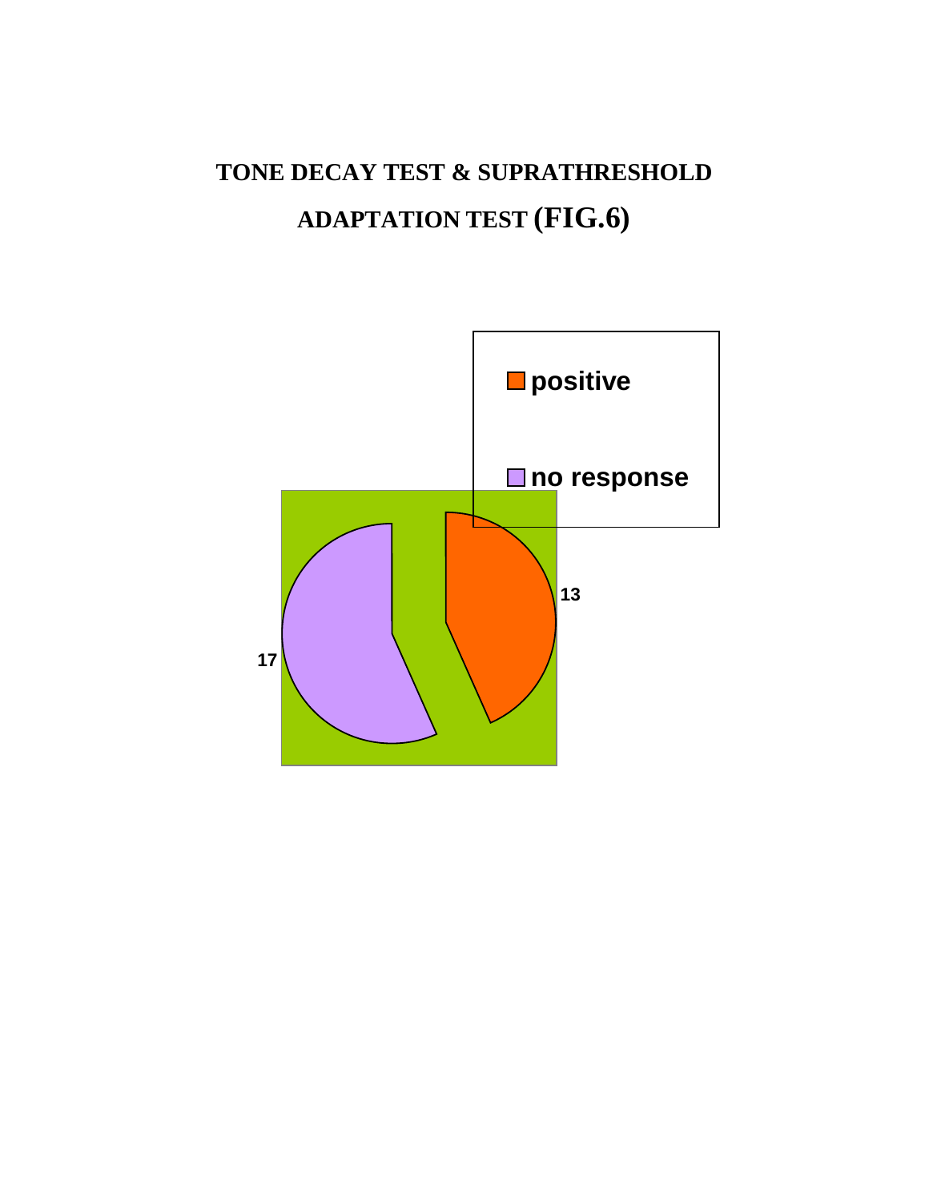# TONE DECAY TEST & SUPRATHRESHOLD ADAPTATION TEST (FIG.6)

positive

no response

13

17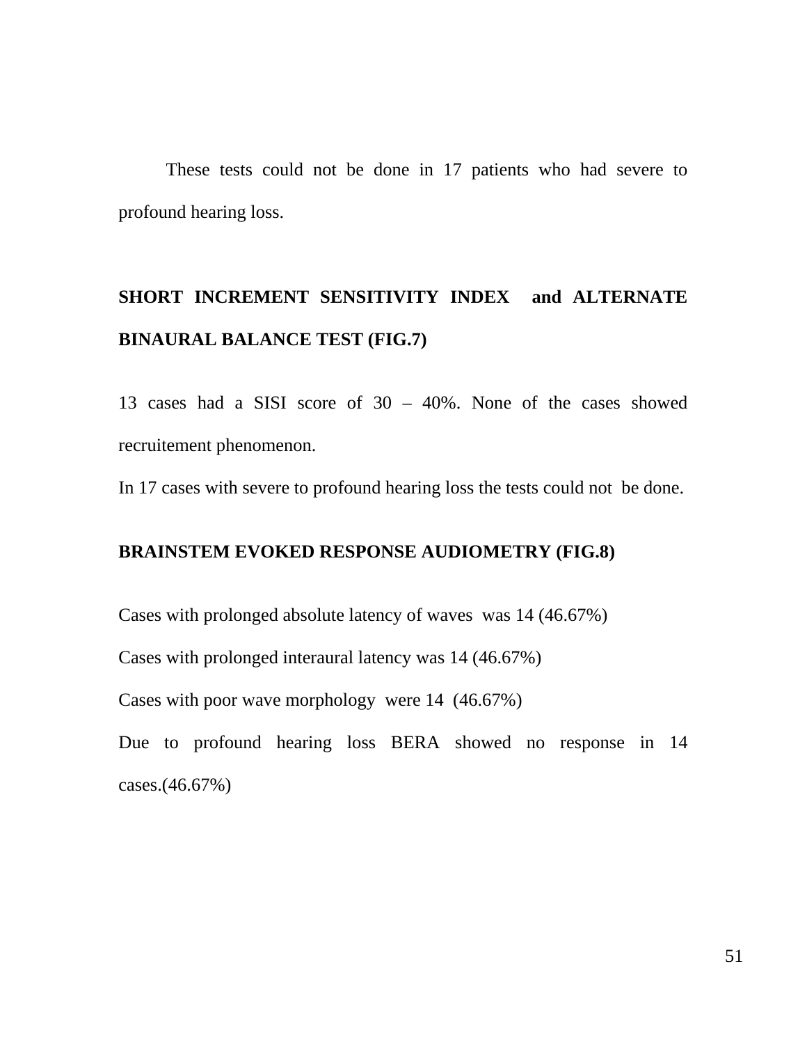These tests could not be done in 17 patients who had severe to profound hearing loss.

**SHORT INCREMENT SENSITIVITY INDEX and ALTERNATE BINAURAL BALANCE TEST (FIG.7)**

13 cases had a SISI score of 30 – 40%. None of the cases showed recruitement phenomenon.

In 17 cases with severe to profound hearing loss the tests could not be done.

**BRAINSTEM EVOKED RESPONSE AUDIOMETRY (FIG.8)**

Cases with prolonged absolute latency of waves was 14 (46.67%)

Cases with prolonged interaural latency was 14 (46.67%)

Cases with poor wave morphology were 14 (46.67%)

Due to profound hearing loss BERA showed no response in 14 cases.(46.67%)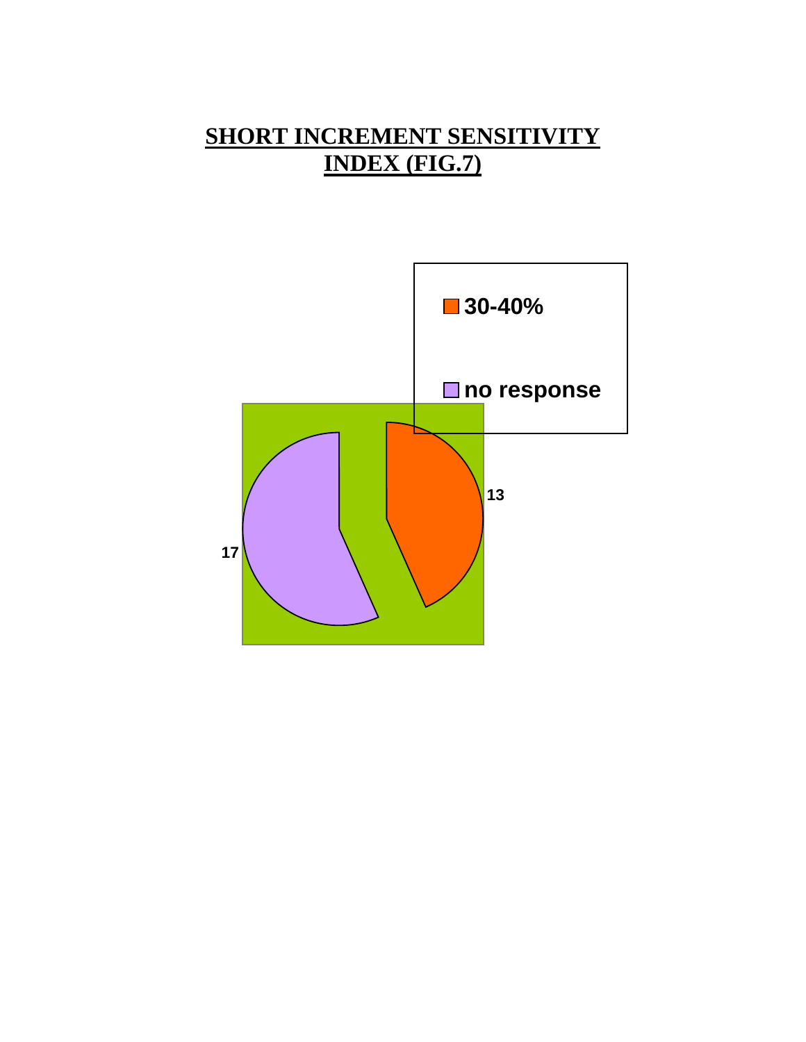# SHORT INCREMENT SENSITIVITY INDEX (FIG.7)

30-40%

no response

13

17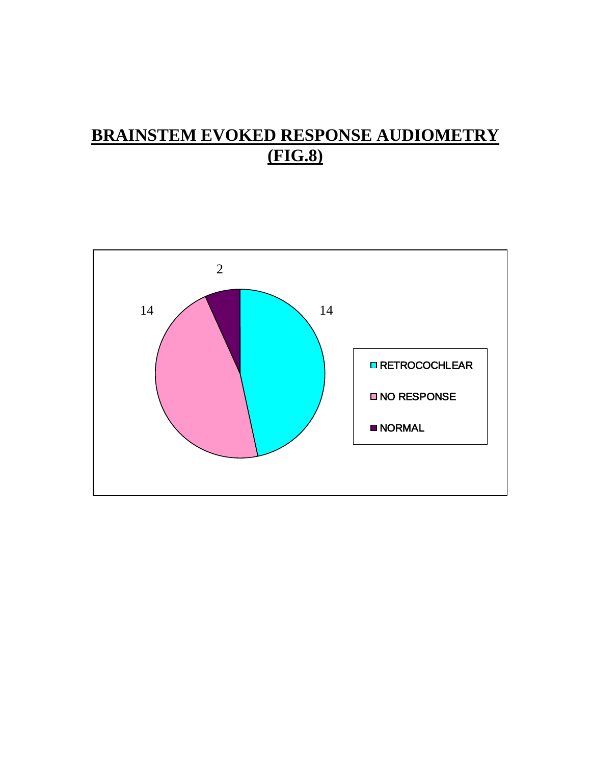# BRAINSTEM EVOKED RESPONSE AUDIOMETRY (FIG.8)

| Category | Value |
|---|---|
| RETROCOCHLEAR | 14 |
| NO RESPONSE | 14 |
| NORMAL | 2 |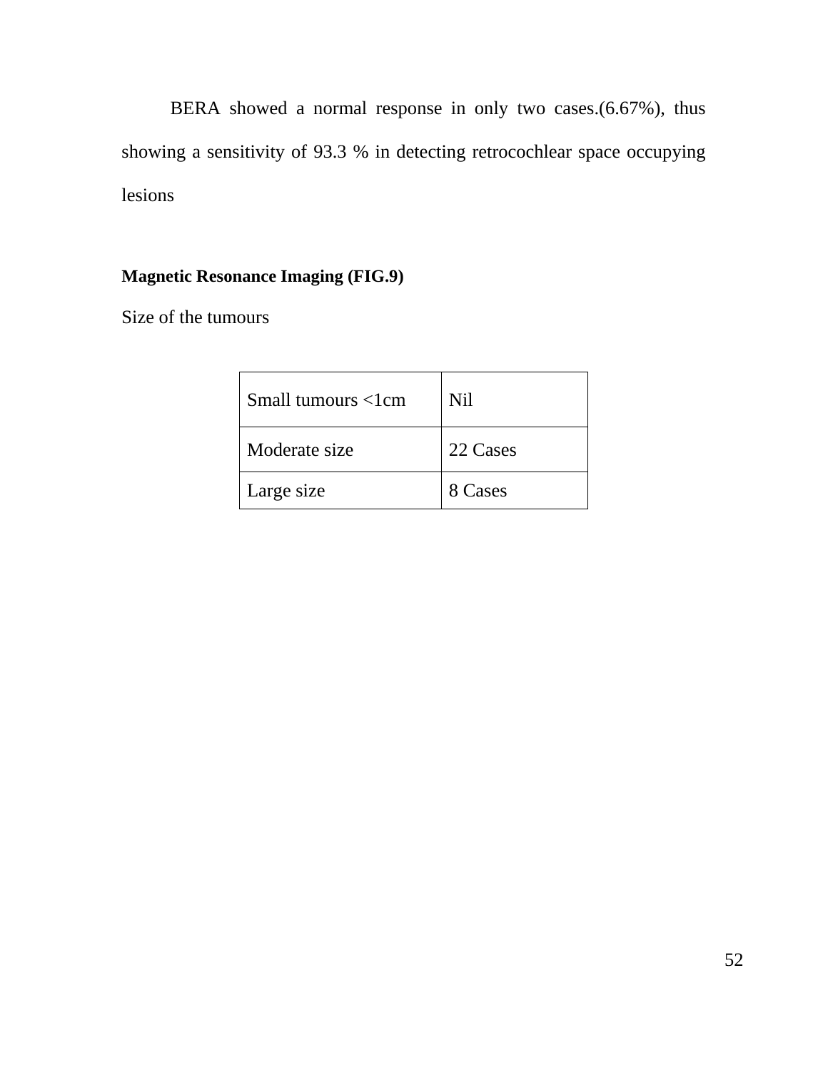BERA showed a normal response in only two cases.(6.67%), thus showing a sensitivity of 93.3 % in detecting retrocochlear space occupying lesions

**Magnetic Resonance Imaging (FIG.9)**

Size of the tumours

| Small tumours <1cm | Nil |
|---|---|
| Moderate size | 22 Cases |
| Large size | 8 Cases |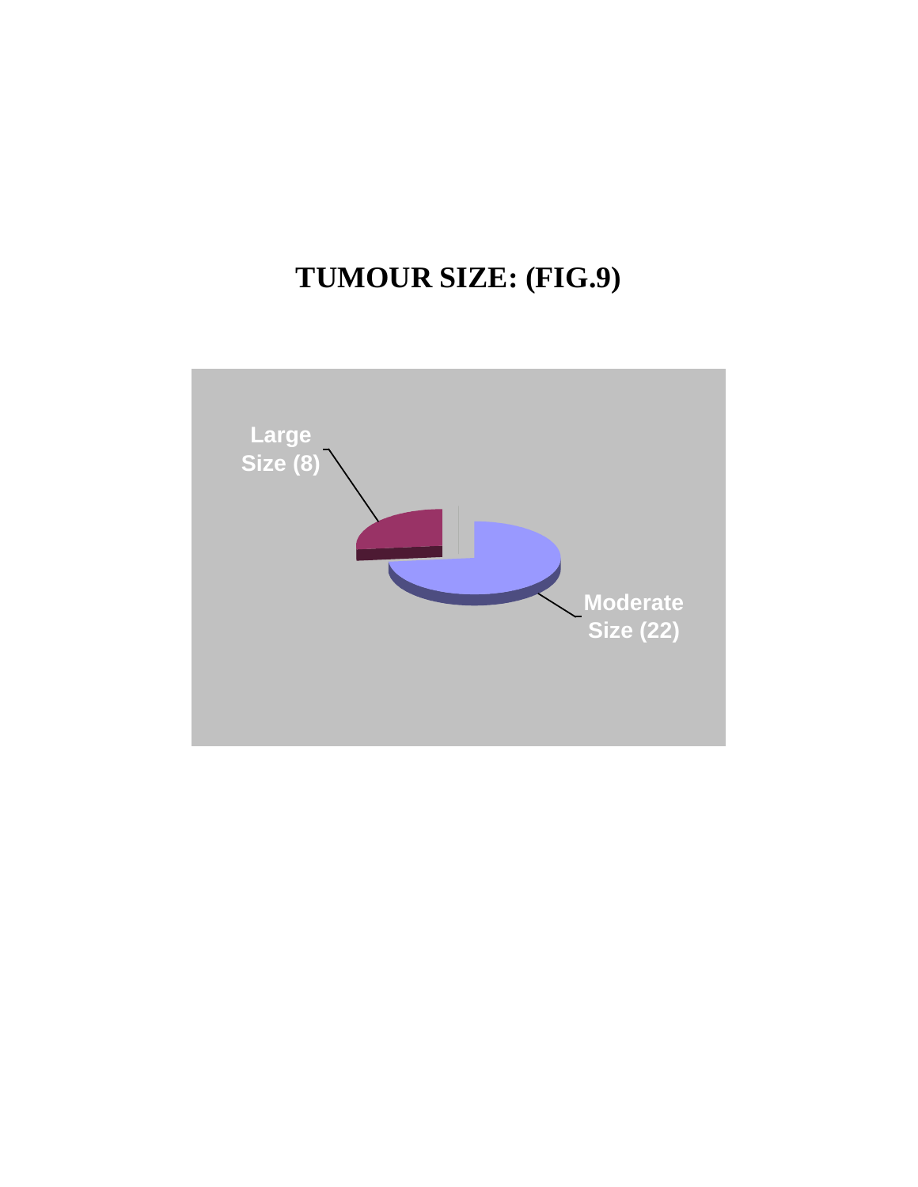# TUMOUR SIZE: (FIG.9)

Large Size (8)

Moderate Size (22)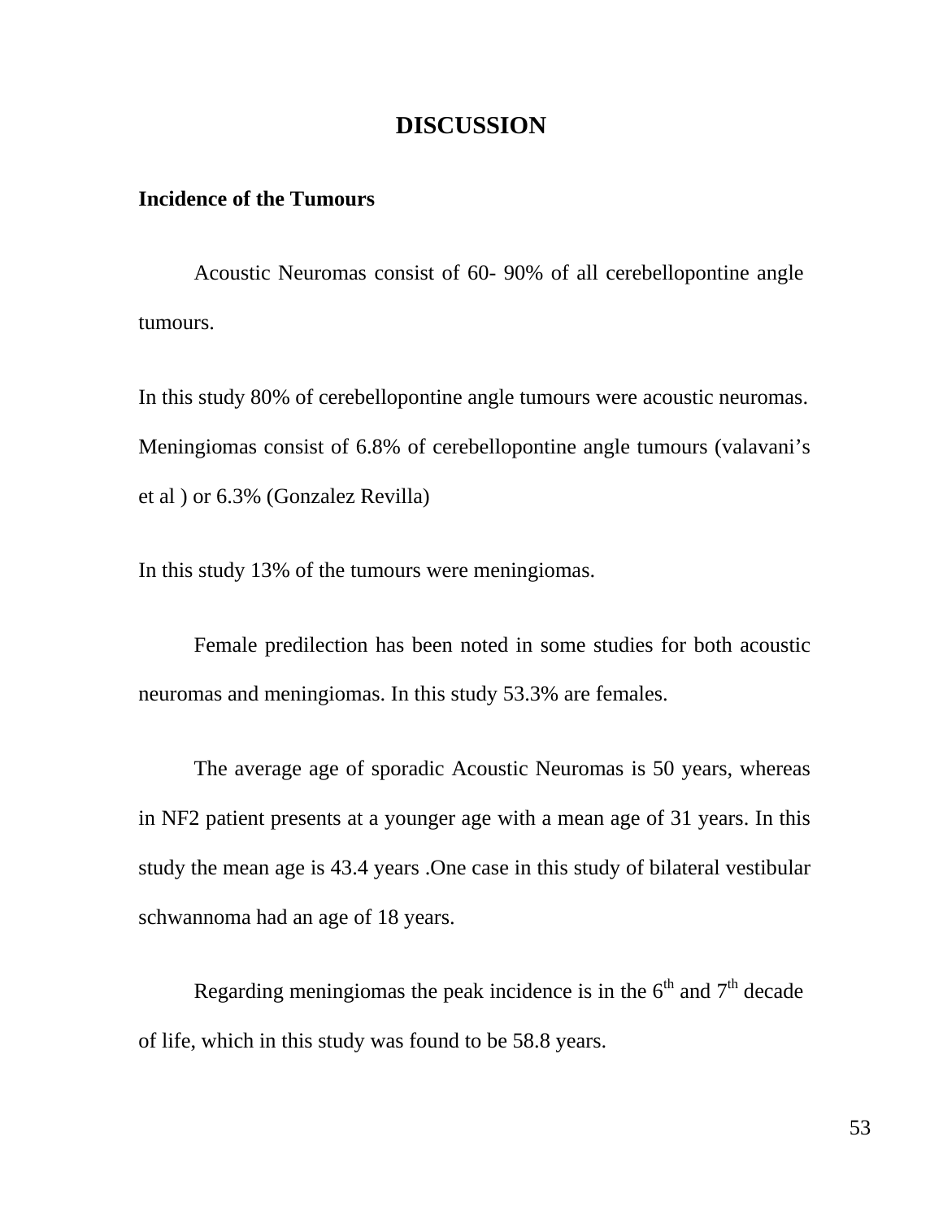# DISCUSSION

## Incidence of the Tumours

Acoustic Neuromas consist of 60- 90% of all cerebellopontine angle tumours.

In this study 80% of cerebellopontine angle tumours were acoustic neuromas. Meningiomas consist of 6.8% of cerebellopontine angle tumours (valavani's et al ) or 6.3% (Gonzalez Revilla)

In this study 13% of the tumours were meningiomas.

Female predilection has been noted in some studies for both acoustic neuromas and meningiomas. In this study 53.3% are females.

The average age of sporadic Acoustic Neuromas is 50 years, whereas in NF2 patient presents at a younger age with a mean age of 31 years. In this study the mean age is 43.4 years .One case in this study of bilateral vestibular schwannoma had an age of 18 years.

Regarding meningiomas the peak incidence is in the $6^{th}$ and $7^{th}$ decade of life, which in this study was found to be 58.8 years.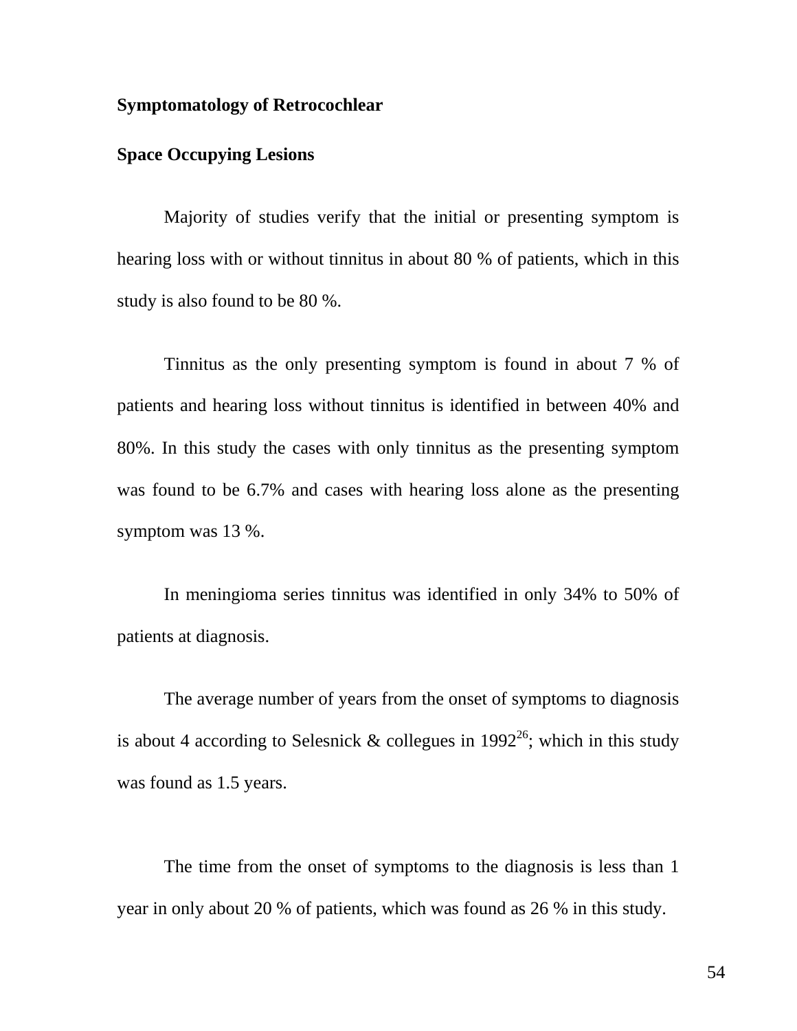**Symptomatology of Retrocochlear**

**Space Occupying Lesions**

Majority of studies verify that the initial or presenting symptom is hearing loss with or without tinnitus in about 80 % of patients, which in this study is also found to be 80 %.

Tinnitus as the only presenting symptom is found in about 7 % of patients and hearing loss without tinnitus is identified in between 40% and 80%. In this study the cases with only tinnitus as the presenting symptom was found to be 6.7% and cases with hearing loss alone as the presenting symptom was 13 %.

In meningioma series tinnitus was identified in only 34% to 50% of patients at diagnosis.

The average number of years from the onset of symptoms to diagnosis is about 4 according to Selesnick & collegues in 1992[26]; which in this study was found as 1.5 years.

The time from the onset of symptoms to the diagnosis is less than 1 year in only about 20 % of patients, which was found as 26 % in this study.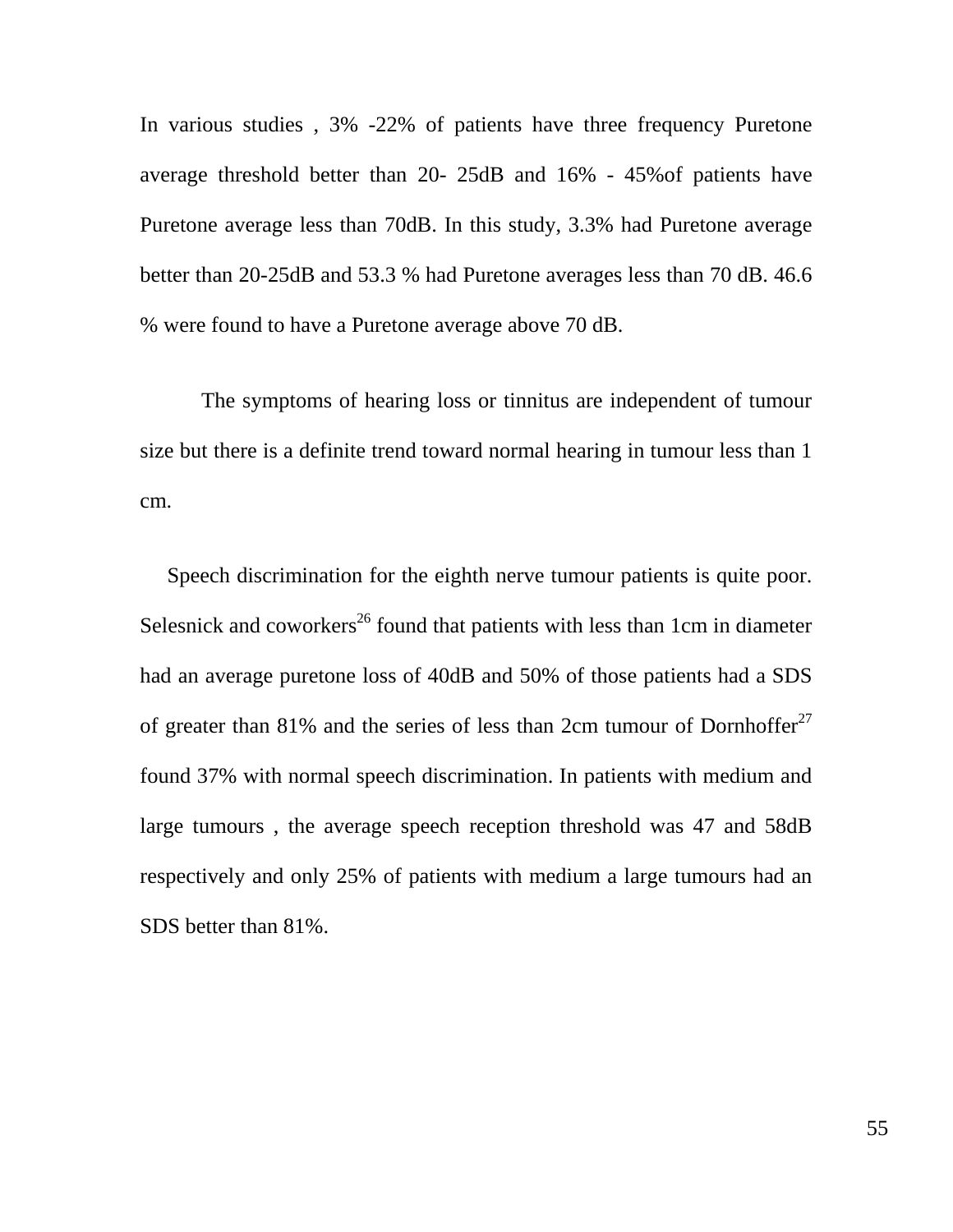In various studies , 3% -22% of patients have three frequency Puretone average threshold better than 20- 25dB and 16% - 45%of patients have Puretone average less than 70dB. In this study, 3.3% had Puretone average better than 20-25dB and 53.3 % had Puretone averages less than 70 dB. 46.6 % were found to have a Puretone average above 70 dB.

The symptoms of hearing loss or tinnitus are independent of tumour size but there is a definite trend toward normal hearing in tumour less than 1 cm.

Speech discrimination for the eighth nerve tumour patients is quite poor. Selesnick and coworkers[26] found that patients with less than 1cm in diameter had an average puretone loss of 40dB and 50% of those patients had a SDS of greater than 81% and the series of less than 2cm tumour of Dornhoffer[27] found 37% with normal speech discrimination. In patients with medium and large tumours , the average speech reception threshold was 47 and 58dB respectively and only 25% of patients with medium a large tumours had an SDS better than 81%.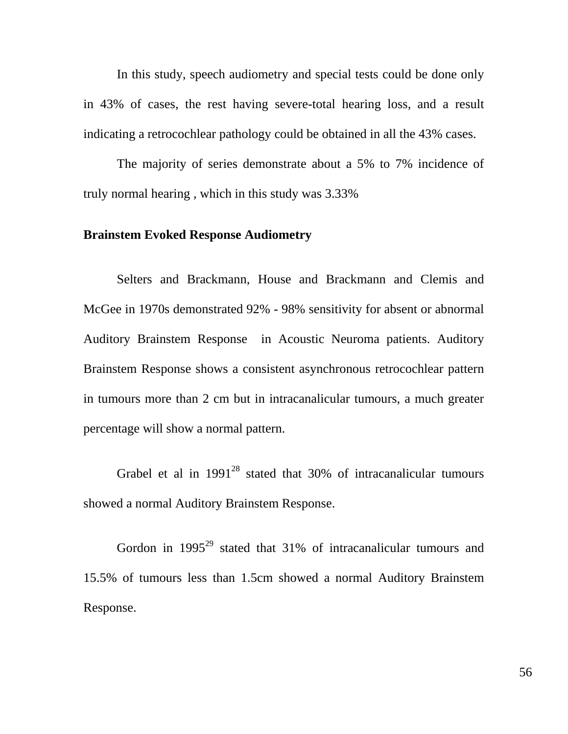In this study, speech audiometry and special tests could be done only in 43% of cases, the rest having severe-total hearing loss, and a result indicating a retrocochlear pathology could be obtained in all the 43% cases.

The majority of series demonstrate about a 5% to 7% incidence of truly normal hearing , which in this study was 3.33%

**Brainstem Evoked Response Audiometry**

Selters and Brackmann, House and Brackmann and Clemis and McGee in 1970s demonstrated 92% - 98% sensitivity for absent or abnormal Auditory Brainstem Response in Acoustic Neuroma patients. Auditory Brainstem Response shows a consistent asynchronous retrocochlear pattern in tumours more than 2 cm but in intracanalicular tumours, a much greater percentage will show a normal pattern.

Grabel et al in 1991[28] stated that 30% of intracanalicular tumours showed a normal Auditory Brainstem Response.

Gordon in 1995[29] stated that 31% of intracanalicular tumours and 15.5% of tumours less than 1.5cm showed a normal Auditory Brainstem Response.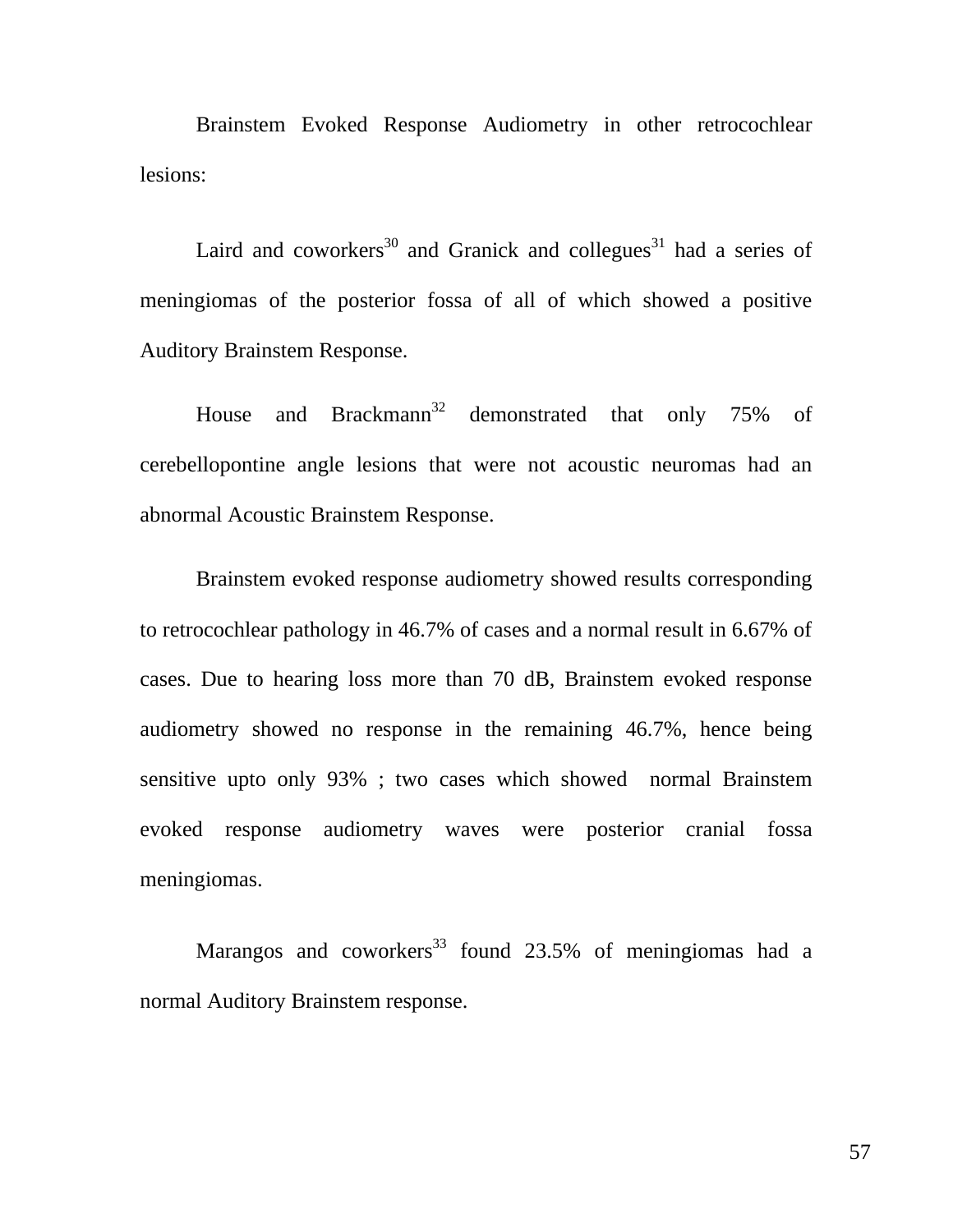Brainstem Evoked Response Audiometry in other retrocochlear lesions:

Laird and coworkers[30] and Granick and collegues[31] had a series of meningiomas of the posterior fossa of all of which showed a positive Auditory Brainstem Response.

House and Brackmann[32] demonstrated that only 75% of cerebellopontine angle lesions that were not acoustic neuromas had an abnormal Acoustic Brainstem Response.

Brainstem evoked response audiometry showed results corresponding to retrocochlear pathology in 46.7% of cases and a normal result in 6.67% of cases. Due to hearing loss more than 70 dB, Brainstem evoked response audiometry showed no response in the remaining 46.7%, hence being sensitive upto only 93% ; two cases which showed normal Brainstem evoked response audiometry waves were posterior cranial fossa meningiomas.

Marangos and coworkers[33] found 23.5% of meningiomas had a normal Auditory Brainstem response.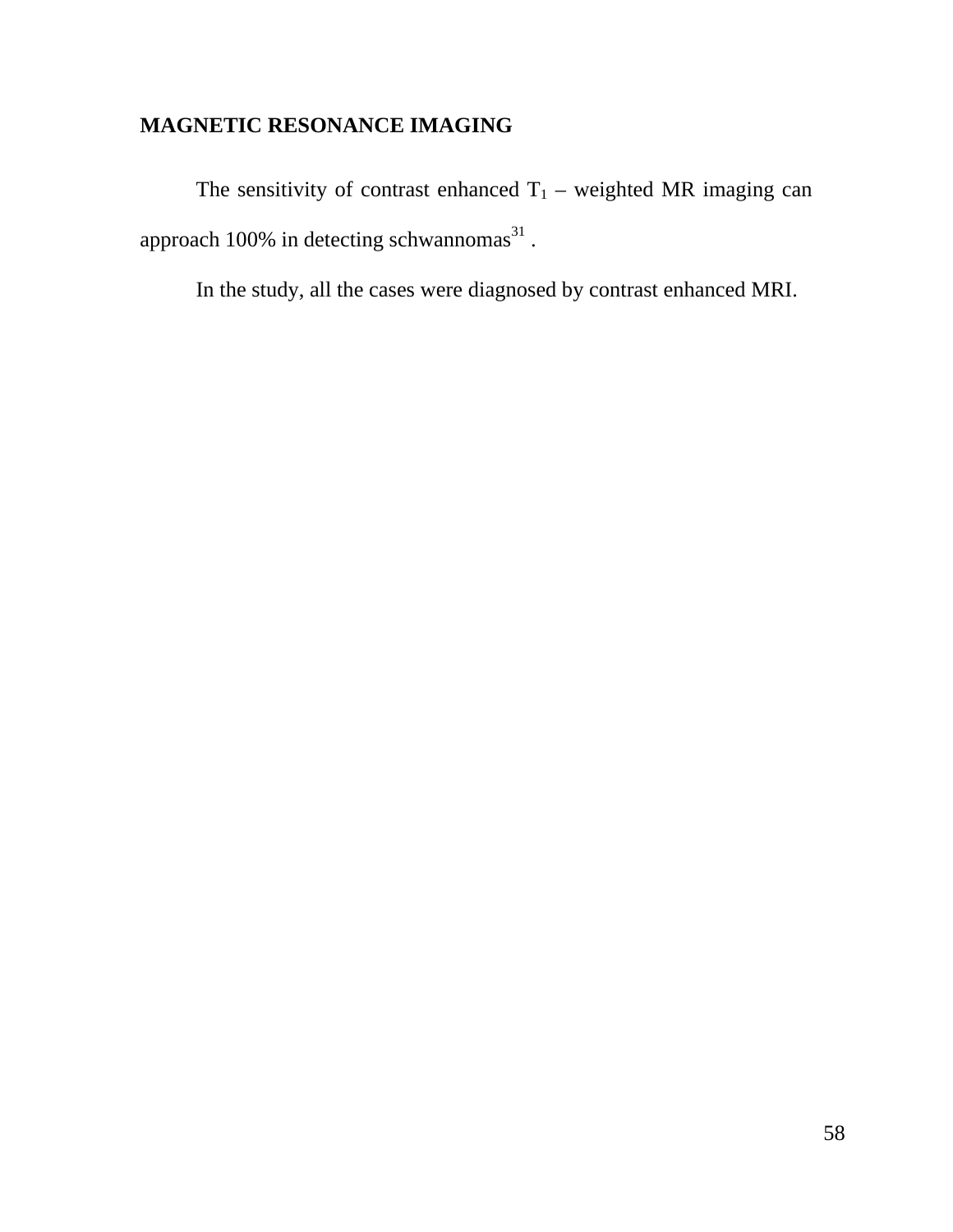## MAGNETIC RESONANCE IMAGING

The sensitivity of contrast enhanced $T_1$ – weighted MR imaging can approach 100% in detecting schwannomas[31] .

In the study, all the cases were diagnosed by contrast enhanced MRI.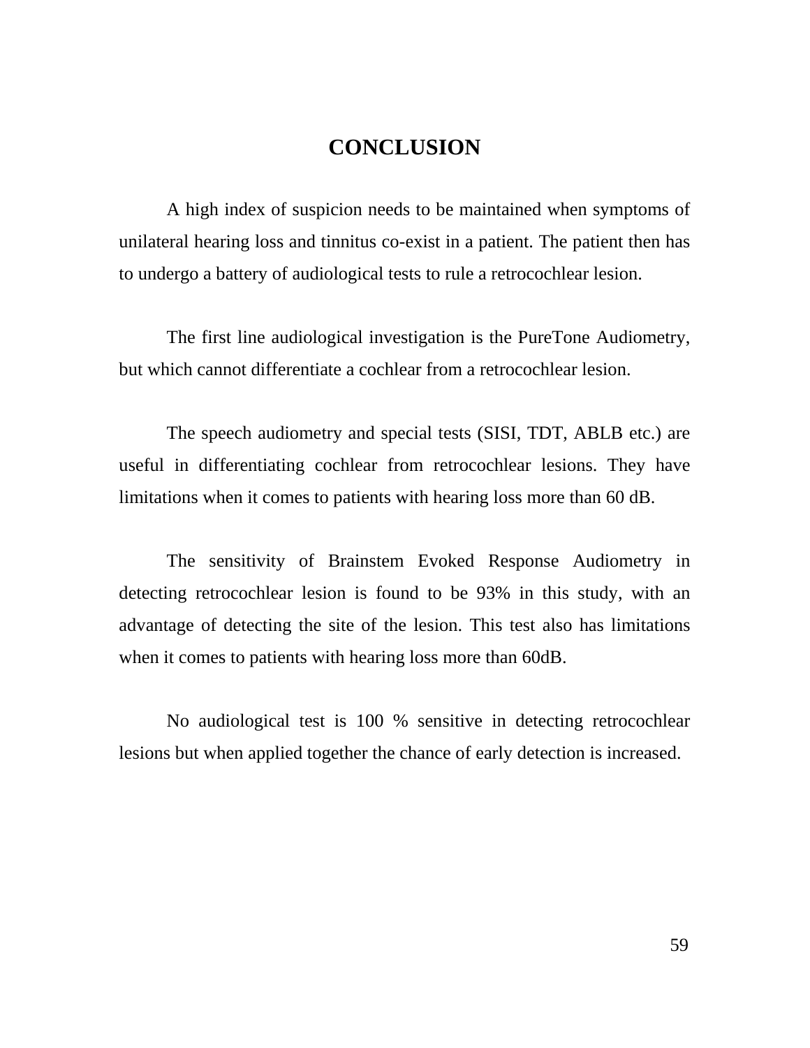# CONCLUSION

A high index of suspicion needs to be maintained when symptoms of unilateral hearing loss and tinnitus co-exist in a patient. The patient then has to undergo a battery of audiological tests to rule a retrocochlear lesion.

The first line audiological investigation is the PureTone Audiometry, but which cannot differentiate a cochlear from a retrocochlear lesion.

The speech audiometry and special tests (SISI, TDT, ABLB etc.) are useful in differentiating cochlear from retrocochlear lesions. They have limitations when it comes to patients with hearing loss more than 60 dB.

The sensitivity of Brainstem Evoked Response Audiometry in detecting retrocochlear lesion is found to be 93% in this study, with an advantage of detecting the site of the lesion. This test also has limitations when it comes to patients with hearing loss more than 60dB.

No audiological test is 100 % sensitive in detecting retrocochlear lesions but when applied together the chance of early detection is increased.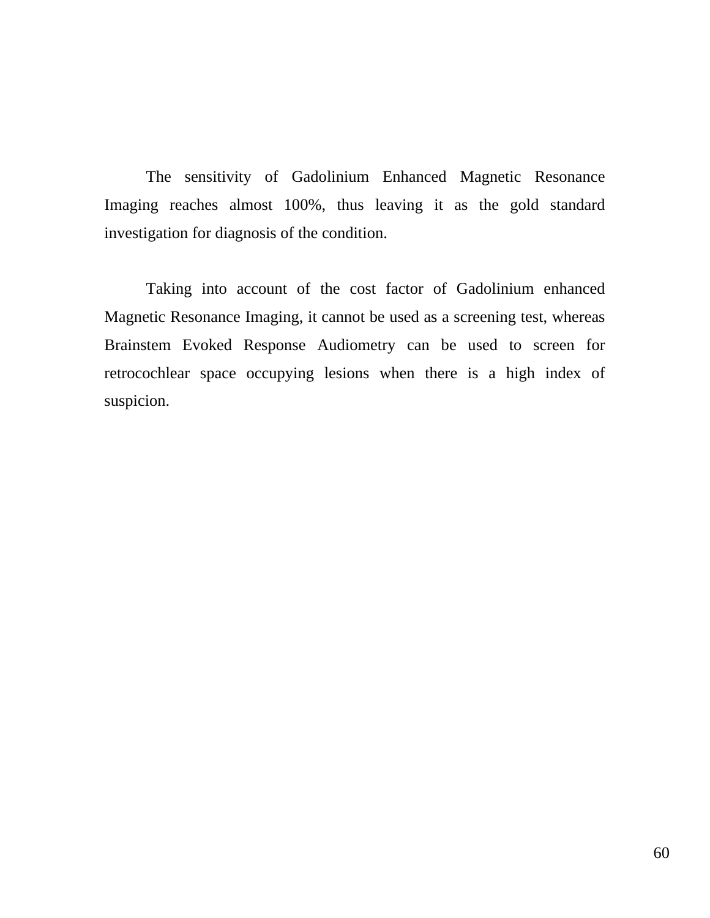The sensitivity of Gadolinium Enhanced Magnetic Resonance Imaging reaches almost 100%, thus leaving it as the gold standard investigation for diagnosis of the condition.

Taking into account of the cost factor of Gadolinium enhanced Magnetic Resonance Imaging, it cannot be used as a screening test, whereas Brainstem Evoked Response Audiometry can be used to screen for retrocochlear space occupying lesions when there is a high index of suspicion.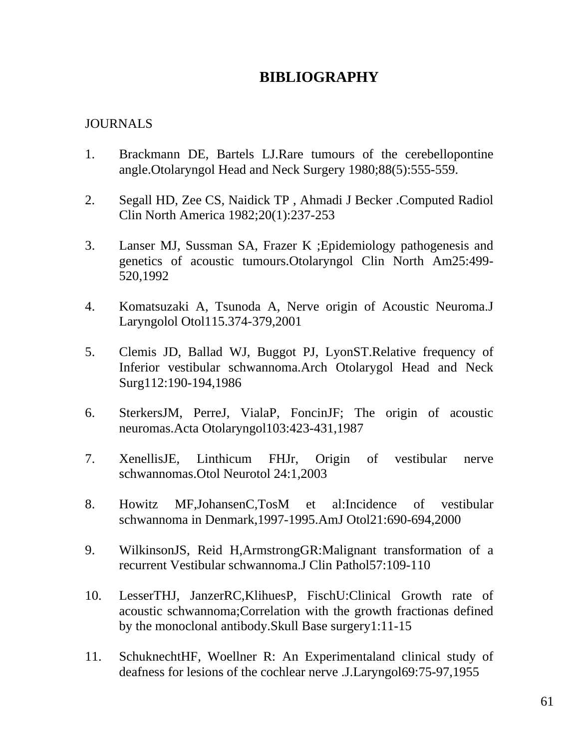# BIBLIOGRAPHY

JOURNALS

1. Brackmann DE, Bartels LJ.Rare tumours of the cerebellopontine angle.Otolaryngol Head and Neck Surgery 1980;88(5):555-559.

2. Segall HD, Zee CS, Naidick TP , Ahmadi J Becker .Computed Radiol Clin North America 1982;20(1):237-253

3. Lanser MJ, Sussman SA, Frazer K ;Epidemiology pathogenesis and genetics of acoustic tumours.Otolaryngol Clin North Am25:499-520,1992

4. Komatsuzaki A, Tsunoda A, Nerve origin of Acoustic Neuroma.J Laryngolol Otol115.374-379,2001

5. Clemis JD, Ballad WJ, Buggot PJ, LyonST.Relative frequency of Inferior vestibular schwannoma.Arch Otolarygol Head and Neck Surg112:190-194,1986

6. SterkersJM, PerreJ, VialaP, FoncinJF; The origin of acoustic neuromas.Acta Otolaryngol103:423-431,1987

7. XenellisJE, Linthicum FHJr, Origin of vestibular nerve schwannomas.Otol Neurotol 24:1,2003

8. Howitz MF,JohansenC,TosM et al:Incidence of vestibular schwannoma in Denmark,1997-1995.AmJ Otol21:690-694,2000

9. WilkinsonJS, Reid H,ArmstrongGR:Malignant transformation of a recurrent Vestibular schwannoma.J Clin Pathol57:109-110

10. LesserTHJ, JanzerRC,KlihuesP, FischU:Clinical Growth rate of acoustic schwannoma;Correlation with the growth fractionas defined by the monoclonal antibody.Skull Base surgery1:11-15

11. SchuknechtHF, Woellner R: An Experimentaland clinical study of deafness for lesions of the cochlear nerve .J.Laryngol69:75-97,1955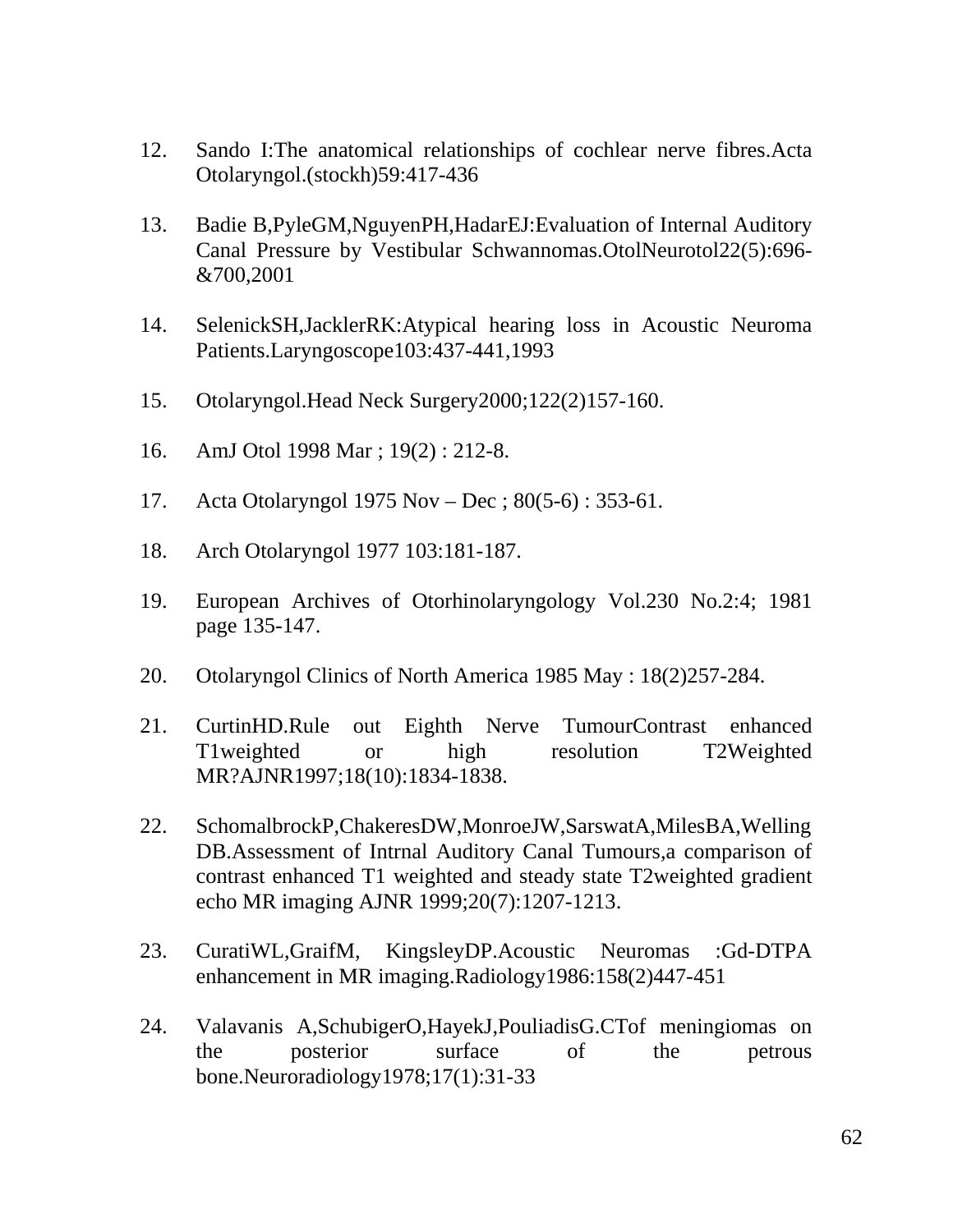12. Sando I:The anatomical relationships of cochlear nerve fibres.Acta Otolaryngol.(stockh)59:417-436

13. Badie B,PyleGM,NguyenPH,HadarEJ:Evaluation of Internal Auditory Canal Pressure by Vestibular Schwannomas.OtolNeurotol22(5):696-&700,2001

14. SelenickSH,JacklerRK:Atypical hearing loss in Acoustic Neuroma Patients.Laryngoscope103:437-441,1993

15. Otolaryngol.Head Neck Surgery2000;122(2)157-160.

16. AmJ Otol 1998 Mar ; 19(2) : 212-8.

17. Acta Otolaryngol 1975 Nov – Dec ; 80(5-6) : 353-61.

18. Arch Otolaryngol 1977 103:181-187.

19. European Archives of Otorhinolaryngology Vol.230 No.2:4; 1981 page 135-147.

20. Otolaryngol Clinics of North America 1985 May : 18(2)257-284.

21. CurtinHD.Rule out Eighth Nerve TumourContrast enhanced T1weighted or high resolution T2Weighted MR?AJNR1997;18(10):1834-1838.

22. SchomalbrockP,ChakeresDW,MonroeJW,SarswatA,MilesBA,Welling DB.Assessment of Intrnal Auditory Canal Tumours,a comparison of contrast enhanced T1 weighted and steady state T2weighted gradient echo MR imaging AJNR 1999;20(7):1207-1213.

23. CuratiWL,GraifM, KingsleyDP.Acoustic Neuromas :Gd-DTPA enhancement in MR imaging.Radiology1986:158(2)447-451

24. Valavanis A,SchubigerO,HayekJ,PouliadisG.CTof meningiomas on the posterior surface of the petrous bone.Neuroradiology1978;17(1):31-33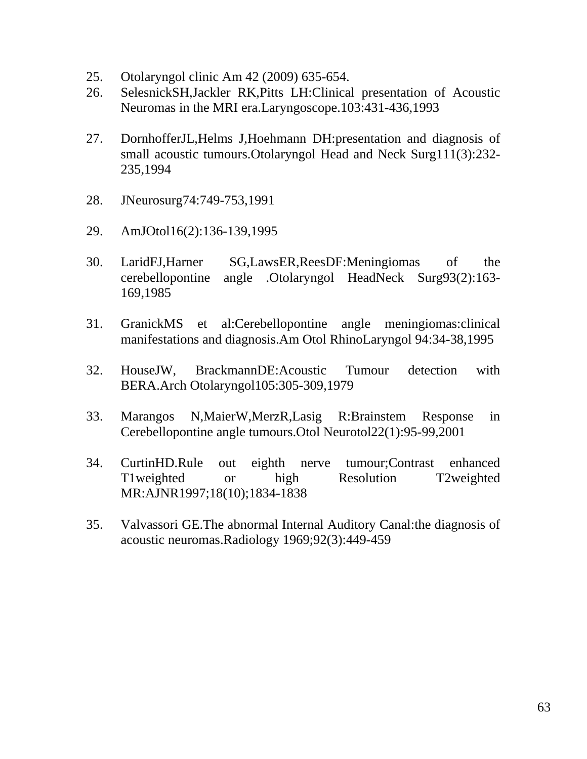25. Otolaryngol clinic Am 42 (2009) 635-654.
26. SelesnickSH,Jackler RK,Pitts LH:Clinical presentation of Acoustic Neuromas in the MRI era.Laryngoscope.103:431-436,1993

27. DornhofferJL,Helms J,Hoehmann DH:presentation and diagnosis of small acoustic tumours.Otolaryngol Head and Neck Surg111(3):232-235,1994

28. JNeurosurg74:749-753,1991

29. AmJOtol16(2):136-139,1995

30. LaridFJ,Harner SG,LawsER,ReesDF:Meningiomas of the cerebellopontine angle .Otolaryngol HeadNeck Surg93(2):163-169,1985

31. GranickMS et al:Cerebellopontine angle meningiomas:clinical manifestations and diagnosis.Am Otol RhinoLaryngol 94:34-38,1995

32. HouseJW, BrackmannDE:Acoustic Tumour detection with BERA.Arch Otolaryngol105:305-309,1979

33. Marangos N,MaierW,MerzR,Lasig R:Brainstem Response in Cerebellopontine angle tumours.Otol Neurotol22(1):95-99,2001

34. CurtinHD.Rule out eighth nerve tumour;Contrast enhanced T1weighted or high Resolution T2weighted MR:AJNR1997;18(10);1834-1838

35. Valvassori GE.The abnormal Internal Auditory Canal:the diagnosis of acoustic neuromas.Radiology 1969;92(3):449-459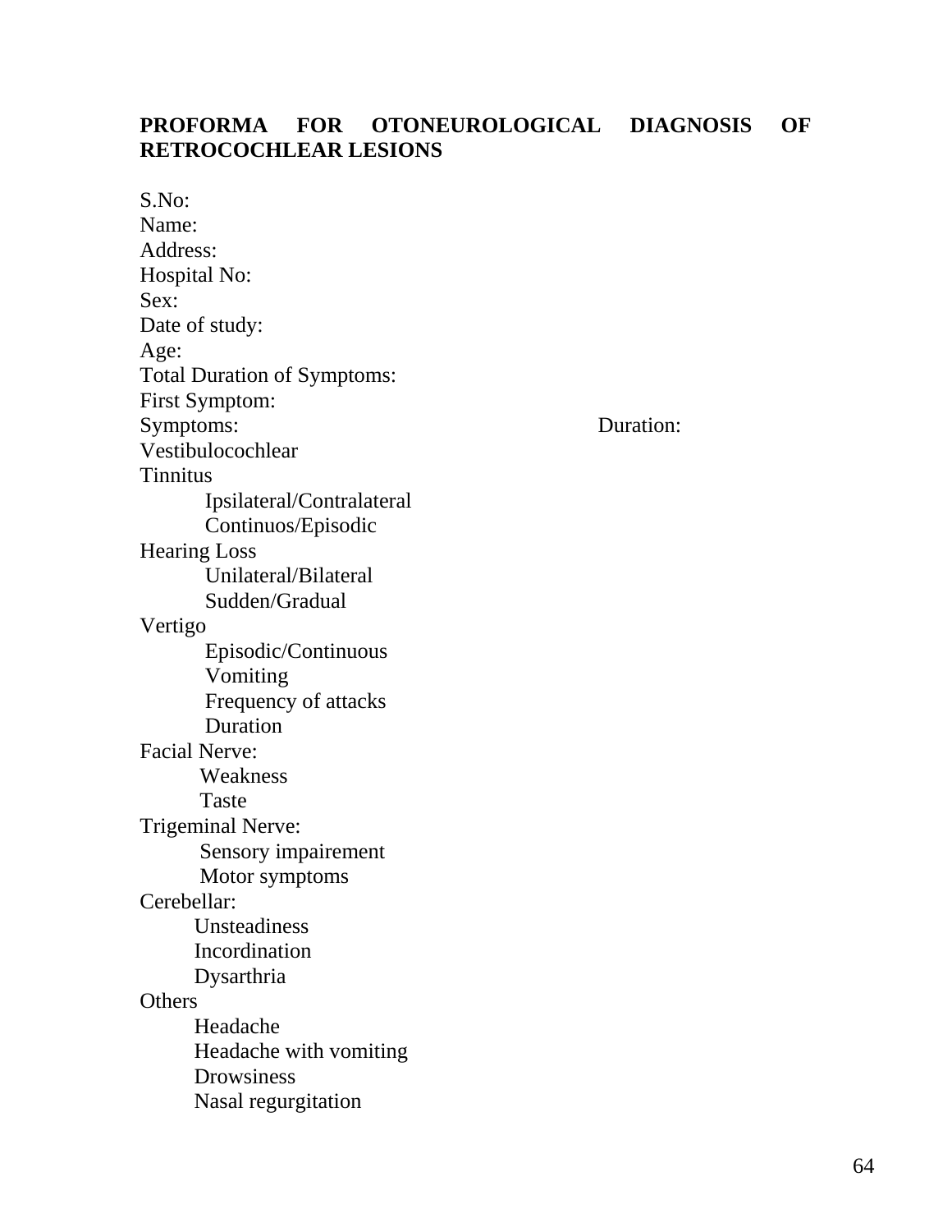## PROFORMA FOR OTONEUROLOGICAL DIAGNOSIS OF RETROCOCHLEAR LESIONS

S.No:
Name:
Address:
Hospital No:
Sex:
Date of study:
Age:
Total Duration of Symptoms:
First Symptom:
Symptoms: Duration:
Vestibulocochlear
Tinnitus
- Ipsilateral/Contralateral
- Continuos/Episodic

Hearing Loss
- Unilateral/Bilateral
- Sudden/Gradual

Vertigo
- Episodic/Continuous
- Vomiting
- Frequency of attacks
- Duration

Facial Nerve:
- Weakness
- Taste

Trigeminal Nerve:
- Sensory impairement
- Motor symptoms

Cerebellar:
- Unsteadiness
- Incordination
- Dysarthria

Others
- Headache
- Headache with vomiting
- Drowsiness
- Nasal regurgitation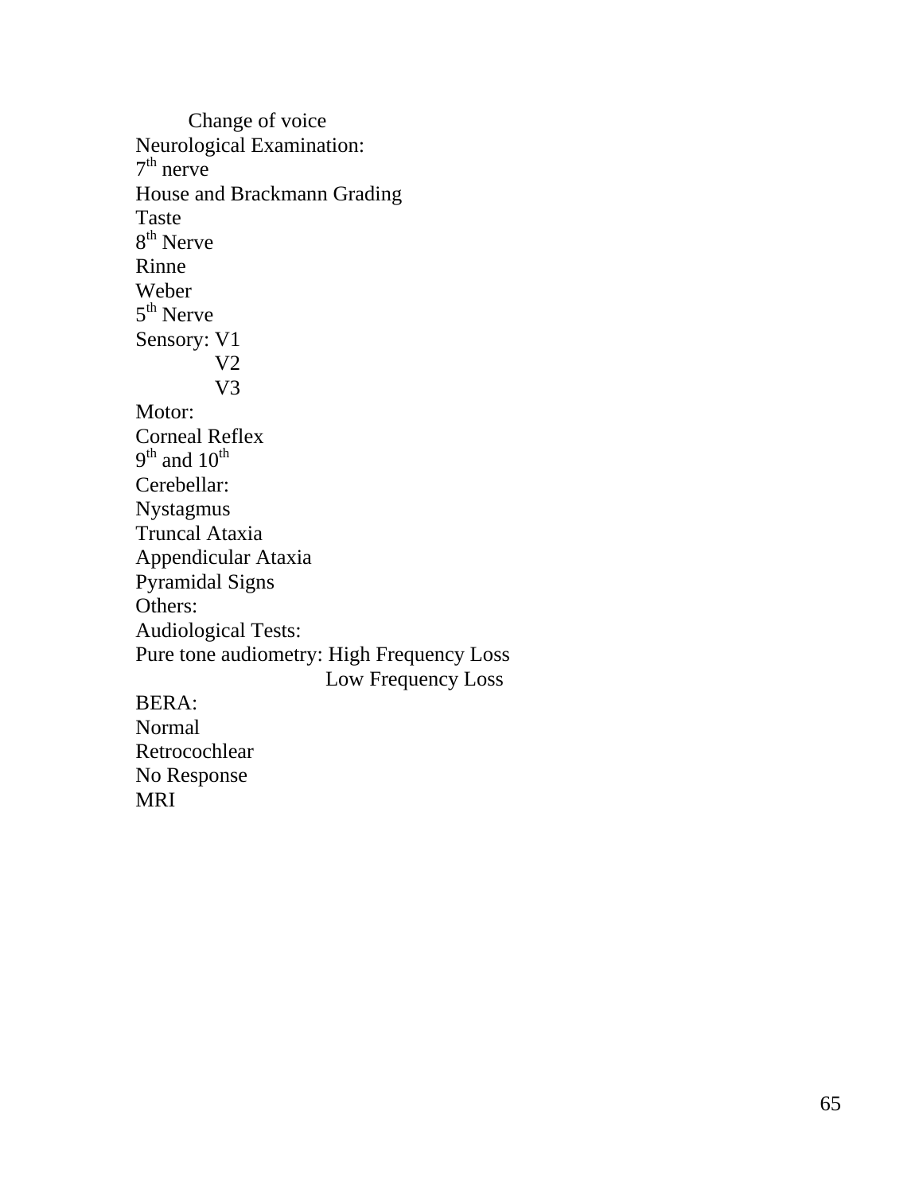Change of voice

Neurological Examination:

7th nerve

House and Brackmann Grading

Taste

8th Nerve

Rinne

Weber

5th Nerve

Sensory: V1

V2

V3

Motor:

Corneal Reflex

9th and 10th

Cerebellar:

Nystagmus

Truncal Ataxia

Appendicular Ataxia

Pyramidal Signs

Others:

Audiological Tests:

Pure tone audiometry: High Frequency Loss

Low Frequency Loss

BERA:

Normal

Retrocochlear

No Response

MRI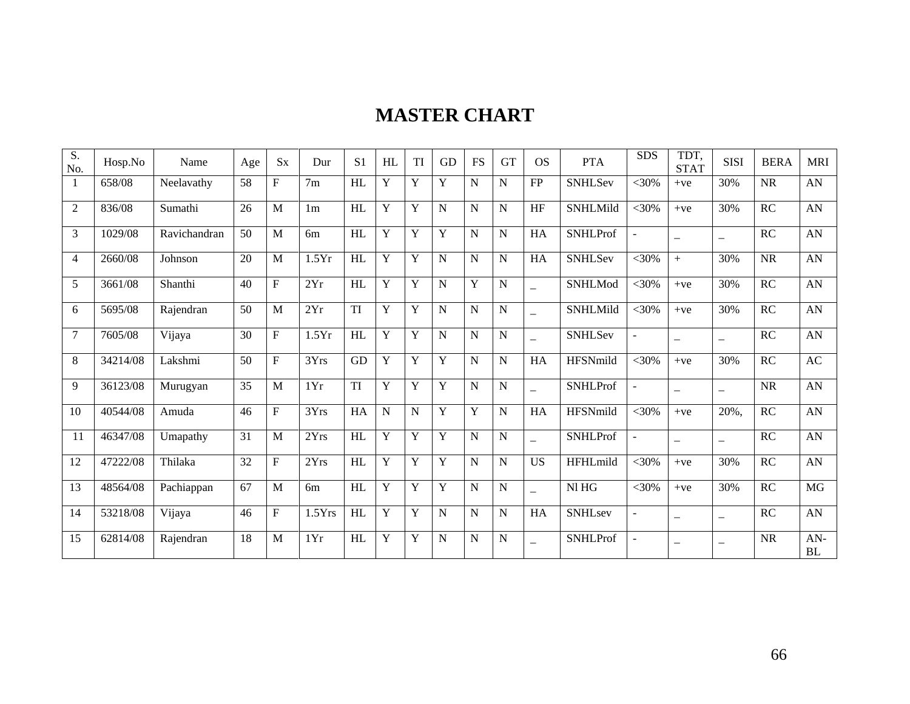# MASTER CHART

| S. No. | Hosp.No | Name | Age | Sx | Dur | S1 | HL | TI | GD | FS | GT | OS | PTA | SDS | TDT, STAT | SISI | BERA | MRI |
|---|---|---|---|---|---|---|---|---|---|---|---|---|---|---|---|---|---|---|
| 1 | 658/08 | Neelavathy | 58 | F | 7m | HL | Y | Y | Y | N | N | FP | SNHLSev | <30% | +ve | 30% | NR | AN |
| 2 | 836/08 | Sumathi | 26 | M | 1m | HL | Y | Y | N | N | N | HF | SNHLMild | <30% | +ve | 30% | RC | AN |
| 3 | 1029/08 | Ravichandran | 50 | M | 6m | HL | Y | Y | Y | N | N | HA | SNHLProf | - | _ | _ | RC | AN |
| 4 | 2660/08 | Johnson | 20 | M | 1.5Yr | HL | Y | Y | N | N | N | HA | SNHLSev | <30% | + | 30% | NR | AN |
| 5 | 3661/08 | Shanthi | 40 | F | 2Yr | HL | Y | Y | N | Y | N | _ | SNHLMod | <30% | +ve | 30% | RC | AN |
| 6 | 5695/08 | Rajendran | 50 | M | 2Yr | TI | Y | Y | N | N | N | _ | SNHLMild | <30% | +ve | 30% | RC | AN |
| 7 | 7605/08 | Vijaya | 30 | F | 1.5Yr | HL | Y | Y | N | N | N | _ | SNHLSev | - | _ | _ | RC | AN |
| 8 | 34214/08 | Lakshmi | 50 | F | 3Yrs | GD | Y | Y | Y | N | N | HA | HFSNmild | <30% | +ve | 30% | RC | AC |
| 9 | 36123/08 | Murugyan | 35 | M | 1Yr | TI | Y | Y | Y | N | N | _ | SNHLProf | - | _ | _ | NR | AN |
| 10 | 40544/08 | Amuda | 46 | F | 3Yrs | HA | N | N | Y | Y | N | HA | HFSNmild | <30% | +ve | 20%, | RC | AN |
| 11 | 46347/08 | Umapathy | 31 | M | 2Yrs | HL | Y | Y | Y | N | N | _ | SNHLProf | - | _ | _ | RC | AN |
| 12 | 47222/08 | Thilaka | 32 | F | 2Yrs | HL | Y | Y | Y | N | N | US | HFHLmild | <30% | +ve | 30% | RC | AN |
| 13 | 48564/08 | Pachiappan | 67 | M | 6m | HL | Y | Y | Y | N | N | _ | Nl HG | <30% | +ve | 30% | RC | MG |
| 14 | 53218/08 | Vijaya | 46 | F | 1.5Yrs | HL | Y | Y | N | N | N | HA | SNHLsev | - | _ | _ | RC | AN |
| 15 | 62814/08 | Rajendran | 18 | M | 1Yr | HL | Y | Y | N | N | N | _ | SNHLProf | - | _ | _ | NR | AN-BL |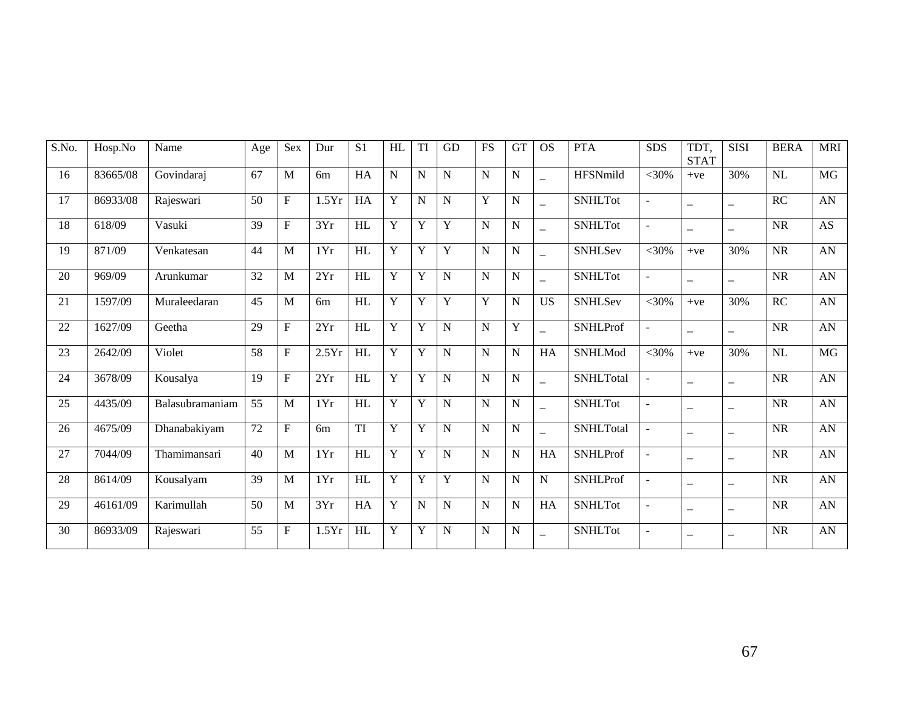| S.No. | Hosp.No | Name | Age | Sex | Dur | S1 | HL | TI | GD | FS | GT | OS | PTA | SDS | TDT, STAT | SISI | BERA | MRI |
|---|---|---|---|---|---|---|---|---|---|---|---|---|---|---|---|---|---|---|
| 16 | 83665/08 | Govindaraj | 67 | M | 6m | HA | N | N | N | N | N | _ | HFSNmild | <30% | +ve | 30% | NL | MG |
| 17 | 86933/08 | Rajeswari | 50 | F | 1.5Yr | HA | Y | N | N | Y | N | _ | SNHLTot | - | _ | _ | RC | AN |
| 18 | 618/09 | Vasuki | 39 | F | 3Yr | HL | Y | Y | Y | N | N | _ | SNHLTot | - | _ | _ | NR | AS |
| 19 | 871/09 | Venkatesan | 44 | M | 1Yr | HL | Y | Y | Y | N | N | _ | SNHLSev | <30% | +ve | 30% | NR | AN |
| 20 | 969/09 | Arunkumar | 32 | M | 2Yr | HL | Y | Y | N | N | N | _ | SNHLTot | - | _ | _ | NR | AN |
| 21 | 1597/09 | Muraleedaran | 45 | M | 6m | HL | Y | Y | Y | Y | N | US | SNHLSev | <30% | +ve | 30% | RC | AN |
| 22 | 1627/09 | Geetha | 29 | F | 2Yr | HL | Y | Y | N | N | Y | _ | SNHLProf | - | _ | _ | NR | AN |
| 23 | 2642/09 | Violet | 58 | F | 2.5Yr | HL | Y | Y | N | N | N | HA | SNHLMod | <30% | +ve | 30% | NL | MG |
| 24 | 3678/09 | Kousalya | 19 | F | 2Yr | HL | Y | Y | N | N | N | _ | SNHLTotal | - | _ | _ | NR | AN |
| 25 | 4435/09 | Balasubramaniam | 55 | M | 1Yr | HL | Y | Y | N | N | N | _ | SNHLTot | - | _ | _ | NR | AN |
| 26 | 4675/09 | Dhanabakiyam | 72 | F | 6m | TI | Y | Y | N | N | N | _ | SNHLTotal | - | _ | _ | NR | AN |
| 27 | 7044/09 | Thamimansari | 40 | M | 1Yr | HL | Y | Y | N | N | N | HA | SNHLProf | - | _ | _ | NR | AN |
| 28 | 8614/09 | Kousalyam | 39 | M | 1Yr | HL | Y | Y | Y | N | N | N | SNHLProf | - | _ | _ | NR | AN |
| 29 | 46161/09 | Karimullah | 50 | M | 3Yr | HA | Y | N | N | N | N | HA | SNHLTot | - | _ | _ | NR | AN |
| 30 | 86933/09 | Rajeswari | 55 | F | 1.5Yr | HL | Y | Y | N | N | N | _ | SNHLTot | - | _ | _ | NR | AN |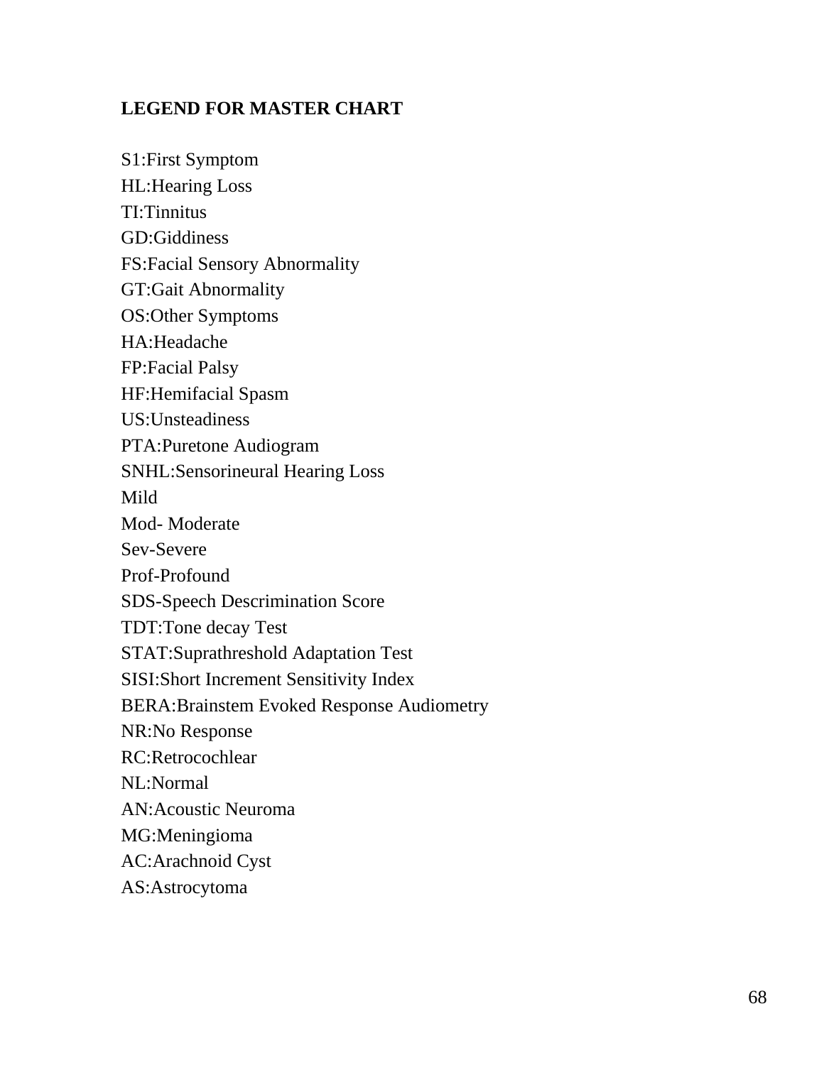**LEGEND FOR MASTER CHART**

S1:First Symptom

HL:Hearing Loss

TI:Tinnitus

GD:Giddiness

FS:Facial Sensory Abnormality

GT:Gait Abnormality

OS:Other Symptoms

HA:Headache

FP:Facial Palsy

HF:Hemifacial Spasm

US:Unsteadiness

PTA:Puretone Audiogram

SNHL:Sensorineural Hearing Loss

Mild

Mod- Moderate

Sev-Severe

Prof-Profound

SDS-Speech Descrimination Score

TDT:Tone decay Test

STAT:Suprathreshold Adaptation Test

SISI:Short Increment Sensitivity Index

BERA:Brainstem Evoked Response Audiometry

NR:No Response

RC:Retrocochlear

NL:Normal

AN:Acoustic Neuroma

MG:Meningioma

AC:Arachnoid Cyst

AS:Astrocytoma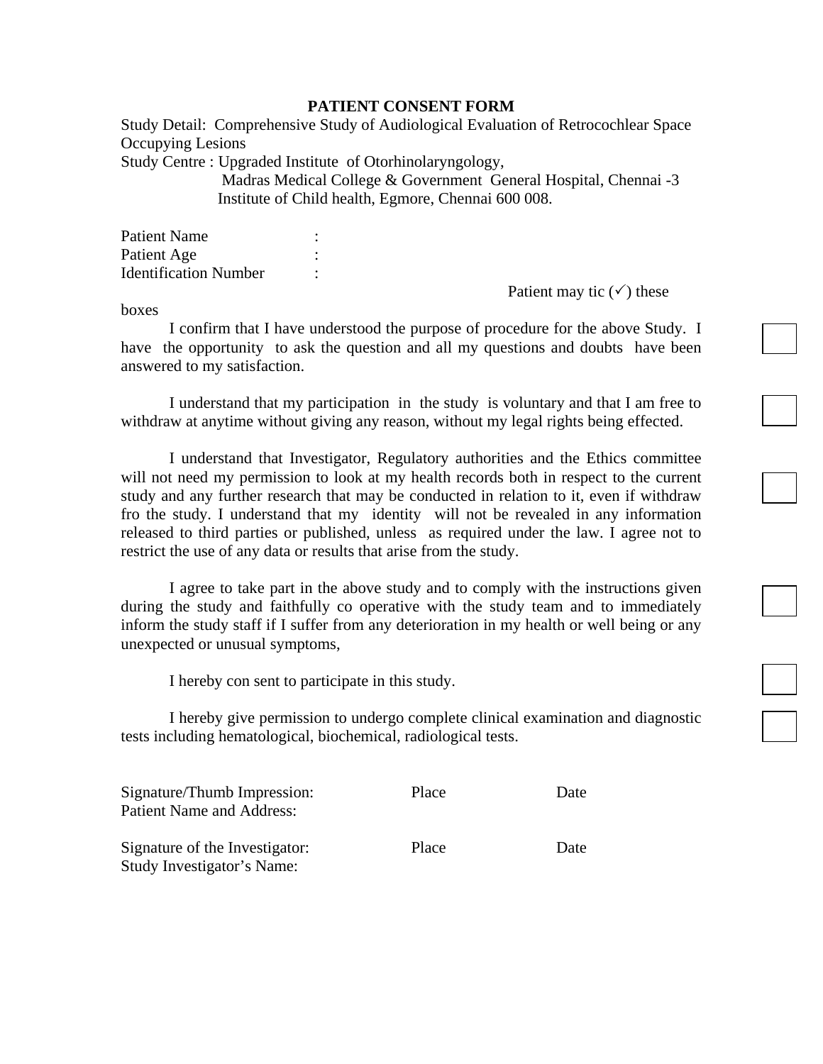# PATIENT CONSENT FORM

Study Detail: Comprehensive Study of Audiological Evaluation of Retrocochlear Space Occupying Lesions

Study Centre : Upgraded Institute of Otorhinolaryngology,
Madras Medical College & Government General Hospital, Chennai -3
Institute of Child health, Egmore, Chennai 600 008.

Patient Name :
Patient Age :
Identification Number :

Patient may tic (✓) these boxes

I confirm that I have understood the purpose of procedure for the above Study. I have the opportunity to ask the question and all my questions and doubts have been answered to my satisfaction. ☐

I understand that my participation in the study is voluntary and that I am free to withdraw at anytime without giving any reason, without my legal rights being effected. ☐

I understand that Investigator, Regulatory authorities and the Ethics committee will not need my permission to look at my health records both in respect to the current study and any further research that may be conducted in relation to it, even if withdraw fro the study. I understand that my identity will not be revealed in any information released to third parties or published, unless as required under the law. I agree not to restrict the use of any data or results that arise from the study. ☐

I agree to take part in the above study and to comply with the instructions given during the study and faithfully co operative with the study team and to immediately inform the study staff if I suffer from any deterioration in my health or well being or any unexpected or unusual symptoms, ☐

I hereby con sent to participate in this study. ☐

I hereby give permission to undergo complete clinical examination and diagnostic tests including hematological, biochemical, radiological tests. ☐

Signature/Thumb Impression: Place Date
Patient Name and Address:

Signature of the Investigator: Place Date
Study Investigator's Name: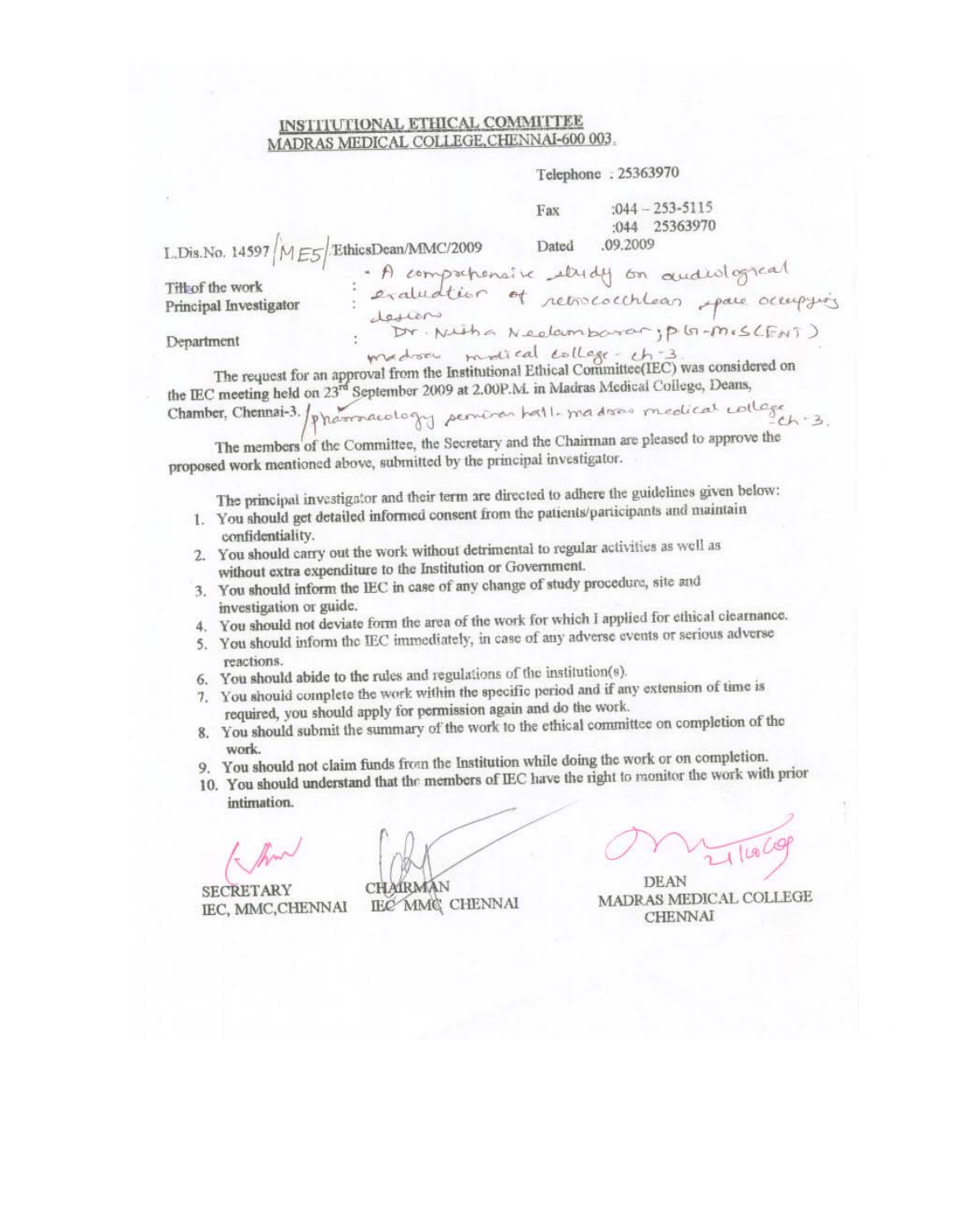**INSTITUTIONAL ETHICAL COMMITTEE**
**MADRAS MEDICAL COLLEGE, CHENNAI-600 003.**

Telephone : 25363970

Fax :044 – 253-5115
:044 25363970

L.Dis.No. 14597/ME5/EthicsDean/MMC/2009 Dated .09.2009

Title of the work : A comprehensive study on audiological evaluation of retrocochlear space occupying lesion

Principal Investigator : Dr. Nitha Neelambaran; PG-MS(ENT)

Department : Madras medical college - ch-3.

The request for an approval from the Institutional Ethical Committee(IEC) was considered on the IEC meeting held on 23rd September 2009 at 2.00P.M. in Madras Medical College, Deans, Chamber, Chennai-3. / Pharmacology seminar hall - madras medical college ch-3.

The members of the Committee, the Secretary and the Chairman are pleased to approve the proposed work mentioned above, submitted by the principal investigator.

The principal investigator and their term are directed to adhere the guidelines given below:

1. You should get detailed informed consent from the patients/participants and maintain confidentiality.
2. You should carry out the work without detrimental to regular activities as well as without extra expenditure to the Institution or Government.
3. You should inform the IEC in case of any change of study procedure, site and investigation or guide.
4. You should not deviate form the area of the work for which I applied for ethical clearance.
5. You should inform the IEC immediately, in case of any adverse events or serious adverse reactions.
6. You should abide to the rules and regulations of the institution(s).
7. You should complete the work within the specific period and if any extension of time is required, you should apply for permission again and do the work.
8. You should submit the summary of the work to the ethical committee on completion of the work.
9. You should not claim funds from the Institution while doing the work or on completion.
10. You should understand that the members of IEC have the right to monitor the work with prior intimation.

SECRETARY
IEC, MMC, CHENNAI

CHAIRMAN
IEC MMC CHENNAI

24/10/09
DEAN
MADRAS MEDICAL COLLEGE
CHENNAI